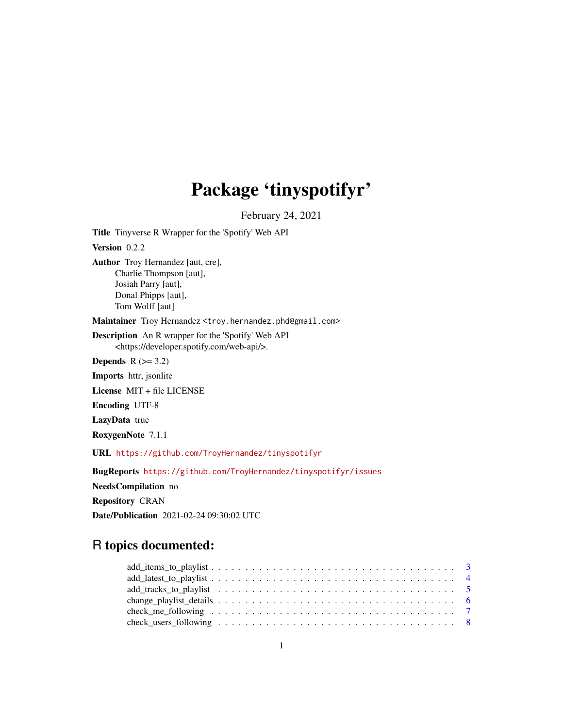# Package 'tinyspotifyr'

February 24, 2021

**Title** Tinyverse R Wrapper for the 'Spotify' Web API

**Version** 0.2.2

**Author** Troy Hernandez [aut, cre],
Charlie Thompson [aut],
Josiah Parry [aut],
Donal Phipps [aut],
Tom Wolff [aut]

**Maintainer** Troy Hernandez <troy.hernandez.phd@gmail.com>

**Description** An R wrapper for the 'Spotify' Web API
<https://developer.spotify.com/web-api/>.

**Depends** R (>= 3.2)

**Imports** httr, jsonlite

**License** MIT + file LICENSE

**Encoding** UTF-8

**LazyData** true

**RoxygenNote** 7.1.1

**URL** https://github.com/TroyHernandez/tinyspotifyr

**BugReports** https://github.com/TroyHernandez/tinyspotifyr/issues

**NeedsCompilation** no

**Repository** CRAN

**Date/Publication** 2021-02-24 09:30:02 UTC

## R topics documented:

add_items_to_playlist . . . . . . . . . . . . . . . . . . . . . . . . . . . . . . . . . . . 3
add_latest_to_playlist . . . . . . . . . . . . . . . . . . . . . . . . . . . . . . . . . . . 4
add_tracks_to_playlist . . . . . . . . . . . . . . . . . . . . . . . . . . . . . . . . . . . 5
change_playlist_details . . . . . . . . . . . . . . . . . . . . . . . . . . . . . . . . . . . 6
check_me_following . . . . . . . . . . . . . . . . . . . . . . . . . . . . . . . . . . . 7
check_users_following . . . . . . . . . . . . . . . . . . . . . . . . . . . . . . . . . . . 8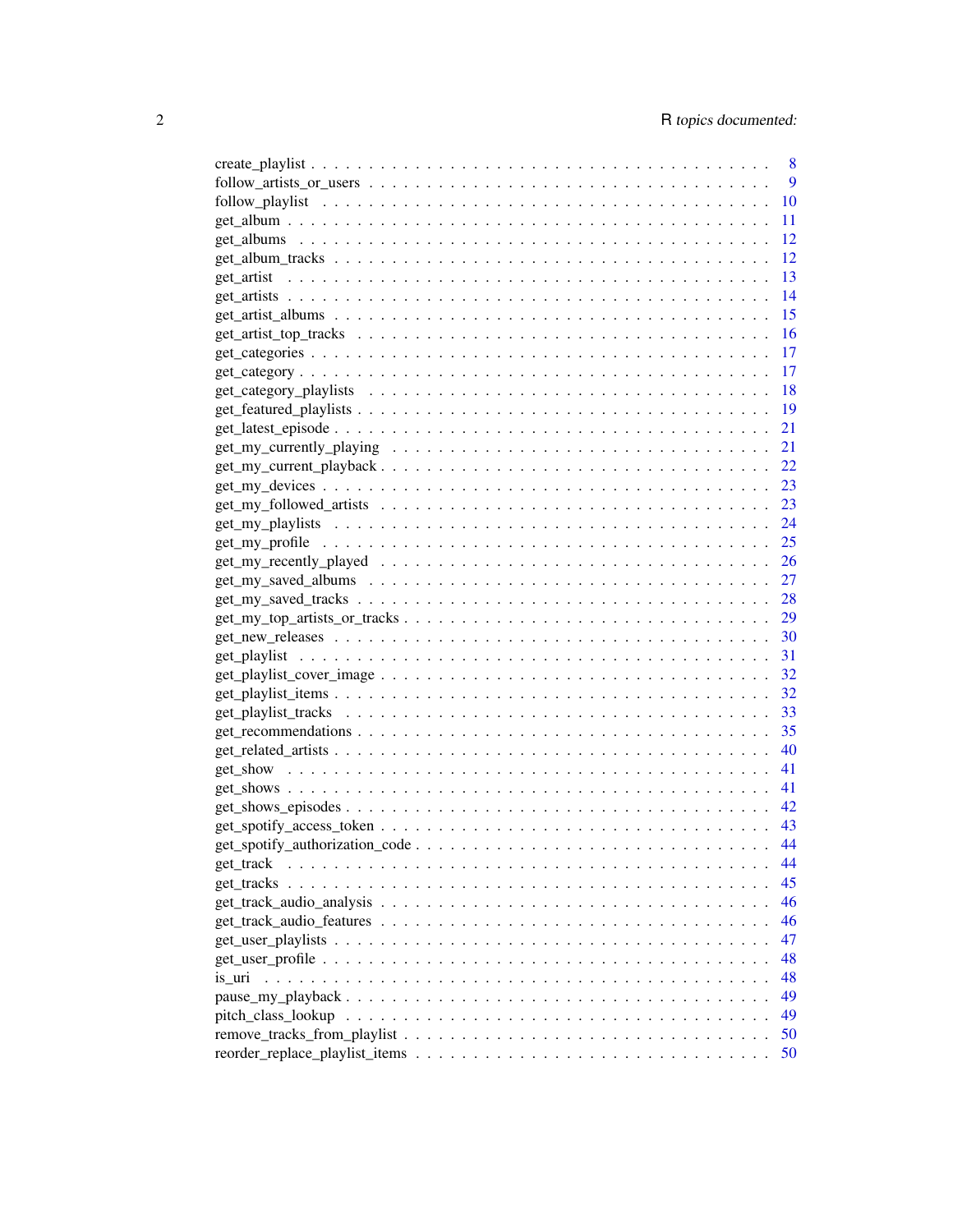create_playlist . . . 8
follow_artists_or_users . . . 9
follow_playlist . . . 10
get_album . . . 11
get_albums . . . 12
get_album_tracks . . . 12
get_artist . . . 13
get_artists . . . 14
get_artist_albums . . . 15
get_artist_top_tracks . . . 16
get_categories . . . 17
get_category . . . 17
get_category_playlists . . . 18
get_featured_playlists . . . 19
get_latest_episode . . . 21
get_my_currently_playing . . . 21
get_my_current_playback . . . 22
get_my_devices . . . 23
get_my_followed_artists . . . 23
get_my_playlists . . . 24
get_my_profile . . . 25
get_my_recently_played . . . 26
get_my_saved_albums . . . 27
get_my_saved_tracks . . . 28
get_my_top_artists_or_tracks . . . 29
get_new_releases . . . 30
get_playlist . . . 31
get_playlist_cover_image . . . 32
get_playlist_items . . . 32
get_playlist_tracks . . . 33
get_recommendations . . . 35
get_related_artists . . . 40
get_show . . . 41
get_shows . . . 41
get_shows_episodes . . . 42
get_spotify_access_token . . . 43
get_spotify_authorization_code . . . 44
get_track . . . 44
get_tracks . . . 45
get_track_audio_analysis . . . 46
get_track_audio_features . . . 46
get_user_playlists . . . 47
get_user_profile . . . 48
is_uri . . . 48
pause_my_playback . . . 49
pitch_class_lookup . . . 49
remove_tracks_from_playlist . . . 50
reorder_replace_playlist_items . . . 50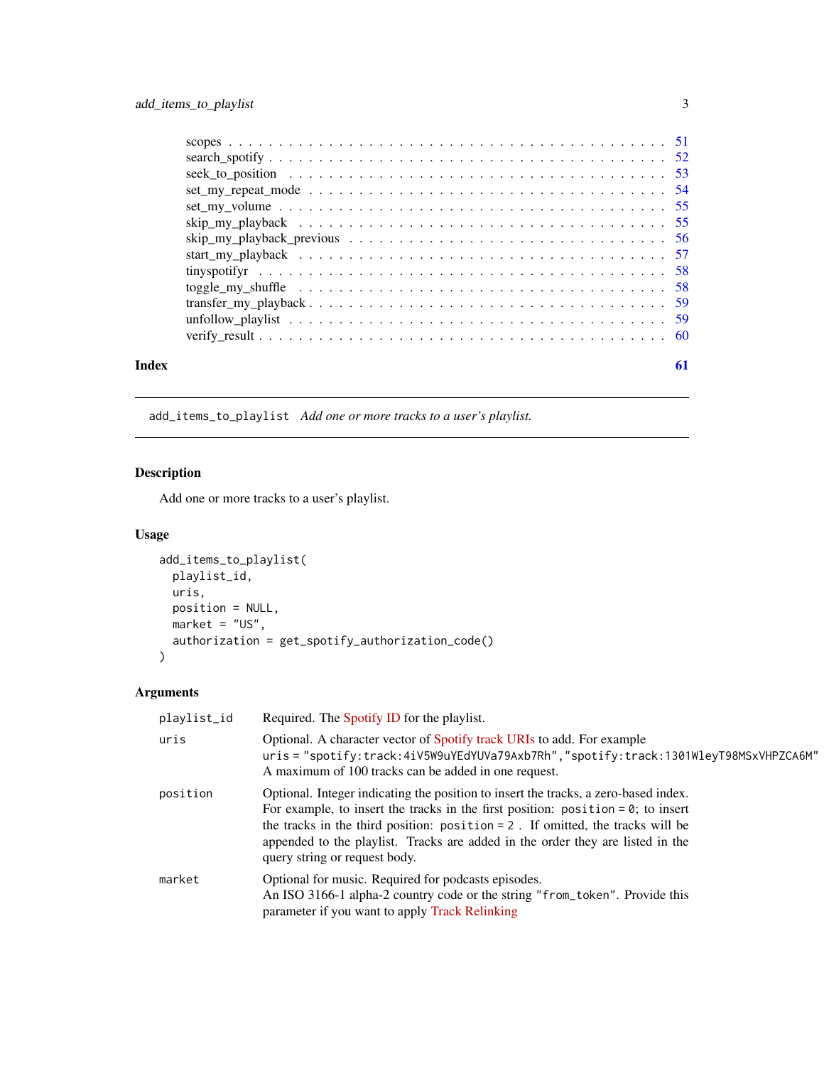scopes . . . . . . . . . . . . . . . . . . . . . . . . . . . . . . . . . . . . . . . . . . 51
search_spotify . . . . . . . . . . . . . . . . . . . . . . . . . . . . . . . . . . . . . . . 52
seek_to_position . . . . . . . . . . . . . . . . . . . . . . . . . . . . . . . . . . . . . . 53
set_my_repeat_mode . . . . . . . . . . . . . . . . . . . . . . . . . . . . . . . . . . . . 54
set_my_volume . . . . . . . . . . . . . . . . . . . . . . . . . . . . . . . . . . . . . . . 55
skip_my_playback . . . . . . . . . . . . . . . . . . . . . . . . . . . . . . . . . . . . . . 55
skip_my_playback_previous . . . . . . . . . . . . . . . . . . . . . . . . . . . . . . . . 56
start_my_playback . . . . . . . . . . . . . . . . . . . . . . . . . . . . . . . . . . . . . 57
tinyspotifyr . . . . . . . . . . . . . . . . . . . . . . . . . . . . . . . . . . . . . . . . . 58
toggle_my_shuffle . . . . . . . . . . . . . . . . . . . . . . . . . . . . . . . . . . . . . . 58
transfer_my_playback . . . . . . . . . . . . . . . . . . . . . . . . . . . . . . . . . . . . 59
unfollow_playlist . . . . . . . . . . . . . . . . . . . . . . . . . . . . . . . . . . . . . . 59
verify_result . . . . . . . . . . . . . . . . . . . . . . . . . . . . . . . . . . . . . . . . . 60

**Index** **61**

---

## add_items_to_playlist *Add one or more tracks to a user's playlist.*

---

### Description

Add one or more tracks to a user's playlist.

### Usage

```
add_items_to_playlist(
  playlist_id,
  uris,
  position = NULL,
  market = "US",
  authorization = get_spotify_authorization_code()
)
```

### Arguments

| | |
|---|---|
| `playlist_id` | Required. The Spotify ID for the playlist. |
| `uris` | Optional. A character vector of Spotify track URIs to add. For example `uris = "spotify:track:4iV5W9uYEdYUVa79Axb7Rh","spotify:track:1301WleyT98MSxVHPZCA6M"` A maximum of 100 tracks can be added in one request. |
| `position` | Optional. Integer indicating the position to insert the tracks, a zero-based index. For example, to insert the tracks in the first position: `position = 0`; to insert the tracks in the third position: `position = 2` . If omitted, the tracks will be appended to the playlist. Tracks are added in the order they are listed in the query string or request body. |
| `market` | Optional for music. Required for podcasts episodes. An ISO 3166-1 alpha-2 country code or the string `"from_token"`. Provide this parameter if you want to apply Track Relinking |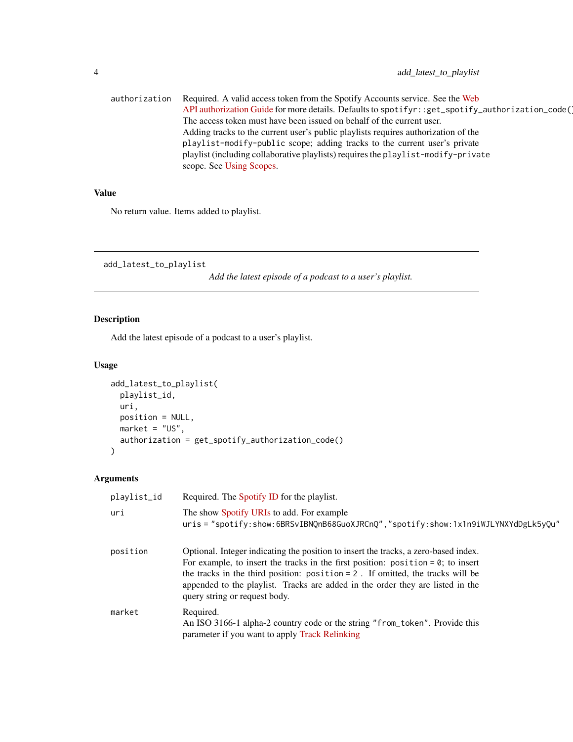authorization — Required. A valid access token from the Spotify Accounts service. See the Web API authorization Guide for more details. Defaults to `spotifyr::get_spotify_authorization_code()` The access token must have been issued on behalf of the current user.
Adding tracks to the current user's public playlists requires authorization of the `playlist-modify-public` scope; adding tracks to the current user's private playlist (including collaborative playlists) requires the `playlist-modify-private` scope. See Using Scopes.

### Value

No return value. Items added to playlist.

---

## add_latest_to_playlist

*Add the latest episode of a podcast to a user's playlist.*

---

### Description

Add the latest episode of a podcast to a user's playlist.

### Usage

```
add_latest_to_playlist(
  playlist_id,
  uri,
  position = NULL,
  market = "US",
  authorization = get_spotify_authorization_code()
)
```

### Arguments

| | |
|---|---|
| playlist_id | Required. The Spotify ID for the playlist. |
| uri | The show Spotify URIs to add. For example `uris = "spotify:show:6BRSvIBNQnB68GuoXJRCnQ","spotify:show:1x1n9iWJLYNXYdDgLk5yQu"` |
| position | Optional. Integer indicating the position to insert the tracks, a zero-based index. For example, to insert the tracks in the first position: `position = 0`; to insert the tracks in the third position: `position = 2` . If omitted, the tracks will be appended to the playlist. Tracks are added in the order they are listed in the query string or request body. |
| market | Required. An ISO 3166-1 alpha-2 country code or the string `"from_token"`. Provide this parameter if you want to apply Track Relinking |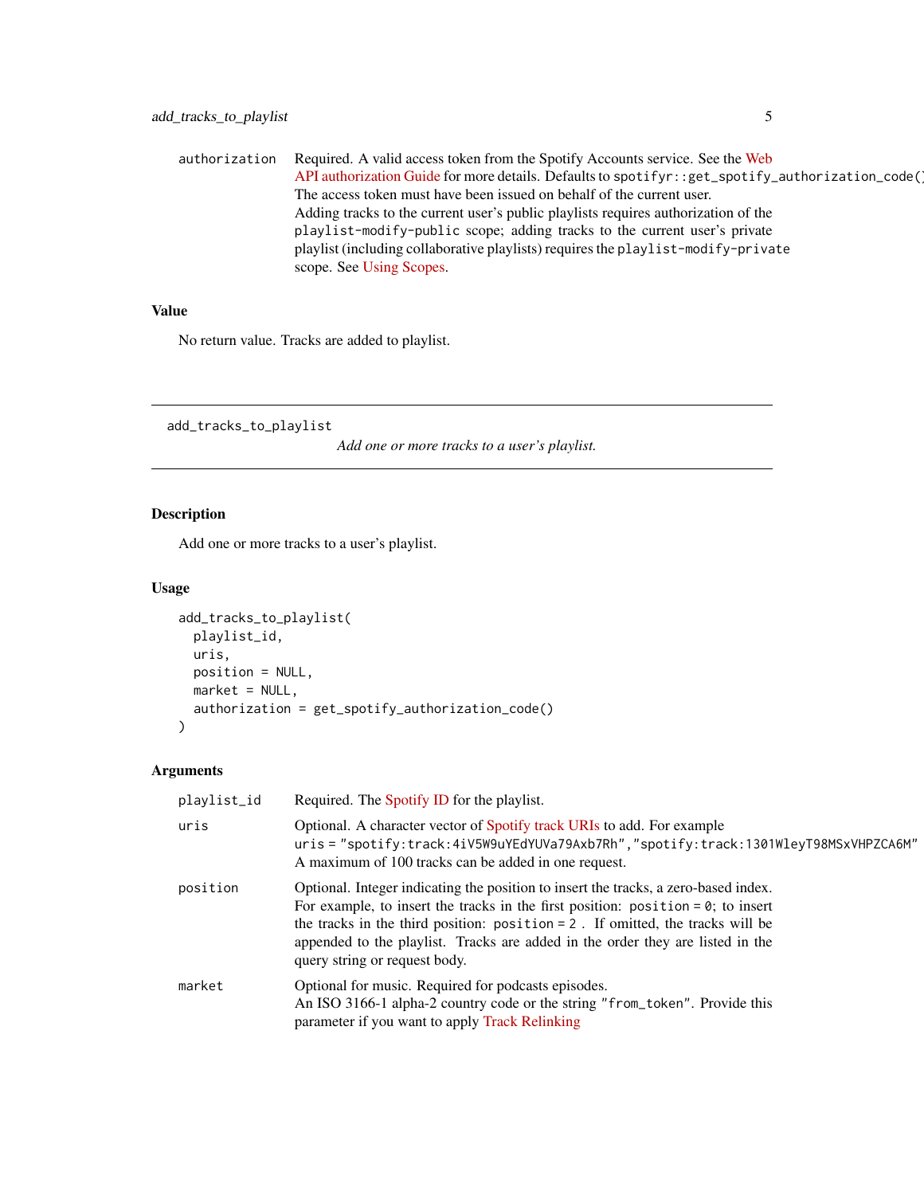authorization Required. A valid access token from the Spotify Accounts service. See the Web API authorization Guide for more details. Defaults to `spotifyr::get_spotify_authorization_code()` The access token must have been issued on behalf of the current user.
Adding tracks to the current user's public playlists requires authorization of the `playlist-modify-public` scope; adding tracks to the current user's private playlist (including collaborative playlists) requires the `playlist-modify-private` scope. See Using Scopes.

### Value

No return value. Tracks are added to playlist.

---

## add_tracks_to_playlist

*Add one or more tracks to a user's playlist.*

---

### Description

Add one or more tracks to a user's playlist.

### Usage

```
add_tracks_to_playlist(
  playlist_id,
  uris,
  position = NULL,
  market = NULL,
  authorization = get_spotify_authorization_code()
)
```

### Arguments

| | |
|---|---|
| playlist_id | Required. The Spotify ID for the playlist. |
| uris | Optional. A character vector of Spotify track URIs to add. For example `uris = "spotify:track:4iV5W9uYEdYUVa79Axb7Rh","spotify:track:1301WleyT98MSxVHPZCA6M"` A maximum of 100 tracks can be added in one request. |
| position | Optional. Integer indicating the position to insert the tracks, a zero-based index. For example, to insert the tracks in the first position: `position = 0`; to insert the tracks in the third position: `position = 2` . If omitted, the tracks will be appended to the playlist. Tracks are added in the order they are listed in the query string or request body. |
| market | Optional for music. Required for podcasts episodes. An ISO 3166-1 alpha-2 country code or the string `"from_token"`. Provide this parameter if you want to apply Track Relinking |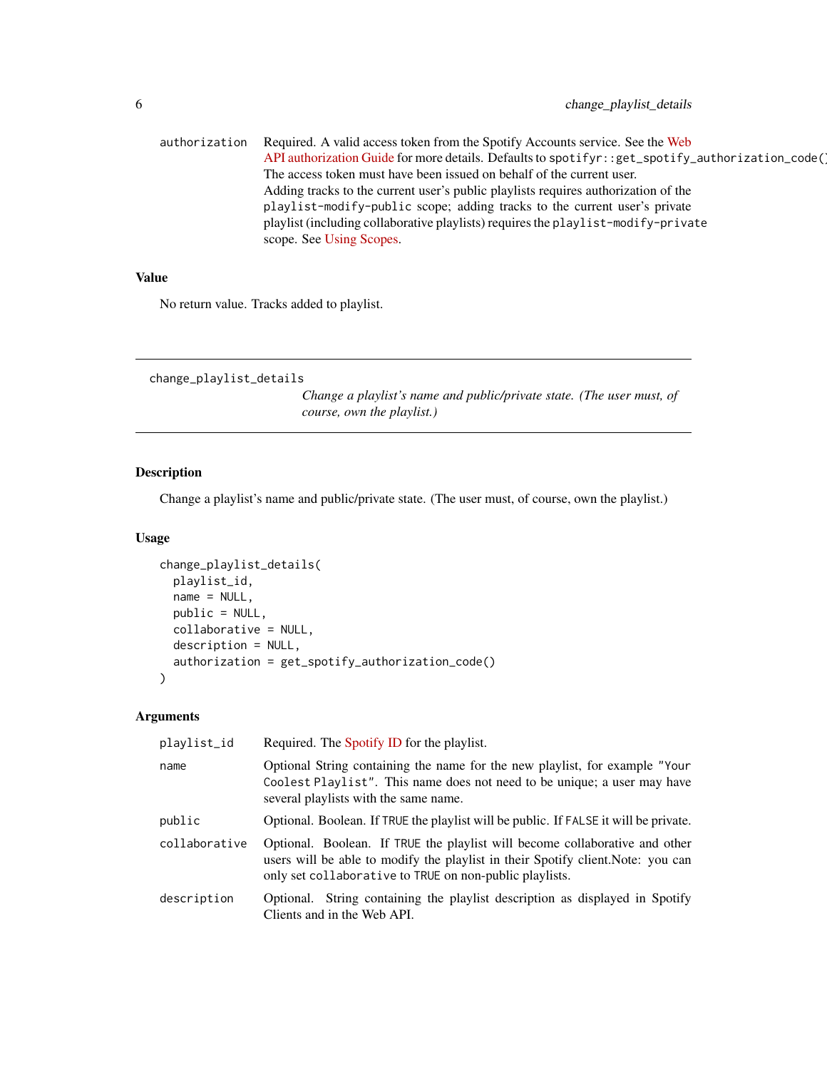| | |
|---|---|
| authorization | Required. A valid access token from the Spotify Accounts service. See the Web API authorization Guide for more details. Defaults to `spotifyr::get_spotify_authorization_code()`. The access token must have been issued on behalf of the current user. Adding tracks to the current user's public playlists requires authorization of the `playlist-modify-public` scope; adding tracks to the current user's private playlist (including collaborative playlists) requires the `playlist-modify-private` scope. See Using Scopes. |

### Value

No return value. Tracks added to playlist.

---

## change_playlist_details

*Change a playlist's name and public/private state. (The user must, of course, own the playlist.)*

---

### Description

Change a playlist's name and public/private state. (The user must, of course, own the playlist.)

### Usage

```
change_playlist_details(
  playlist_id,
  name = NULL,
  public = NULL,
  collaborative = NULL,
  description = NULL,
  authorization = get_spotify_authorization_code()
)
```

### Arguments

| | |
|---|---|
| playlist_id | Required. The Spotify ID for the playlist. |
| name | Optional String containing the name for the new playlist, for example "Your Coolest Playlist". This name does not need to be unique; a user may have several playlists with the same name. |
| public | Optional. Boolean. If `TRUE` the playlist will be public. If `FALSE` it will be private. |
| collaborative | Optional. Boolean. If `TRUE` the playlist will become collaborative and other users will be able to modify the playlist in their Spotify client.Note: you can only set `collaborative` to `TRUE` on non-public playlists. |
| description | Optional. String containing the playlist description as displayed in Spotify Clients and in the Web API. |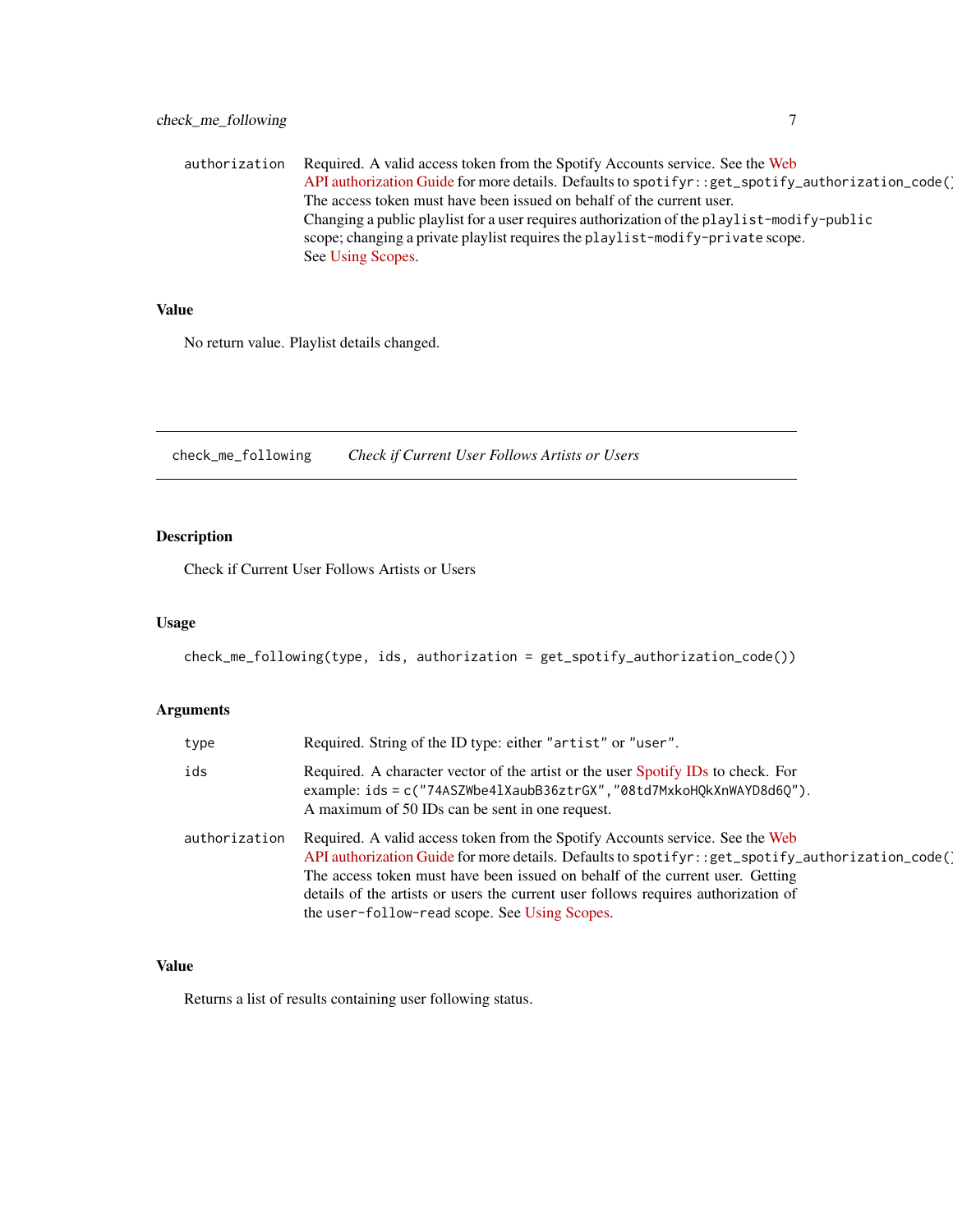| | |
|---|---|
| authorization | Required. A valid access token from the Spotify Accounts service. See the Web API authorization Guide for more details. Defaults to `spotifyr::get_spotify_authorization_code()`. The access token must have been issued on behalf of the current user. Changing a public playlist for a user requires authorization of the `playlist-modify-public` scope; changing a private playlist requires the `playlist-modify-private` scope. See Using Scopes. |

### Value

No return value. Playlist details changed.

---

## check_me_following — *Check if Current User Follows Artists or Users*

### Description

Check if Current User Follows Artists or Users

### Usage

```
check_me_following(type, ids, authorization = get_spotify_authorization_code())
```

### Arguments

| | |
|---|---|
| type | Required. String of the ID type: either `"artist"` or `"user"`. |
| ids | Required. A character vector of the artist or the user Spotify IDs to check. For example: `ids = c("74ASZWbe4lXaubB36ztrGX","08td7MxkoHQkXnWAYD8d6Q")`. A maximum of 50 IDs can be sent in one request. |
| authorization | Required. A valid access token from the Spotify Accounts service. See the Web API authorization Guide for more details. Defaults to `spotifyr::get_spotify_authorization_code()`. The access token must have been issued on behalf of the current user. Getting details of the artists or users the current user follows requires authorization of the `user-follow-read` scope. See Using Scopes. |

### Value

Returns a list of results containing user following status.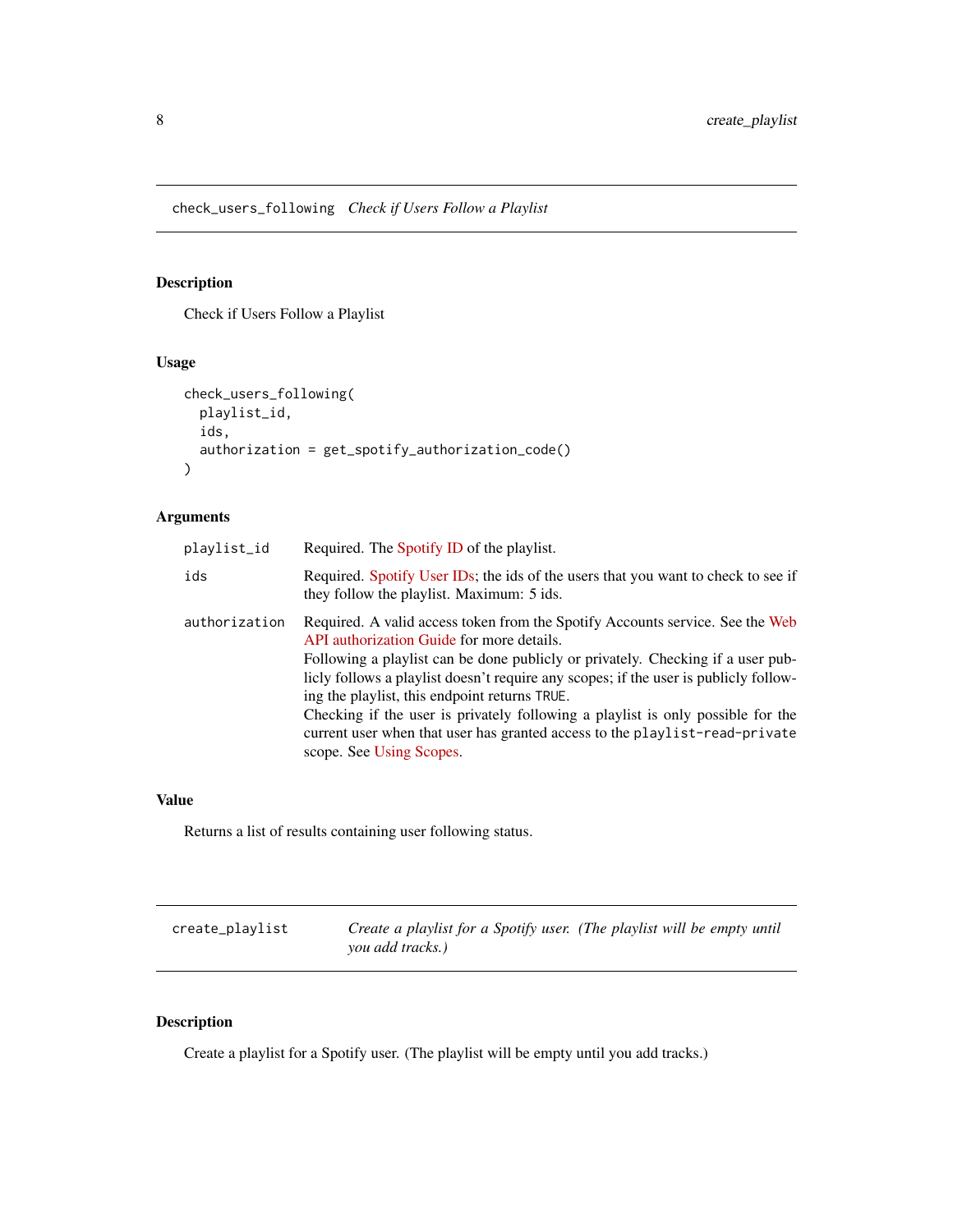## check_users_following *Check if Users Follow a Playlist*

### Description

Check if Users Follow a Playlist

### Usage

```
check_users_following(
  playlist_id,
  ids,
  authorization = get_spotify_authorization_code()
)
```

### Arguments

| | |
|---|---|
| playlist_id | Required. The Spotify ID of the playlist. |
| ids | Required. Spotify User IDs; the ids of the users that you want to check to see if they follow the playlist. Maximum: 5 ids. |
| authorization | Required. A valid access token from the Spotify Accounts service. See the Web API authorization Guide for more details. Following a playlist can be done publicly or privately. Checking if a user publicly follows a playlist doesn't require any scopes; if the user is publicly following the playlist, this endpoint returns `TRUE`. Checking if the user is privately following a playlist is only possible for the current user when that user has granted access to the `playlist-read-private` scope. See Using Scopes. |

### Value

Returns a list of results containing user following status.

## create_playlist *Create a playlist for a Spotify user. (The playlist will be empty until you add tracks.)*

### Description

Create a playlist for a Spotify user. (The playlist will be empty until you add tracks.)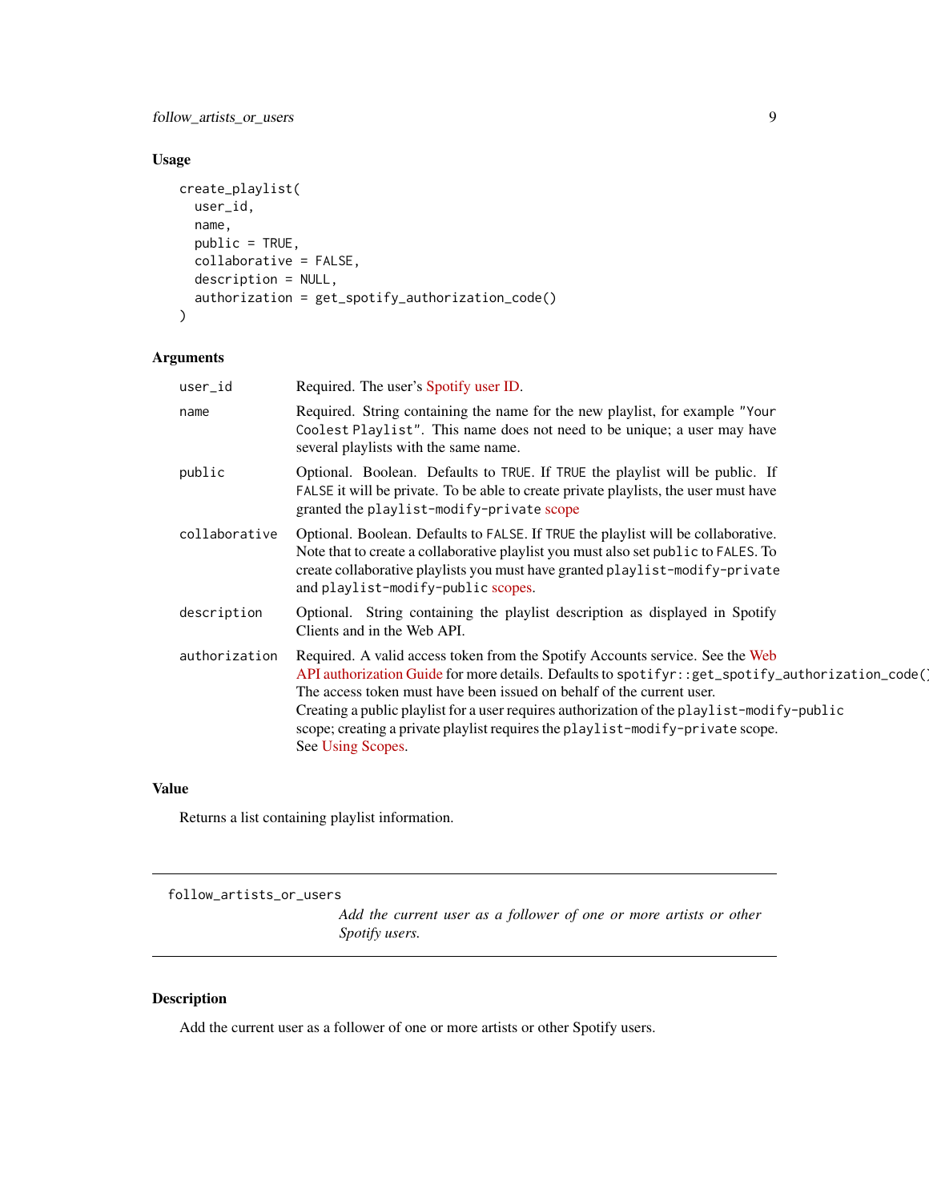### Usage

```
create_playlist(
  user_id,
  name,
  public = TRUE,
  collaborative = FALSE,
  description = NULL,
  authorization = get_spotify_authorization_code()
)
```

### Arguments

| | |
|---|---|
| `user_id` | Required. The user's Spotify user ID. |
| `name` | Required. String containing the name for the new playlist, for example `"Your Coolest Playlist"`. This name does not need to be unique; a user may have several playlists with the same name. |
| `public` | Optional. Boolean. Defaults to `TRUE`. If `TRUE` the playlist will be public. If `FALSE` it will be private. To be able to create private playlists, the user must have granted the `playlist-modify-private` scope |
| `collaborative` | Optional. Boolean. Defaults to `FALSE`. If `TRUE` the playlist will be collaborative. Note that to create a collaborative playlist you must also set `public` to `FALES`. To create collaborative playlists you must have granted `playlist-modify-private` and `playlist-modify-public` scopes. |
| `description` | Optional. String containing the playlist description as displayed in Spotify Clients and in the Web API. |
| `authorization` | Required. A valid access token from the Spotify Accounts service. See the Web API authorization Guide for more details. Defaults to `spotifyr::get_spotify_authorization_code()`. The access token must have been issued on behalf of the current user. Creating a public playlist for a user requires authorization of the `playlist-modify-public` scope; creating a private playlist requires the `playlist-modify-private` scope. See Using Scopes. |

### Value

Returns a list containing playlist information.

---

## follow_artists_or_users

*Add the current user as a follower of one or more artists or other Spotify users.*

---

### Description

Add the current user as a follower of one or more artists or other Spotify users.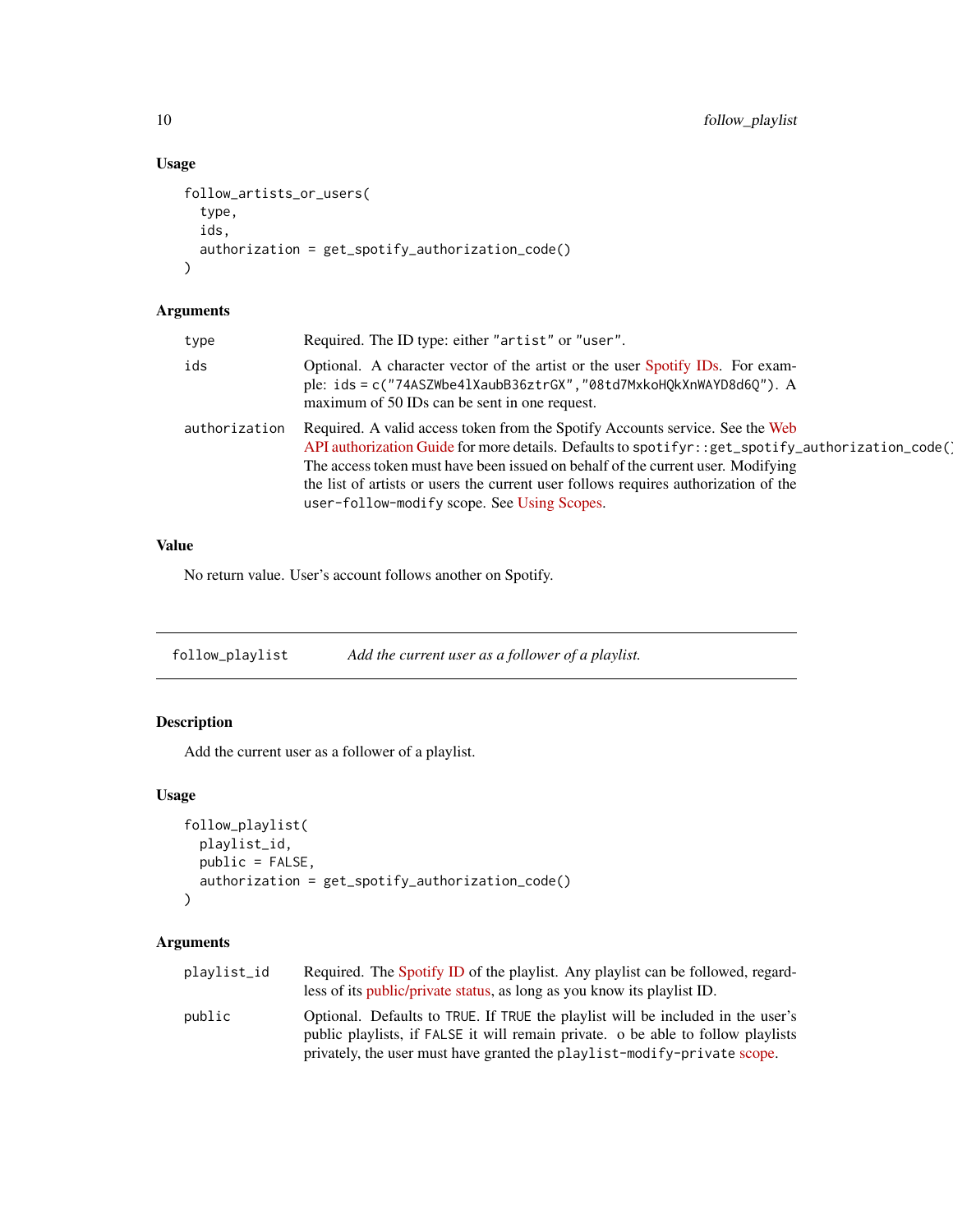### Usage

```
follow_artists_or_users(
  type,
  ids,
  authorization = get_spotify_authorization_code()
)
```

### Arguments

| | |
|---|---|
| type | Required. The ID type: either "artist" or "user". |
| ids | Optional. A character vector of the artist or the user Spotify IDs. For example: ids = c("74ASZWbe4lXaubB36ztrGX","08td7MxkoHQkXnWAYD8d6Q"). A maximum of 50 IDs can be sent in one request. |
| authorization | Required. A valid access token from the Spotify Accounts service. See the Web API authorization Guide for more details. Defaults to spotifyr::get_spotify_authorization_code() The access token must have been issued on behalf of the current user. Modifying the list of artists or users the current user follows requires authorization of the user-follow-modify scope. See Using Scopes. |

### Value

No return value. User's account follows another on Spotify.

---

## follow_playlist — *Add the current user as a follower of a playlist.*

### Description

Add the current user as a follower of a playlist.

### Usage

```
follow_playlist(
  playlist_id,
  public = FALSE,
  authorization = get_spotify_authorization_code()
)
```

### Arguments

| | |
|---|---|
| playlist_id | Required. The Spotify ID of the playlist. Any playlist can be followed, regardless of its public/private status, as long as you know its playlist ID. |
| public | Optional. Defaults to TRUE. If TRUE the playlist will be included in the user's public playlists, if FALSE it will remain private. o be able to follow playlists privately, the user must have granted the playlist-modify-private scope. |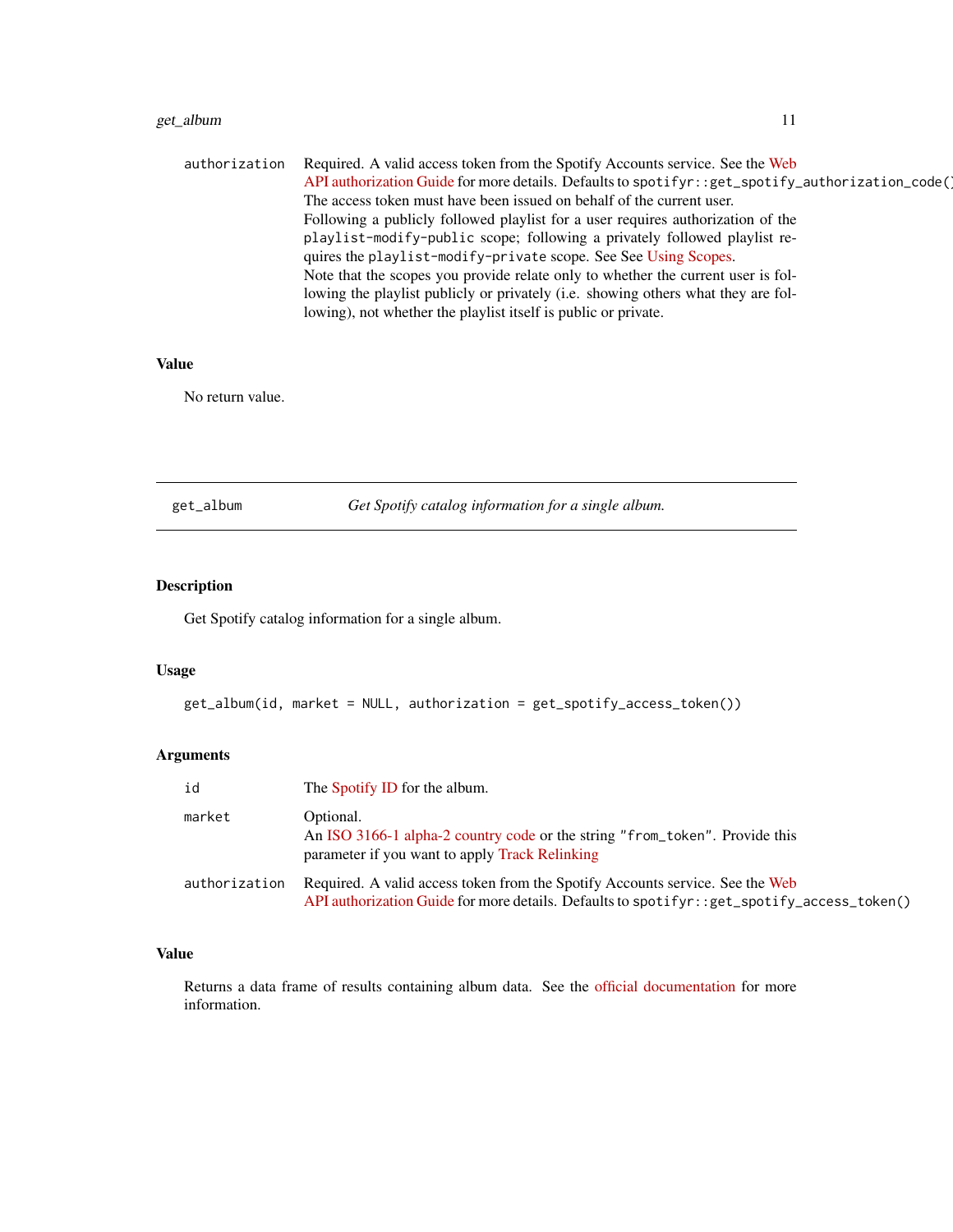authorization Required. A valid access token from the Spotify Accounts service. See the Web API authorization Guide for more details. Defaults to `spotifyr::get_spotify_authorization_code()` The access token must have been issued on behalf of the current user.
Following a publicly followed playlist for a user requires authorization of the `playlist-modify-public` scope; following a privately followed playlist requires the `playlist-modify-private` scope. See See Using Scopes.
Note that the scopes you provide relate only to whether the current user is following the playlist publicly or privately (i.e. showing others what they are following), not whether the playlist itself is public or private.

## Value

No return value.

---

# get_album *Get Spotify catalog information for a single album.*

---

## Description

Get Spotify catalog information for a single album.

## Usage

```
get_album(id, market = NULL, authorization = get_spotify_access_token())
```

## Arguments

| | |
|---|---|
| `id` | The Spotify ID for the album. |
| `market` | Optional. An ISO 3166-1 alpha-2 country code or the string `"from_token"`. Provide this parameter if you want to apply Track Relinking |
| `authorization` | Required. A valid access token from the Spotify Accounts service. See the Web API authorization Guide for more details. Defaults to `spotifyr::get_spotify_access_token()` |

## Value

Returns a data frame of results containing album data. See the official documentation for more information.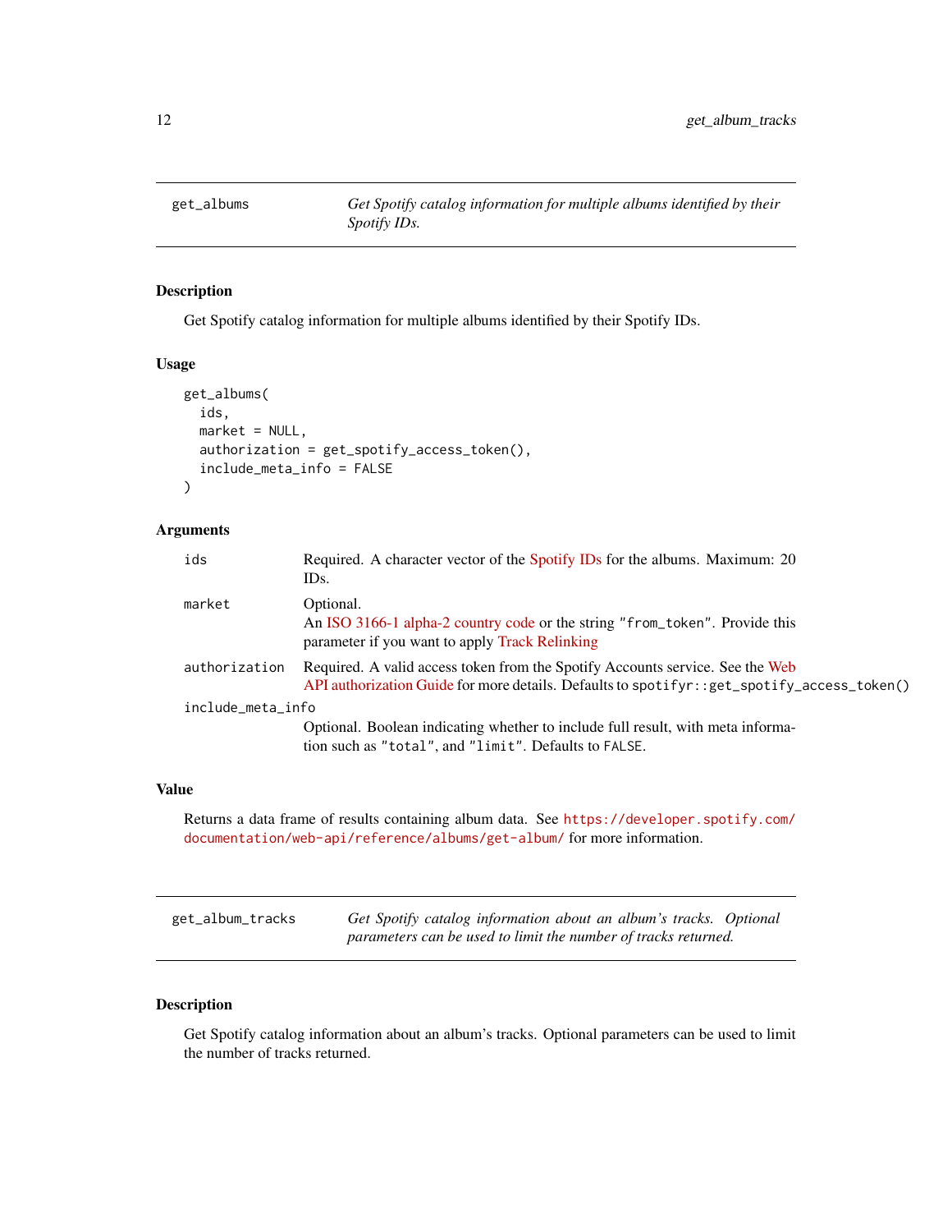## get_albums

*Get Spotify catalog information for multiple albums identified by their Spotify IDs.*

### Description

Get Spotify catalog information for multiple albums identified by their Spotify IDs.

### Usage

```
get_albums(
  ids,
  market = NULL,
  authorization = get_spotify_access_token(),
  include_meta_info = FALSE
)
```

### Arguments

| Argument | Description |
| --- | --- |
| `ids` | Required. A character vector of the Spotify IDs for the albums. Maximum: 20 IDs. |
| `market` | Optional. An ISO 3166-1 alpha-2 country code or the string `"from_token"`. Provide this parameter if you want to apply Track Relinking |
| `authorization` | Required. A valid access token from the Spotify Accounts service. See the Web API authorization Guide for more details. Defaults to `spotifyr::get_spotify_access_token()` |
| `include_meta_info` | Optional. Boolean indicating whether to include full result, with meta information such as `"total"`, and `"limit"`. Defaults to `FALSE`. |

### Value

Returns a data frame of results containing album data. See `https://developer.spotify.com/documentation/web-api/reference/albums/get-album/` for more information.

## get_album_tracks

*Get Spotify catalog information about an album's tracks. Optional parameters can be used to limit the number of tracks returned.*

### Description

Get Spotify catalog information about an album's tracks. Optional parameters can be used to limit the number of tracks returned.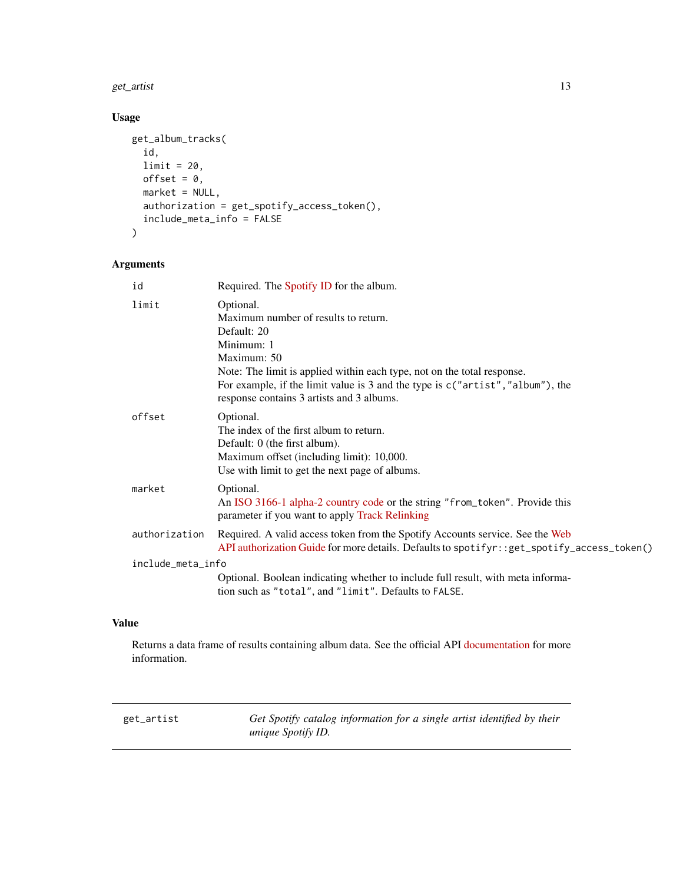### Usage

```
get_album_tracks(
  id,
  limit = 20,
  offset = 0,
  market = NULL,
  authorization = get_spotify_access_token(),
  include_meta_info = FALSE
)
```

### Arguments

| | |
|---|---|
| `id` | Required. The Spotify ID for the album. |
| `limit` | Optional.<br>Maximum number of results to return.<br>Default: 20<br>Minimum: 1<br>Maximum: 50<br>Note: The limit is applied within each type, not on the total response.<br>For example, if the limit value is 3 and the type is `c("artist","album")`, the response contains 3 artists and 3 albums. |
| `offset` | Optional.<br>The index of the first album to return.<br>Default: 0 (the first album).<br>Maximum offset (including limit): 10,000.<br>Use with limit to get the next page of albums. |
| `market` | Optional.<br>An ISO 3166-1 alpha-2 country code or the string `"from_token"`. Provide this parameter if you want to apply Track Relinking |
| `authorization` | Required. A valid access token from the Spotify Accounts service. See the Web API authorization Guide for more details. Defaults to `spotifyr::get_spotify_access_token()` |
| `include_meta_info` | Optional. Boolean indicating whether to include full result, with meta information such as `"total"`, and `"limit"`. Defaults to `FALSE`. |

### Value

Returns a data frame of results containing album data. See the official API documentation for more information.

---

## get_artist

*Get Spotify catalog information for a single artist identified by their unique Spotify ID.*

---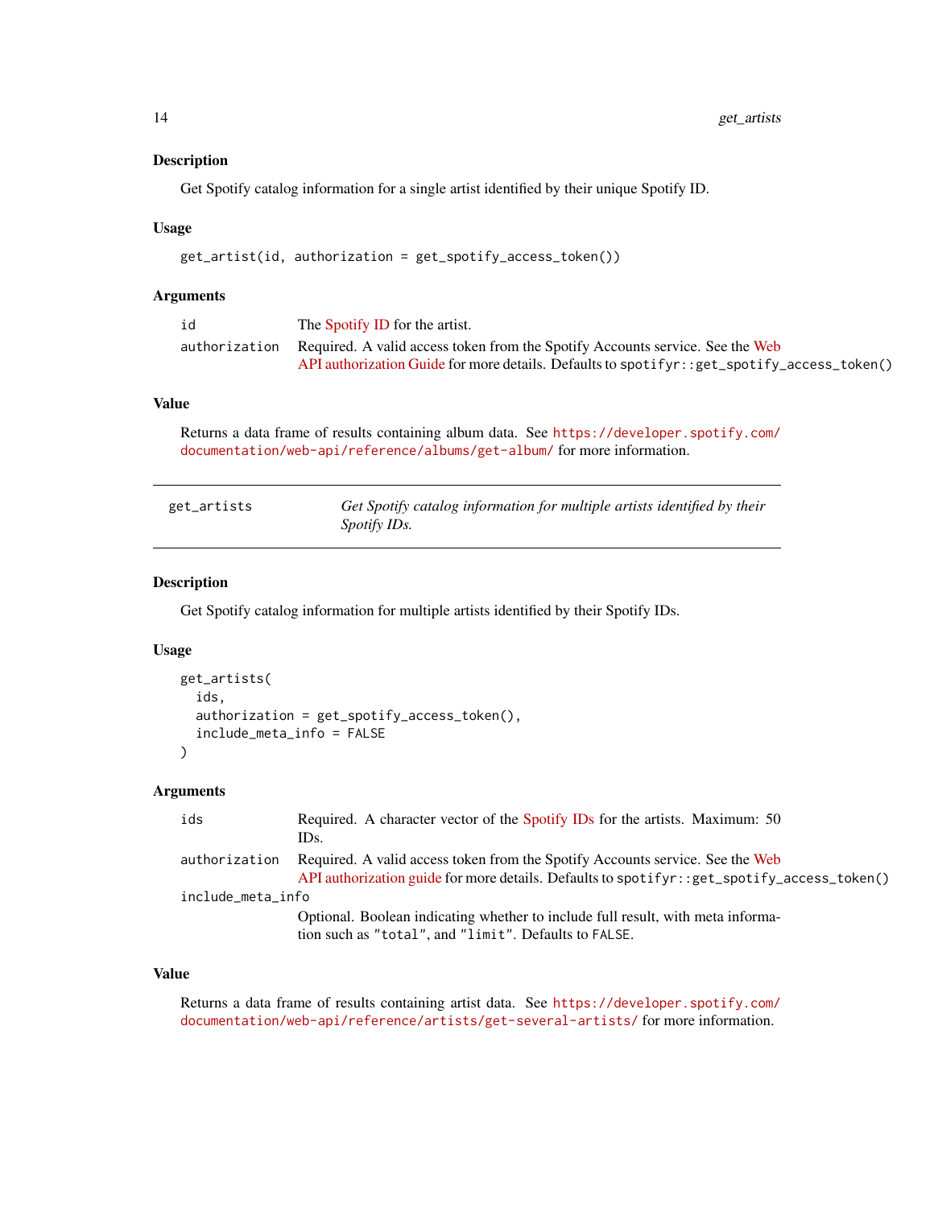### Description

Get Spotify catalog information for a single artist identified by their unique Spotify ID.

### Usage

```
get_artist(id, authorization = get_spotify_access_token())
```

### Arguments

| | |
|---|---|
| id | The Spotify ID for the artist. |
| authorization | Required. A valid access token from the Spotify Accounts service. See the Web API authorization Guide for more details. Defaults to `spotifyr::get_spotify_access_token()` |

### Value

Returns a data frame of results containing album data. See https://developer.spotify.com/documentation/web-api/reference/albums/get-album/ for more information.

---

## get_artists — *Get Spotify catalog information for multiple artists identified by their Spotify IDs.*

### Description

Get Spotify catalog information for multiple artists identified by their Spotify IDs.

### Usage

```
get_artists(
  ids,
  authorization = get_spotify_access_token(),
  include_meta_info = FALSE
)
```

### Arguments

| | |
|---|---|
| ids | Required. A character vector of the Spotify IDs for the artists. Maximum: 50 IDs. |
| authorization | Required. A valid access token from the Spotify Accounts service. See the Web API authorization guide for more details. Defaults to `spotifyr::get_spotify_access_token()` |
| include_meta_info | Optional. Boolean indicating whether to include full result, with meta information such as `"total"`, and `"limit"`. Defaults to `FALSE`. |

### Value

Returns a data frame of results containing artist data. See https://developer.spotify.com/documentation/web-api/reference/artists/get-several-artists/ for more information.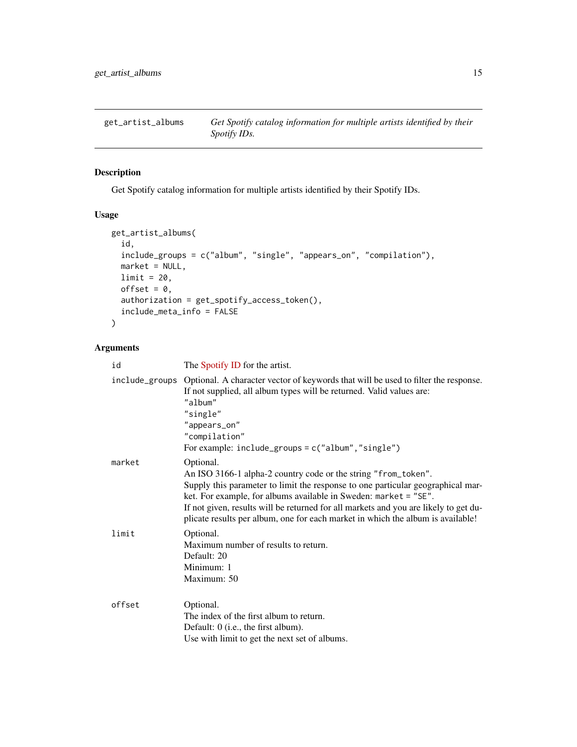get_artist_albums — *Get Spotify catalog information for multiple artists identified by their Spotify IDs.*

## Description

Get Spotify catalog information for multiple artists identified by their Spotify IDs.

## Usage

```
get_artist_albums(
  id,
  include_groups = c("album", "single", "appears_on", "compilation"),
  market = NULL,
  limit = 20,
  offset = 0,
  authorization = get_spotify_access_token(),
  include_meta_info = FALSE
)
```

## Arguments

**id** — The Spotify ID for the artist.

**include_groups** — Optional. A character vector of keywords that will be used to filter the response. If not supplied, all album types will be returned. Valid values are:
"album"
"single"
"appears_on"
"compilation"
For example: `include_groups = c("album","single")`

**market** — Optional.
An ISO 3166-1 alpha-2 country code or the string "from_token".
Supply this parameter to limit the response to one particular geographical market. For example, for albums available in Sweden: `market = "SE"`.
If not given, results will be returned for all markets and you are likely to get duplicate results per album, one for each market in which the album is available!

**limit** — Optional.
Maximum number of results to return.
Default: 20
Minimum: 1
Maximum: 50

**offset** — Optional.
The index of the first album to return.
Default: 0 (i.e., the first album).
Use with limit to get the next set of albums.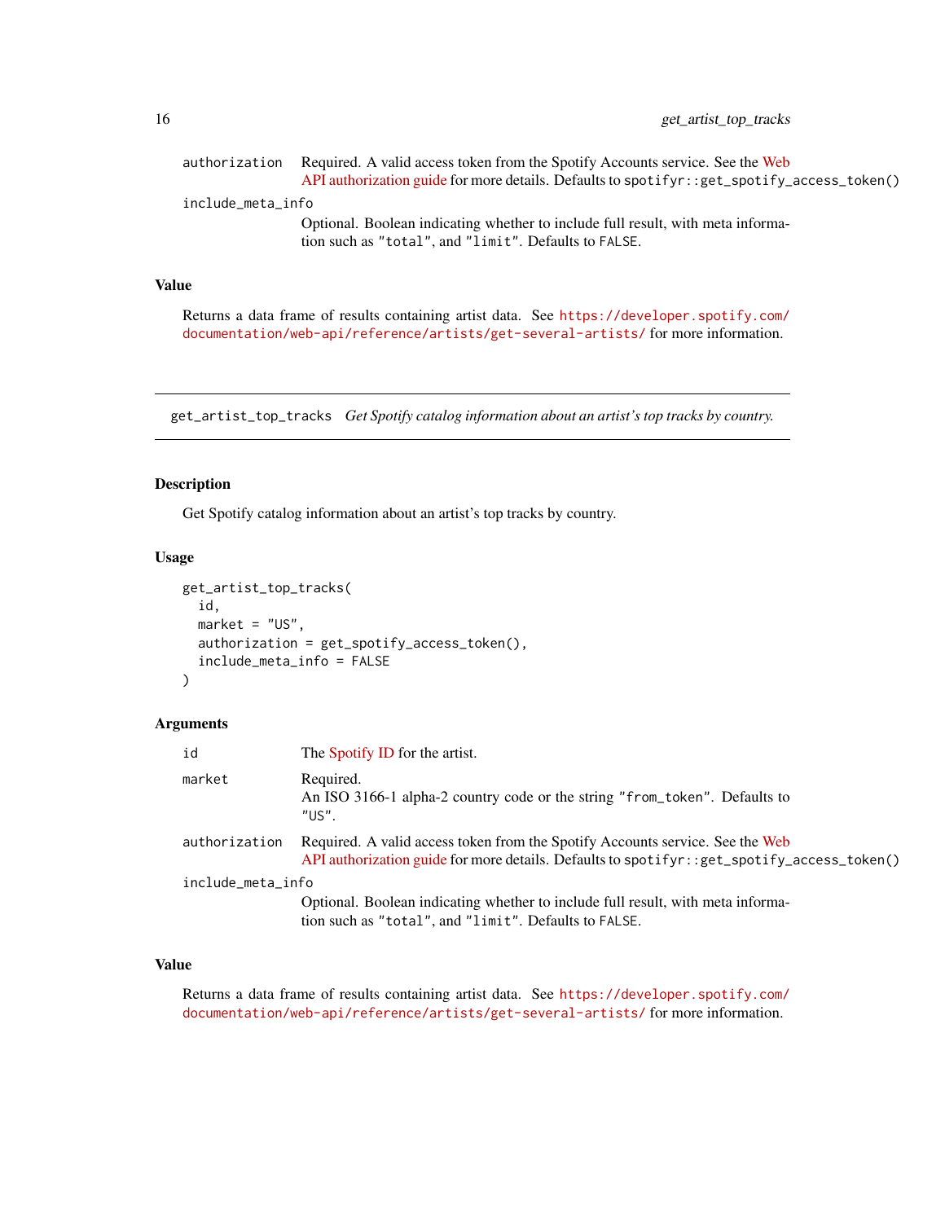| | |
|---|---|
| authorization | Required. A valid access token from the Spotify Accounts service. See the Web API authorization guide for more details. Defaults to `spotifyr::get_spotify_access_token()` |
| include_meta_info | Optional. Boolean indicating whether to include full result, with meta information such as `"total"`, and `"limit"`. Defaults to `FALSE`. |

### Value

Returns a data frame of results containing artist data. See https://developer.spotify.com/documentation/web-api/reference/artists/get-several-artists/ for more information.

---

## get_artist_top_tracks    *Get Spotify catalog information about an artist's top tracks by country.*

---

### Description

Get Spotify catalog information about an artist's top tracks by country.

### Usage

```
get_artist_top_tracks(
  id,
  market = "US",
  authorization = get_spotify_access_token(),
  include_meta_info = FALSE
)
```

### Arguments

| | |
|---|---|
| id | The Spotify ID for the artist. |
| market | Required.<br>An ISO 3166-1 alpha-2 country code or the string `"from_token"`. Defaults to `"US"`. |
| authorization | Required. A valid access token from the Spotify Accounts service. See the Web API authorization guide for more details. Defaults to `spotifyr::get_spotify_access_token()` |
| include_meta_info | Optional. Boolean indicating whether to include full result, with meta information such as `"total"`, and `"limit"`. Defaults to `FALSE`. |

### Value

Returns a data frame of results containing artist data. See https://developer.spotify.com/documentation/web-api/reference/artists/get-several-artists/ for more information.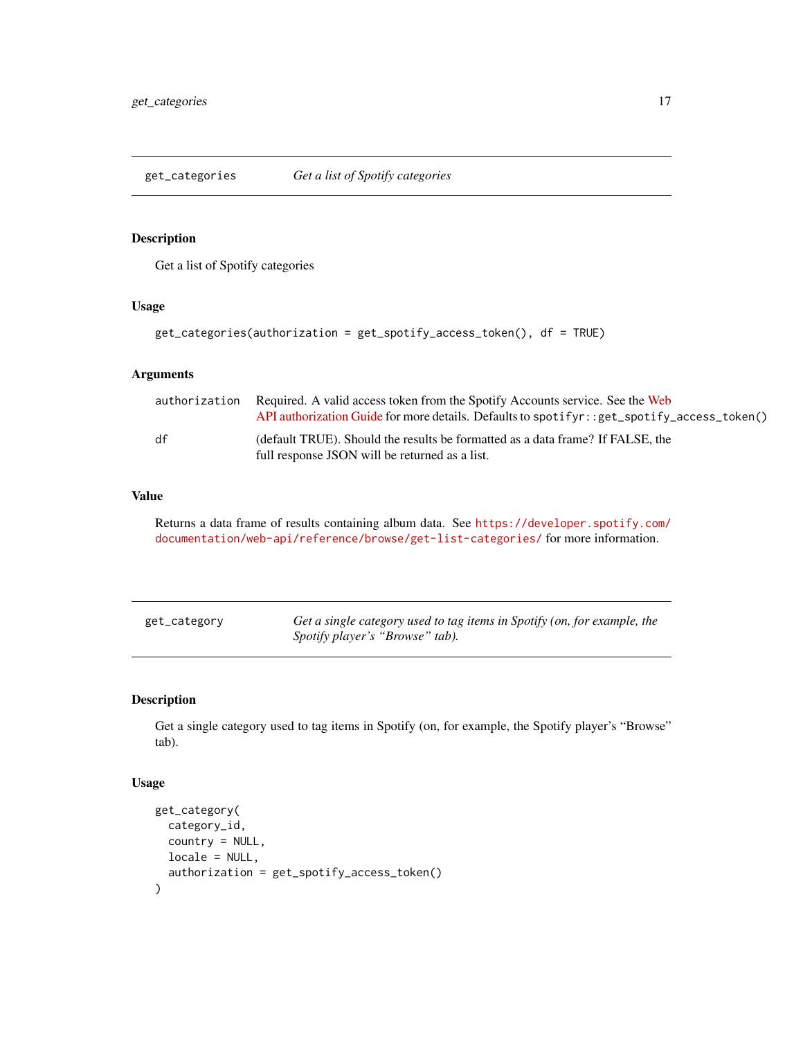## get_categories — *Get a list of Spotify categories*

### Description

Get a list of Spotify categories

### Usage

```
get_categories(authorization = get_spotify_access_token(), df = TRUE)
```

### Arguments

| | |
|---|---|
| authorization | Required. A valid access token from the Spotify Accounts service. See the Web API authorization Guide for more details. Defaults to `spotifyr::get_spotify_access_token()` |
| df | (default TRUE). Should the results be formatted as a data frame? If FALSE, the full response JSON will be returned as a list. |

### Value

Returns a data frame of results containing album data. See https://developer.spotify.com/documentation/web-api/reference/browse/get-list-categories/ for more information.

## get_category — *Get a single category used to tag items in Spotify (on, for example, the Spotify player's "Browse" tab).*

### Description

Get a single category used to tag items in Spotify (on, for example, the Spotify player's "Browse" tab).

### Usage

```
get_category(
  category_id,
  country = NULL,
  locale = NULL,
  authorization = get_spotify_access_token()
)
```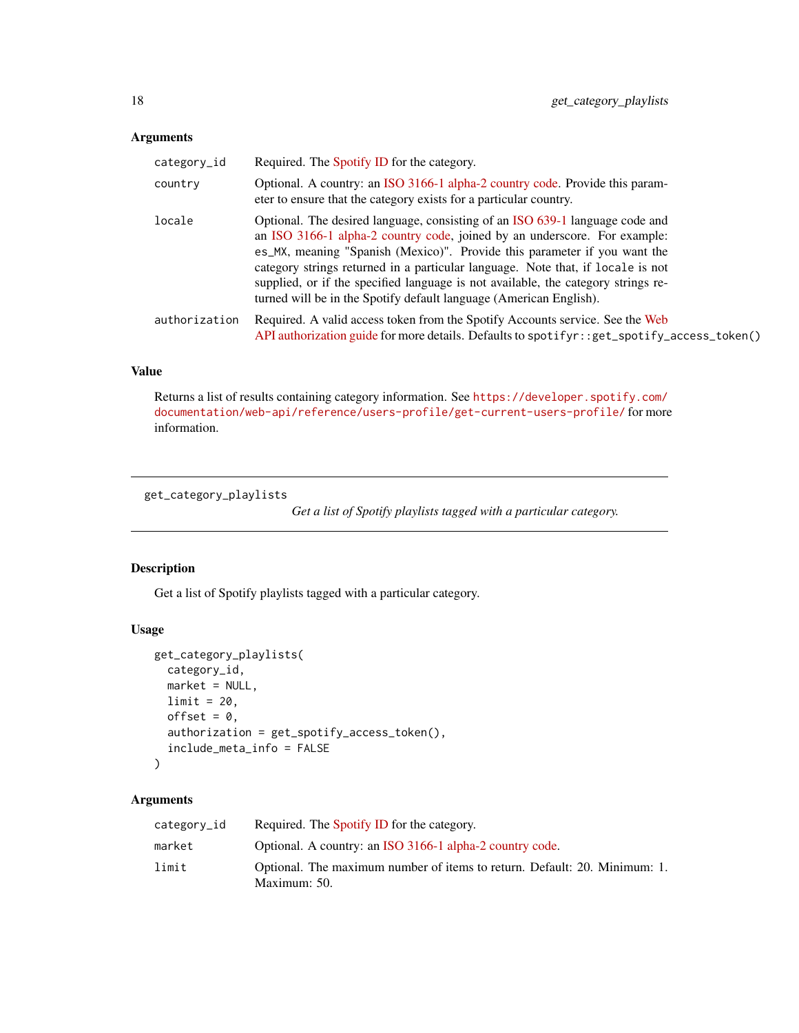### Arguments

| | |
|---|---|
| `category_id` | Required. The Spotify ID for the category. |
| `country` | Optional. A country: an ISO 3166-1 alpha-2 country code. Provide this parameter to ensure that the category exists for a particular country. |
| `locale` | Optional. The desired language, consisting of an ISO 639-1 language code and an ISO 3166-1 alpha-2 country code, joined by an underscore. For example: `es_MX`, meaning "Spanish (Mexico)". Provide this parameter if you want the category strings returned in a particular language. Note that, if `locale` is not supplied, or if the specified language is not available, the category strings returned will be in the Spotify default language (American English). |
| `authorization` | Required. A valid access token from the Spotify Accounts service. See the Web API authorization guide for more details. Defaults to `spotifyr::get_spotify_access_token()` |

### Value

Returns a list of results containing category information. See https://developer.spotify.com/documentation/web-api/reference/users-profile/get-current-users-profile/ for more information.

---

## get_category_playlists

*Get a list of Spotify playlists tagged with a particular category.*

---

### Description

Get a list of Spotify playlists tagged with a particular category.

### Usage

```
get_category_playlists(
  category_id,
  market = NULL,
  limit = 20,
  offset = 0,
  authorization = get_spotify_access_token(),
  include_meta_info = FALSE
)
```

### Arguments

| | |
|---|---|
| `category_id` | Required. The Spotify ID for the category. |
| `market` | Optional. A country: an ISO 3166-1 alpha-2 country code. |
| `limit` | Optional. The maximum number of items to return. Default: 20. Minimum: 1. Maximum: 50. |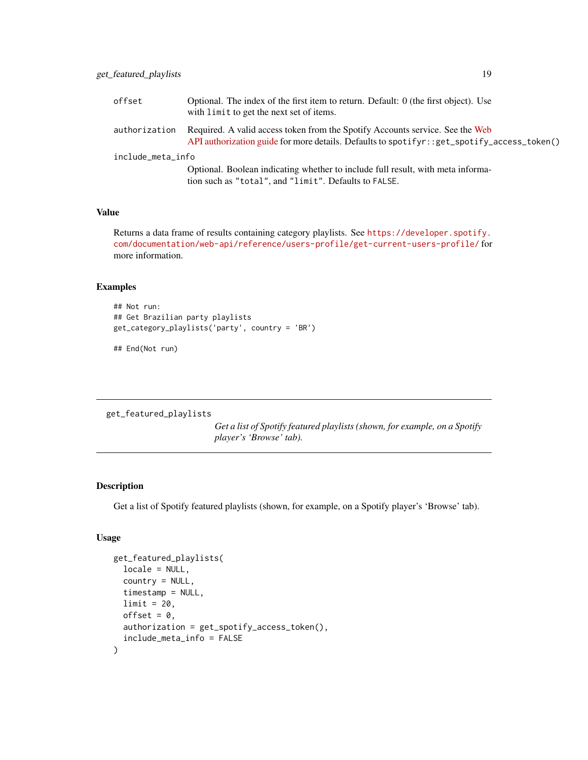| | |
|---|---|
| offset | Optional. The index of the first item to return. Default: 0 (the first object). Use with `limit` to get the next set of items. |
| authorization | Required. A valid access token from the Spotify Accounts service. See the Web API authorization guide for more details. Defaults to `spotifyr::get_spotify_access_token()` |
| include_meta_info | Optional. Boolean indicating whether to include full result, with meta information such as `"total"`, and `"limit"`. Defaults to `FALSE`. |

### Value

Returns a data frame of results containing category playlists. See https://developer.spotify.com/documentation/web-api/reference/users-profile/get-current-users-profile/ for more information.

### Examples

```
## Not run:
## Get Brazilian party playlists
get_category_playlists('party', country = 'BR')

## End(Not run)
```

---

## get_featured_playlists

*Get a list of Spotify featured playlists (shown, for example, on a Spotify player's 'Browse' tab).*

---

### Description

Get a list of Spotify featured playlists (shown, for example, on a Spotify player's 'Browse' tab).

### Usage

```
get_featured_playlists(
  locale = NULL,
  country = NULL,
  timestamp = NULL,
  limit = 20,
  offset = 0,
  authorization = get_spotify_access_token(),
  include_meta_info = FALSE
)
```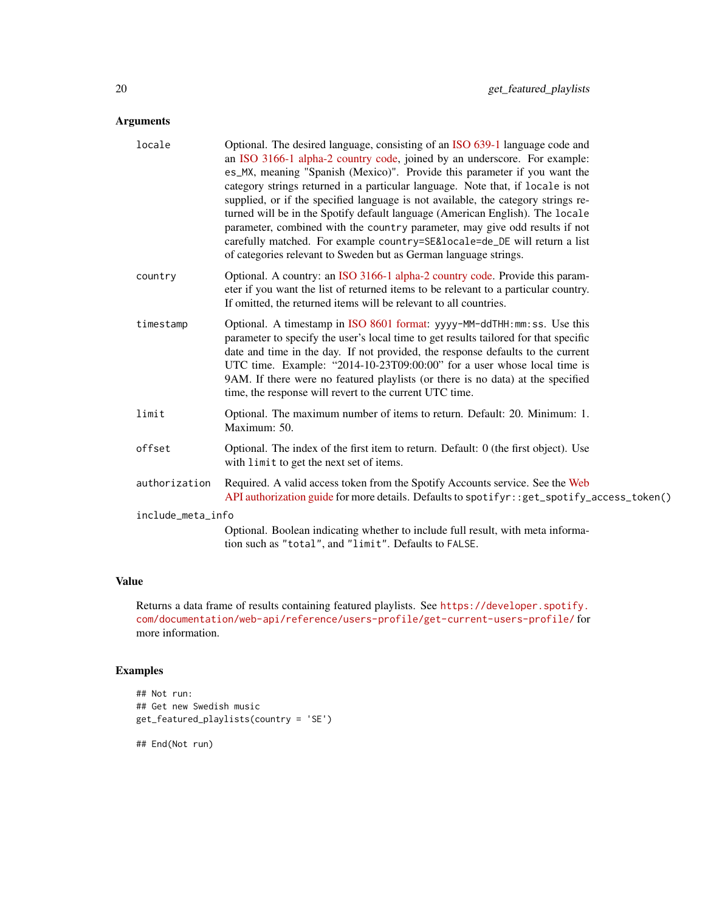## Arguments

**locale** Optional. The desired language, consisting of an ISO 639-1 language code and an ISO 3166-1 alpha-2 country code, joined by an underscore. For example: `es_MX`, meaning "Spanish (Mexico)". Provide this parameter if you want the category strings returned in a particular language. Note that, if `locale` is not supplied, or if the specified language is not available, the category strings returned will be in the Spotify default language (American English). The `locale` parameter, combined with the `country` parameter, may give odd results if not carefully matched. For example `country=SE&locale=de_DE` will return a list of categories relevant to Sweden but as German language strings.

**country** Optional. A country: an ISO 3166-1 alpha-2 country code. Provide this parameter if you want the list of returned items to be relevant to a particular country. If omitted, the returned items will be relevant to all countries.

**timestamp** Optional. A timestamp in ISO 8601 format: `yyyy-MM-ddTHH:mm:ss`. Use this parameter to specify the user's local time to get results tailored for that specific date and time in the day. If not provided, the response defaults to the current UTC time. Example: "2014-10-23T09:00:00" for a user whose local time is 9AM. If there were no featured playlists (or there is no data) at the specified time, the response will revert to the current UTC time.

**limit** Optional. The maximum number of items to return. Default: 20. Minimum: 1. Maximum: 50.

**offset** Optional. The index of the first item to return. Default: 0 (the first object). Use with `limit` to get the next set of items.

**authorization** Required. A valid access token from the Spotify Accounts service. See the Web API authorization guide for more details. Defaults to `spotifyr::get_spotify_access_token()`

**include_meta_info** Optional. Boolean indicating whether to include full result, with meta information such as `"total"`, and `"limit"`. Defaults to `FALSE`.

## Value

Returns a data frame of results containing featured playlists. See https://developer.spotify.com/documentation/web-api/reference/users-profile/get-current-users-profile/ for more information.

## Examples

```
## Not run:
## Get new Swedish music
get_featured_playlists(country = 'SE')

## End(Not run)
```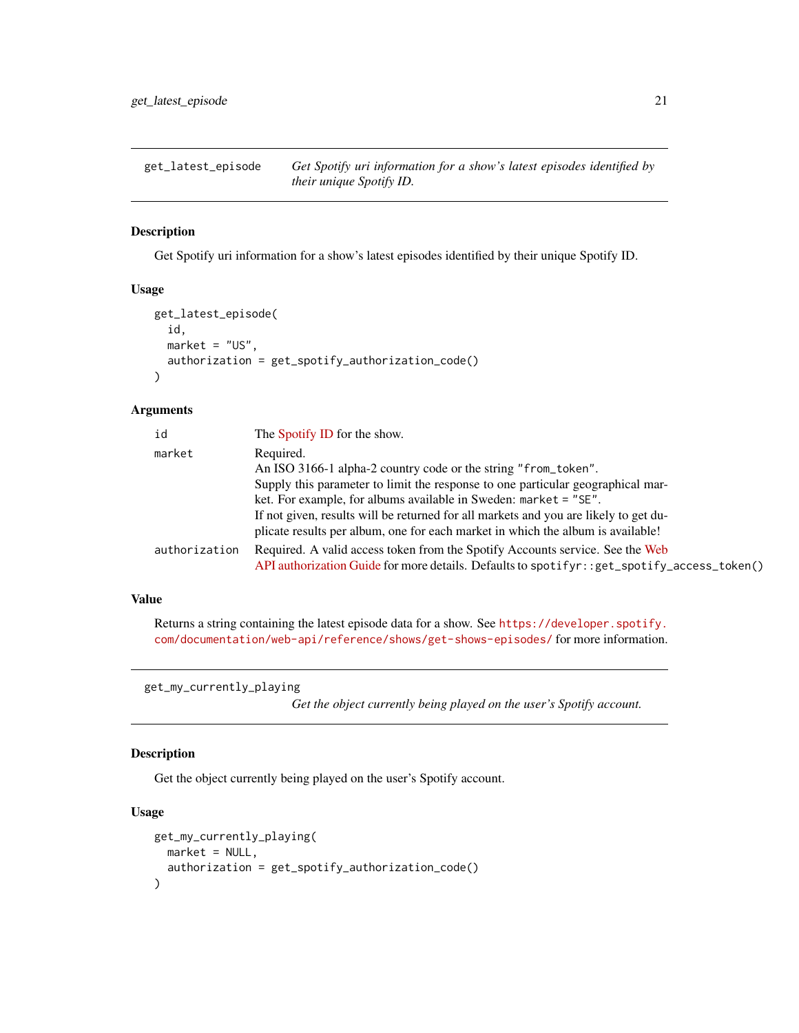## get_latest_episode

*Get Spotify uri information for a show's latest episodes identified by their unique Spotify ID.*

### Description

Get Spotify uri information for a show's latest episodes identified by their unique Spotify ID.

### Usage

```
get_latest_episode(
  id,
  market = "US",
  authorization = get_spotify_authorization_code()
)
```

### Arguments

| | |
|---|---|
| id | The Spotify ID for the show. |
| market | Required.<br>An ISO 3166-1 alpha-2 country code or the string "from_token".<br>Supply this parameter to limit the response to one particular geographical market. For example, for albums available in Sweden: market = "SE".<br>If not given, results will be returned for all markets and you are likely to get duplicate results per album, one for each market in which the album is available! |
| authorization | Required. A valid access token from the Spotify Accounts service. See the Web API authorization Guide for more details. Defaults to `spotifyr::get_spotify_access_token()` |

### Value

Returns a string containing the latest episode data for a show. See https://developer.spotify.com/documentation/web-api/reference/shows/get-shows-episodes/ for more information.

## get_my_currently_playing

*Get the object currently being played on the user's Spotify account.*

### Description

Get the object currently being played on the user's Spotify account.

### Usage

```
get_my_currently_playing(
  market = NULL,
  authorization = get_spotify_authorization_code()
)
```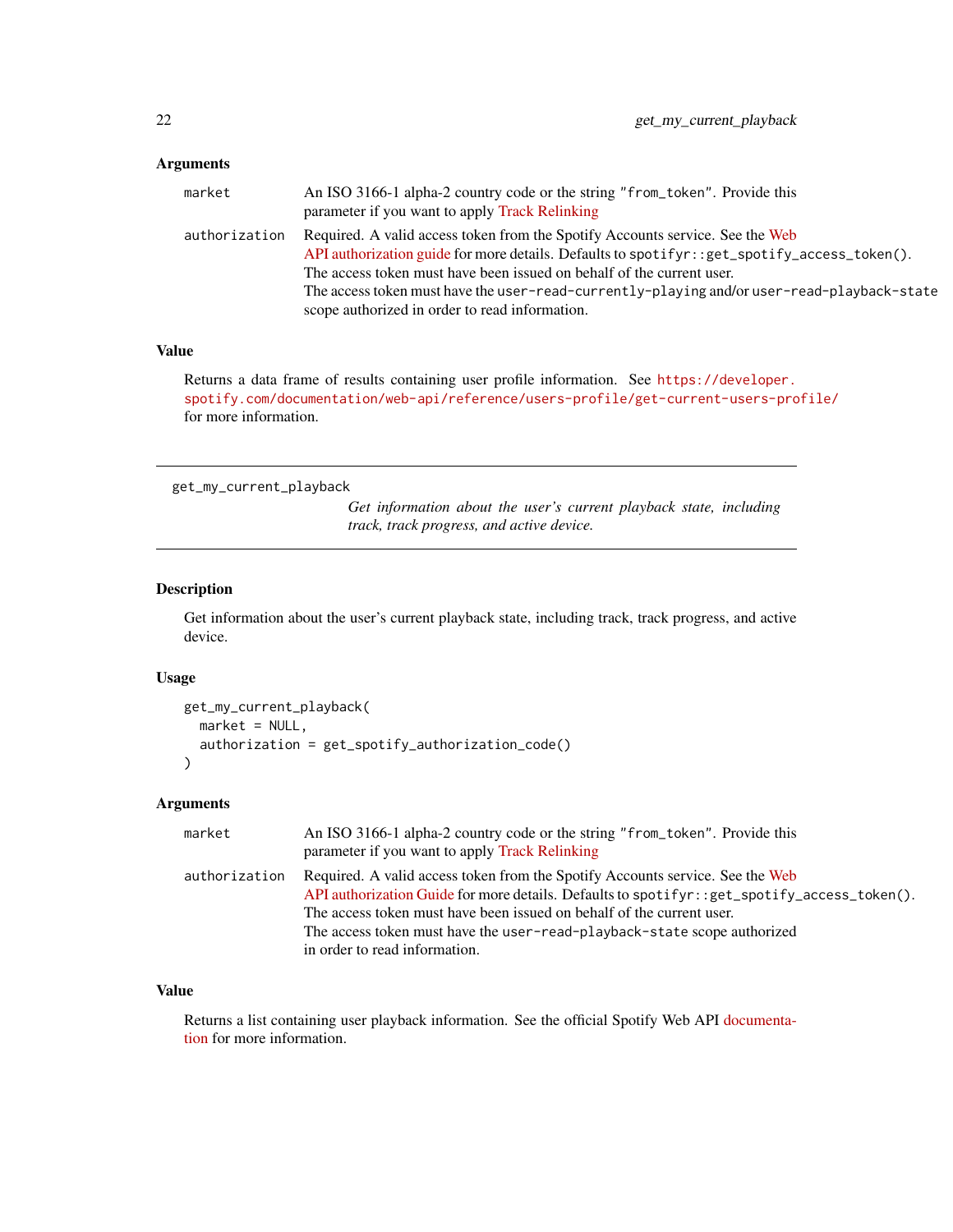### Arguments

| | |
|---|---|
| market | An ISO 3166-1 alpha-2 country code or the string "from_token". Provide this parameter if you want to apply Track Relinking |
| authorization | Required. A valid access token from the Spotify Accounts service. See the Web API authorization guide for more details. Defaults to `spotifyr::get_spotify_access_token()`. The access token must have been issued on behalf of the current user. The access token must have the `user-read-currently-playing` and/or `user-read-playback-state` scope authorized in order to read information. |

### Value

Returns a data frame of results containing user profile information. See https://developer.spotify.com/documentation/web-api/reference/users-profile/get-current-users-profile/ for more information.

---

## get_my_current_playback

*Get information about the user's current playback state, including track, track progress, and active device.*

---

### Description

Get information about the user's current playback state, including track, track progress, and active device.

### Usage

```
get_my_current_playback(
  market = NULL,
  authorization = get_spotify_authorization_code()
)
```

### Arguments

| | |
|---|---|
| market | An ISO 3166-1 alpha-2 country code or the string "from_token". Provide this parameter if you want to apply Track Relinking |
| authorization | Required. A valid access token from the Spotify Accounts service. See the Web API authorization Guide for more details. Defaults to `spotifyr::get_spotify_access_token()`. The access token must have been issued on behalf of the current user. The access token must have the `user-read-playback-state` scope authorized in order to read information. |

### Value

Returns a list containing user playback information. See the official Spotify Web API documentation for more information.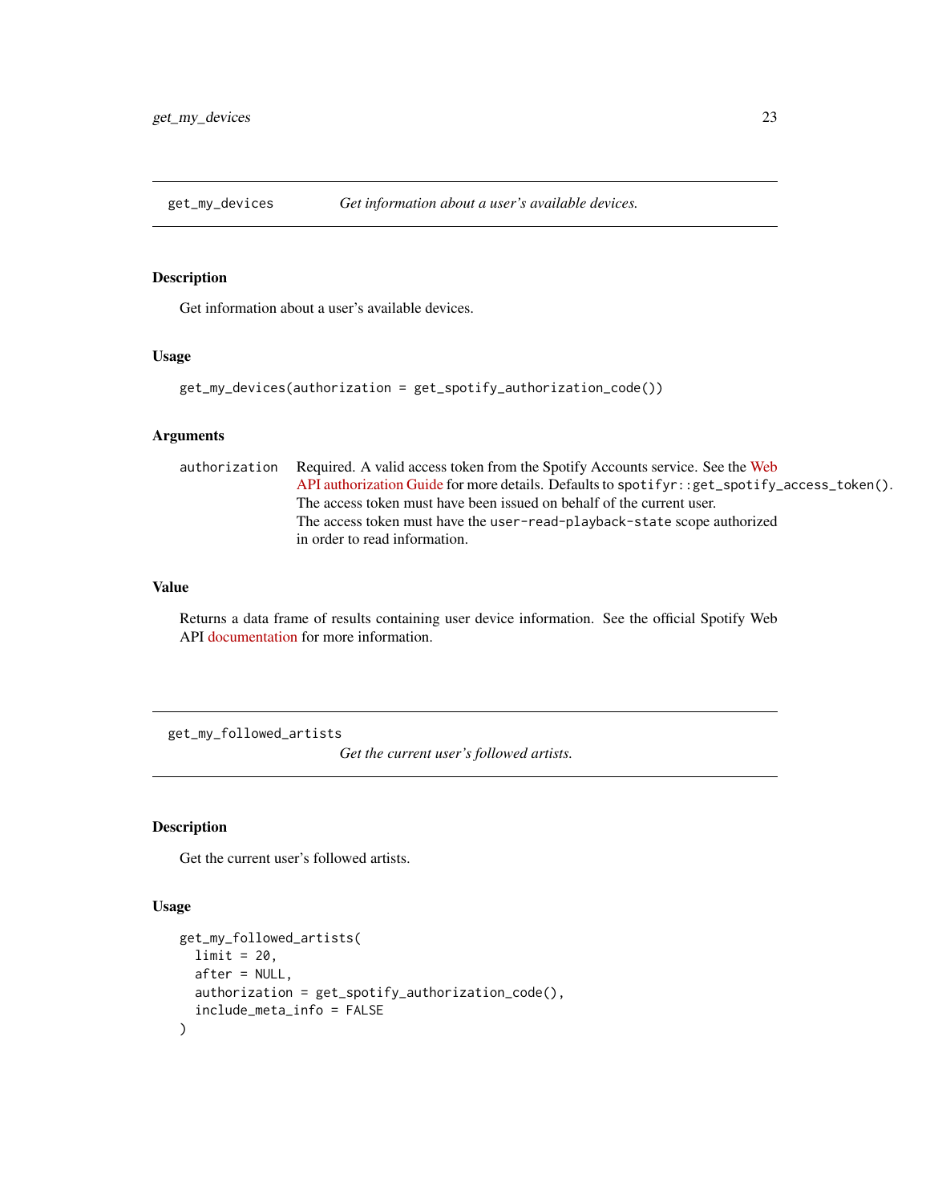## get_my_devices — *Get information about a user's available devices.*

### Description

Get information about a user's available devices.

### Usage

```
get_my_devices(authorization = get_spotify_authorization_code())
```

### Arguments

| | |
|---|---|
| authorization | Required. A valid access token from the Spotify Accounts service. See the Web API authorization Guide for more details. Defaults to `spotifyr::get_spotify_access_token()`. The access token must have been issued on behalf of the current user. The access token must have the `user-read-playback-state` scope authorized in order to read information. |

### Value

Returns a data frame of results containing user device information. See the official Spotify Web API documentation for more information.

## get_my_followed_artists — *Get the current user's followed artists.*

### Description

Get the current user's followed artists.

### Usage

```
get_my_followed_artists(
  limit = 20,
  after = NULL,
  authorization = get_spotify_authorization_code(),
  include_meta_info = FALSE
)
```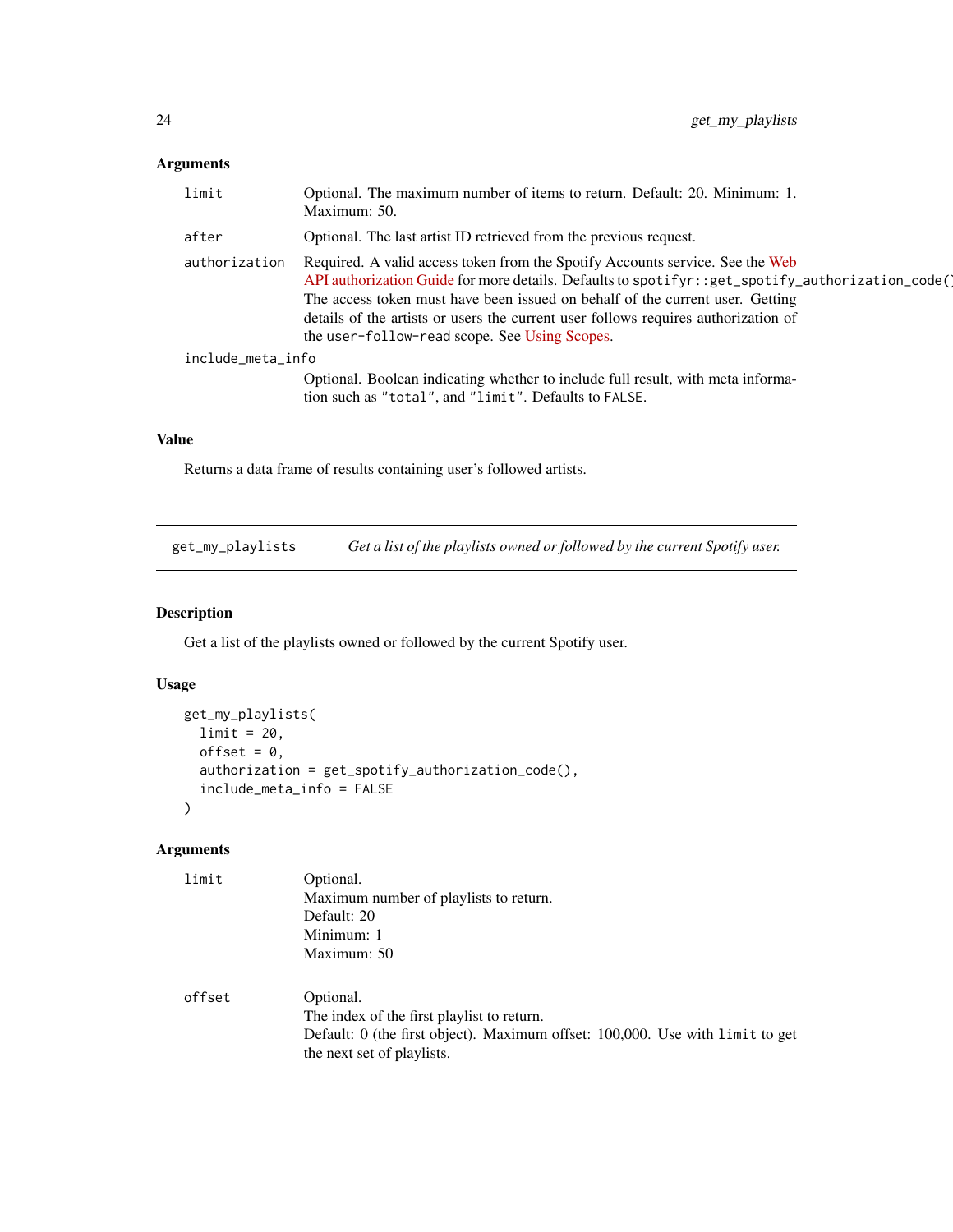### Arguments

| | |
|---|---|
| `limit` | Optional. The maximum number of items to return. Default: 20. Minimum: 1. Maximum: 50. |
| `after` | Optional. The last artist ID retrieved from the previous request. |
| `authorization` | Required. A valid access token from the Spotify Accounts service. See the Web API authorization Guide for more details. Defaults to `spotifyr::get_spotify_authorization_code()`. The access token must have been issued on behalf of the current user. Getting details of the artists or users the current user follows requires authorization of the `user-follow-read` scope. See Using Scopes. |
| `include_meta_info` | Optional. Boolean indicating whether to include full result, with meta information such as `"total"`, and `"limit"`. Defaults to `FALSE`. |

### Value

Returns a data frame of results containing user's followed artists.

---

## get_my_playlists — *Get a list of the playlists owned or followed by the current Spotify user.*

---

### Description

Get a list of the playlists owned or followed by the current Spotify user.

### Usage

```
get_my_playlists(
  limit = 20,
  offset = 0,
  authorization = get_spotify_authorization_code(),
  include_meta_info = FALSE
)
```

### Arguments

| | |
|---|---|
| `limit` | Optional.<br>Maximum number of playlists to return.<br>Default: 20<br>Minimum: 1<br>Maximum: 50 |
| `offset` | Optional.<br>The index of the first playlist to return.<br>Default: 0 (the first object). Maximum offset: 100,000. Use with `limit` to get the next set of playlists. |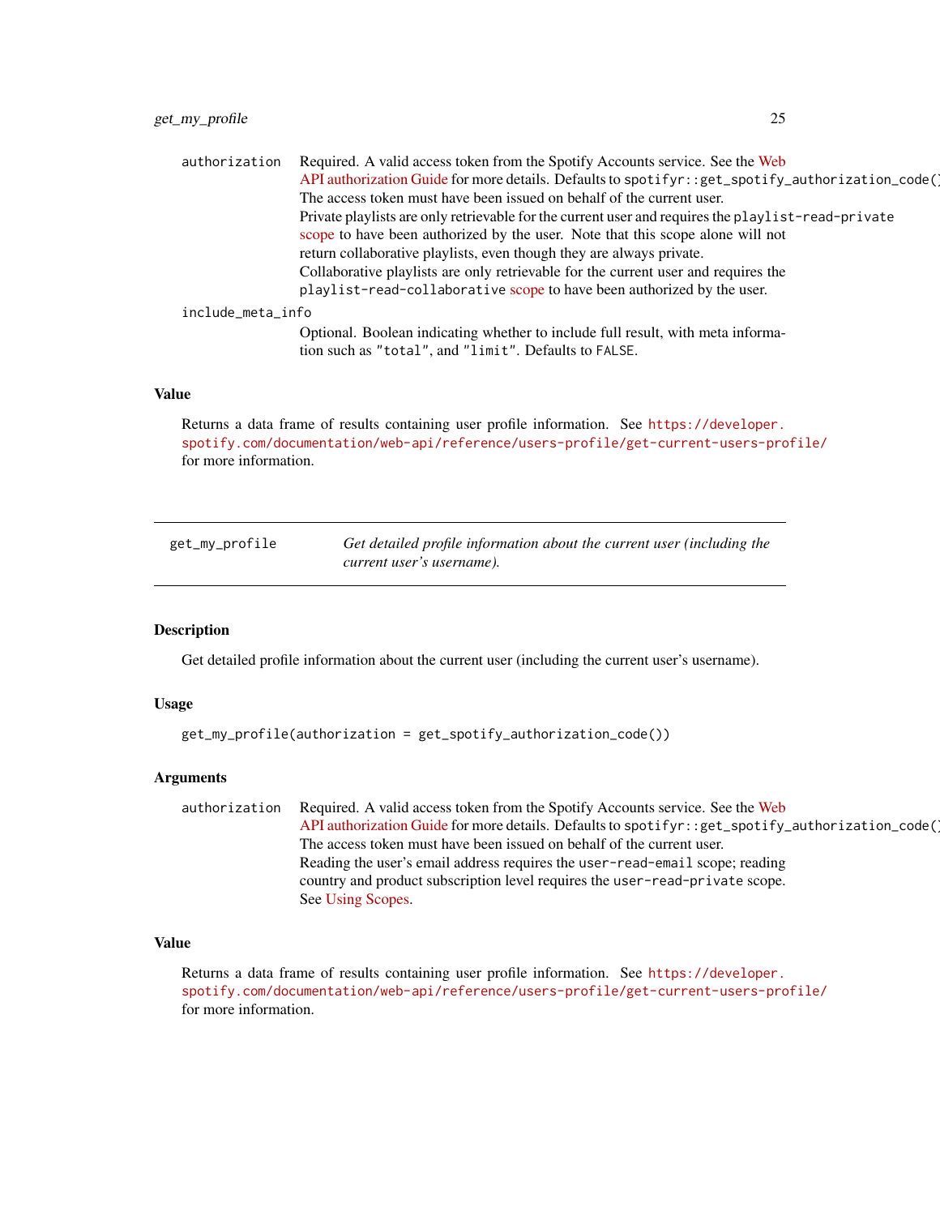authorization Required. A valid access token from the Spotify Accounts service. See the Web API authorization Guide for more details. Defaults to `spotifyr::get_spotify_authorization_code()`. The access token must have been issued on behalf of the current user.
Private playlists are only retrievable for the current user and requires the `playlist-read-private` scope to have been authorized by the user. Note that this scope alone will not return collaborative playlists, even though they are always private.
Collaborative playlists are only retrievable for the current user and requires the `playlist-read-collaborative` scope to have been authorized by the user.

include_meta_info
Optional. Boolean indicating whether to include full result, with meta information such as `"total"`, and `"limit"`. Defaults to `FALSE`.

### Value

Returns a data frame of results containing user profile information. See https://developer.spotify.com/documentation/web-api/reference/users-profile/get-current-users-profile/ for more information.

---

## get_my_profile

*Get detailed profile information about the current user (including the current user's username).*

---

### Description

Get detailed profile information about the current user (including the current user's username).

### Usage

```
get_my_profile(authorization = get_spotify_authorization_code())
```

### Arguments

authorization Required. A valid access token from the Spotify Accounts service. See the Web API authorization Guide for more details. Defaults to `spotifyr::get_spotify_authorization_code()`. The access token must have been issued on behalf of the current user.
Reading the user's email address requires the `user-read-email` scope; reading country and product subscription level requires the `user-read-private` scope. See Using Scopes.

### Value

Returns a data frame of results containing user profile information. See https://developer.spotify.com/documentation/web-api/reference/users-profile/get-current-users-profile/ for more information.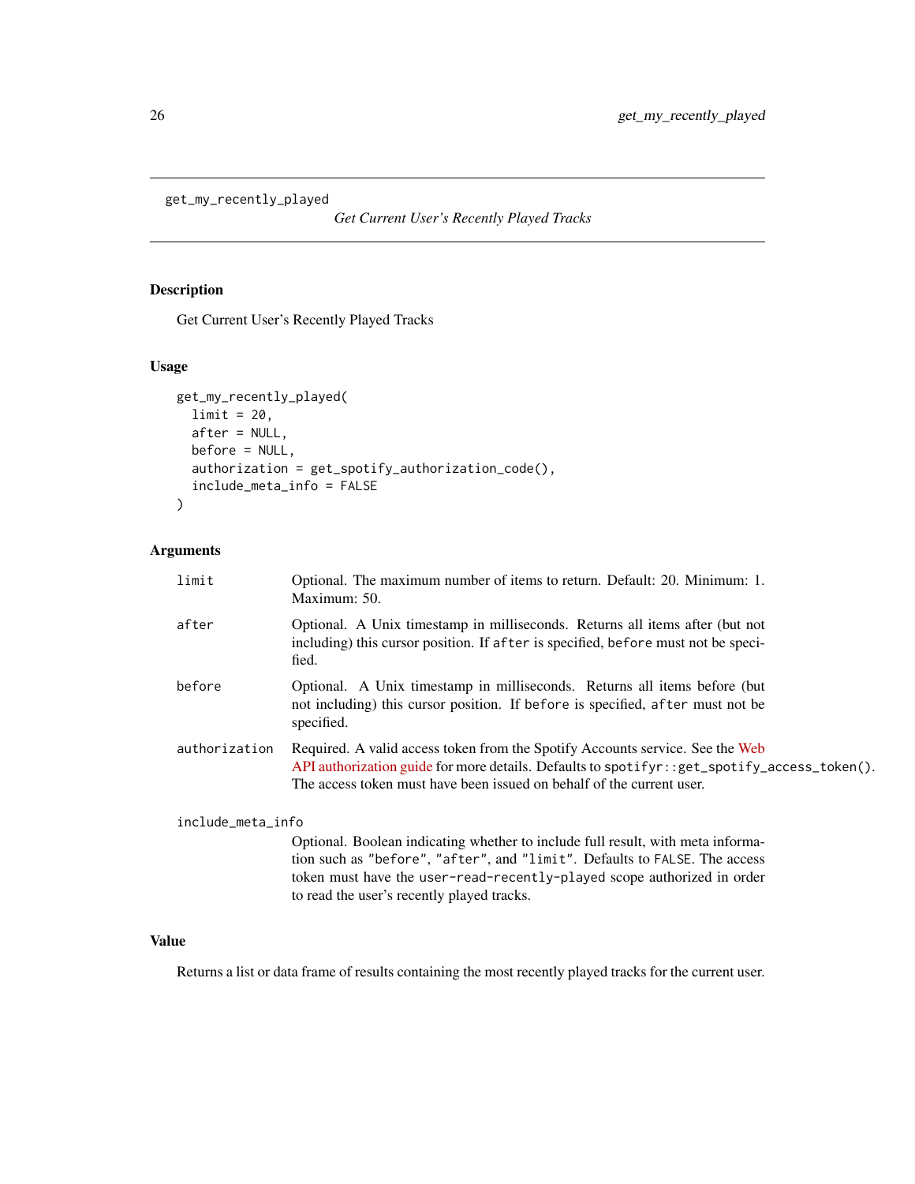## get_my_recently_played

*Get Current User's Recently Played Tracks*

### Description

Get Current User's Recently Played Tracks

### Usage

```
get_my_recently_played(
  limit = 20,
  after = NULL,
  before = NULL,
  authorization = get_spotify_authorization_code(),
  include_meta_info = FALSE
)
```

### Arguments

| | |
|---|---|
| `limit` | Optional. The maximum number of items to return. Default: 20. Minimum: 1. Maximum: 50. |
| `after` | Optional. A Unix timestamp in milliseconds. Returns all items after (but not including) this cursor position. If `after` is specified, `before` must not be specified. |
| `before` | Optional. A Unix timestamp in milliseconds. Returns all items before (but not including) this cursor position. If `before` is specified, `after` must not be specified. |
| `authorization` | Required. A valid access token from the Spotify Accounts service. See the Web API authorization guide for more details. Defaults to `spotifyr::get_spotify_access_token()`. The access token must have been issued on behalf of the current user. |
| `include_meta_info` | Optional. Boolean indicating whether to include full result, with meta information such as `"before"`, `"after"`, and `"limit"`. Defaults to `FALSE`. The access token must have the `user-read-recently-played` scope authorized in order to read the user's recently played tracks. |

### Value

Returns a list or data frame of results containing the most recently played tracks for the current user.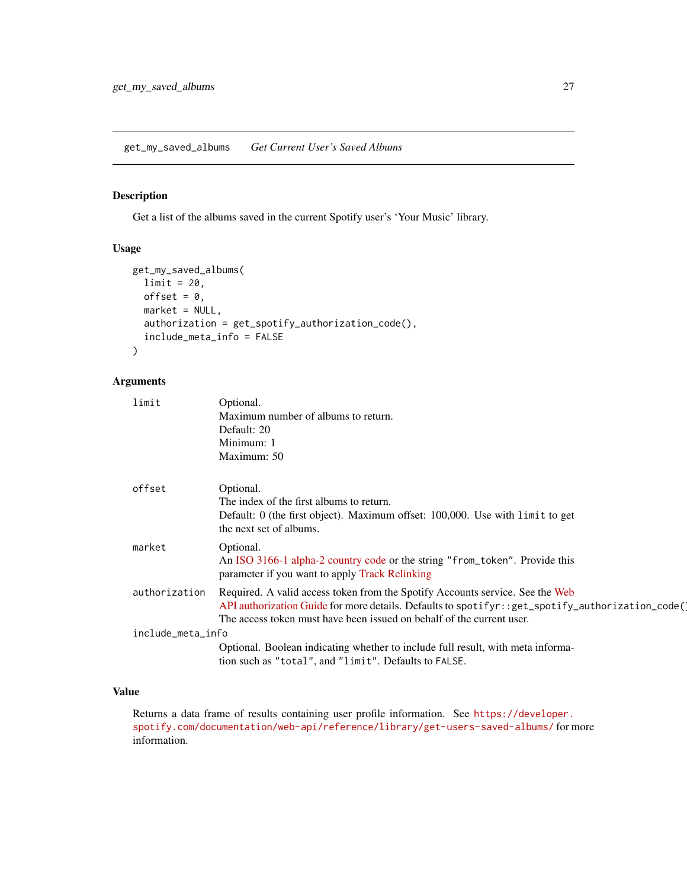## get_my_saved_albums *Get Current User's Saved Albums*

### Description

Get a list of the albums saved in the current Spotify user's 'Your Music' library.

### Usage

```
get_my_saved_albums(
  limit = 20,
  offset = 0,
  market = NULL,
  authorization = get_spotify_authorization_code(),
  include_meta_info = FALSE
)
```

### Arguments

| | |
|---|---|
| `limit` | Optional.<br>Maximum number of albums to return.<br>Default: 20<br>Minimum: 1<br>Maximum: 50 |
| `offset` | Optional.<br>The index of the first albums to return.<br>Default: 0 (the first object). Maximum offset: 100,000. Use with `limit` to get the next set of albums. |
| `market` | Optional.<br>An ISO 3166-1 alpha-2 country code or the string `"from_token"`. Provide this parameter if you want to apply Track Relinking |
| `authorization` | Required. A valid access token from the Spotify Accounts service. See the Web API authorization Guide for more details. Defaults to `spotifyr::get_spotify_authorization_code()`. The access token must have been issued on behalf of the current user. |
| `include_meta_info` | Optional. Boolean indicating whether to include full result, with meta information such as `"total"`, and `"limit"`. Defaults to `FALSE`. |

### Value

Returns a data frame of results containing user profile information. See `https://developer.spotify.com/documentation/web-api/reference/library/get-users-saved-albums/` for more information.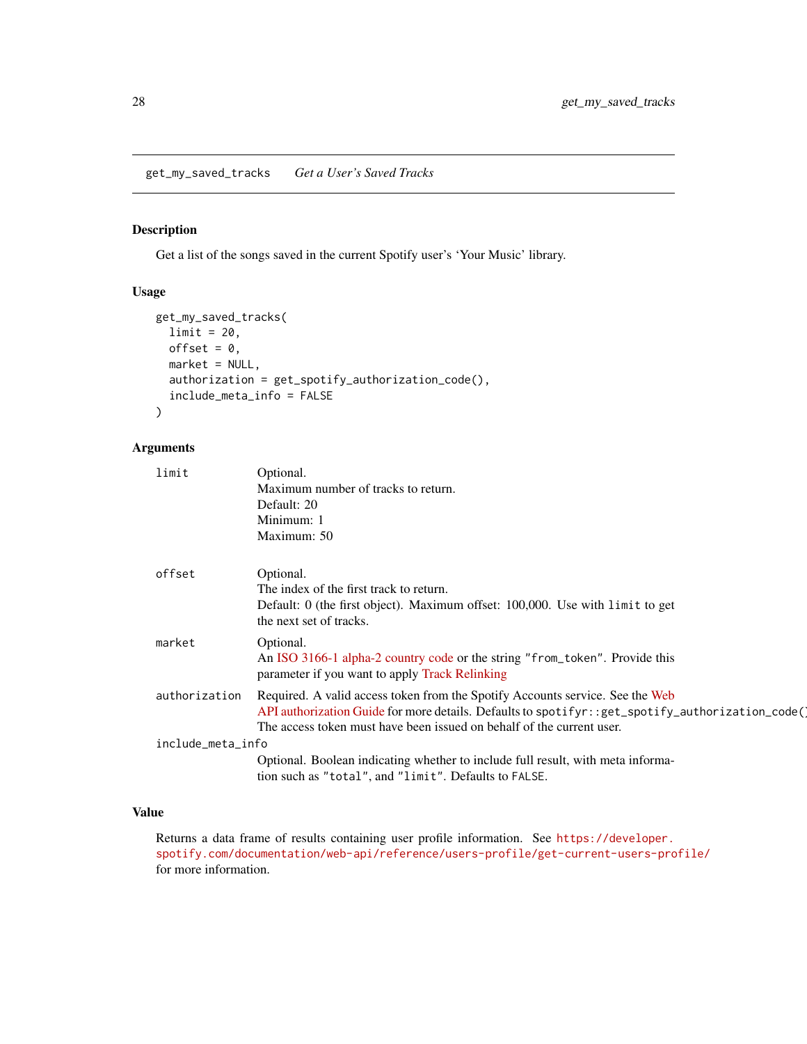## get_my_saved_tracks — *Get a User's Saved Tracks*

### Description

Get a list of the songs saved in the current Spotify user's 'Your Music' library.

### Usage

```
get_my_saved_tracks(
  limit = 20,
  offset = 0,
  market = NULL,
  authorization = get_spotify_authorization_code(),
  include_meta_info = FALSE
)
```

### Arguments

| Argument | Description |
|---|---|
| `limit` | Optional.<br>Maximum number of tracks to return.<br>Default: 20<br>Minimum: 1<br>Maximum: 50 |
| `offset` | Optional.<br>The index of the first track to return.<br>Default: 0 (the first object). Maximum offset: 100,000. Use with `limit` to get the next set of tracks. |
| `market` | Optional.<br>An ISO 3166-1 alpha-2 country code or the string `"from_token"`. Provide this parameter if you want to apply Track Relinking |
| `authorization` | Required. A valid access token from the Spotify Accounts service. See the Web API authorization Guide for more details. Defaults to `spotifyr::get_spotify_authorization_code()`. The access token must have been issued on behalf of the current user. |
| `include_meta_info` | Optional. Boolean indicating whether to include full result, with meta information such as `"total"`, and `"limit"`. Defaults to `FALSE`. |

### Value

Returns a data frame of results containing user profile information. See https://developer.spotify.com/documentation/web-api/reference/users-profile/get-current-users-profile/ for more information.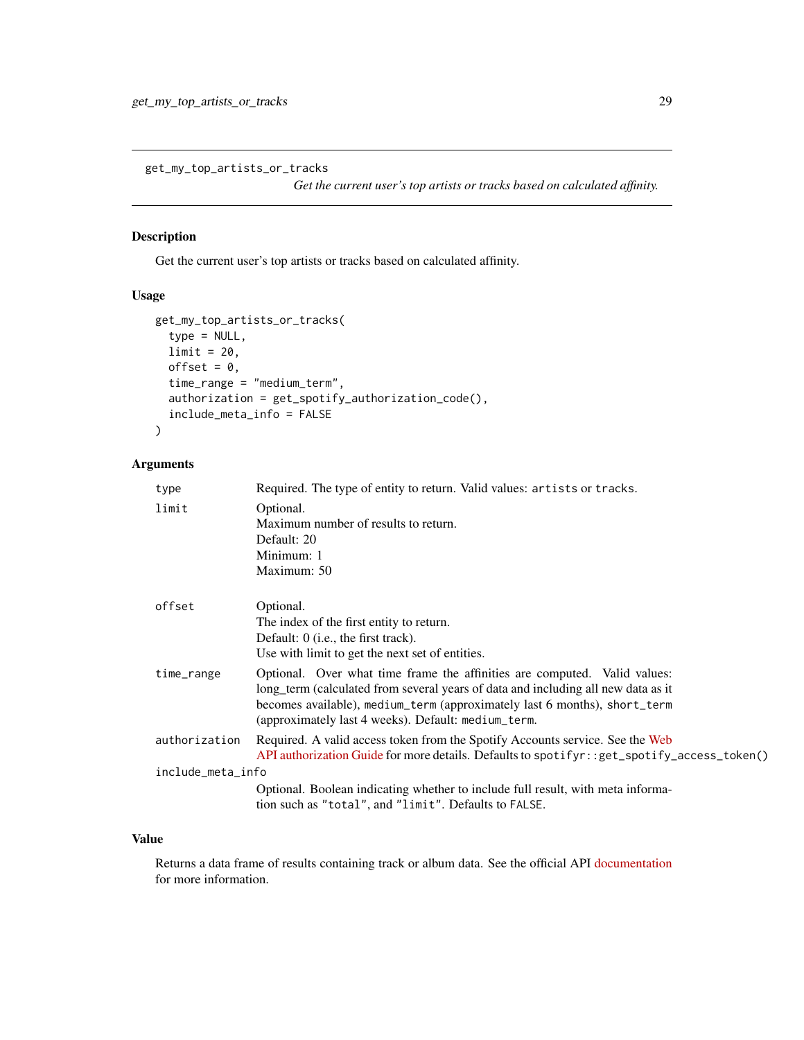## get_my_top_artists_or_tracks

*Get the current user's top artists or tracks based on calculated affinity.*

### Description

Get the current user's top artists or tracks based on calculated affinity.

### Usage

```
get_my_top_artists_or_tracks(
  type = NULL,
  limit = 20,
  offset = 0,
  time_range = "medium_term",
  authorization = get_spotify_authorization_code(),
  include_meta_info = FALSE
)
```

### Arguments

| Argument | Description |
| --- | --- |
| `type` | Required. The type of entity to return. Valid values: `artists` or `tracks`. |
| `limit` | Optional.<br>Maximum number of results to return.<br>Default: 20<br>Minimum: 1<br>Maximum: 50 |
| `offset` | Optional.<br>The index of the first entity to return.<br>Default: 0 (i.e., the first track).<br>Use with limit to get the next set of entities. |
| `time_range` | Optional. Over what time frame the affinities are computed. Valid values: long_term (calculated from several years of data and including all new data as it becomes available), `medium_term` (approximately last 6 months), `short_term` (approximately last 4 weeks). Default: `medium_term`. |
| `authorization` | Required. A valid access token from the Spotify Accounts service. See the Web API authorization Guide for more details. Defaults to `spotifyr::get_spotify_access_token()` |
| `include_meta_info` | Optional. Boolean indicating whether to include full result, with meta information such as `"total"`, and `"limit"`. Defaults to `FALSE`. |

### Value

Returns a data frame of results containing track or album data. See the official API documentation for more information.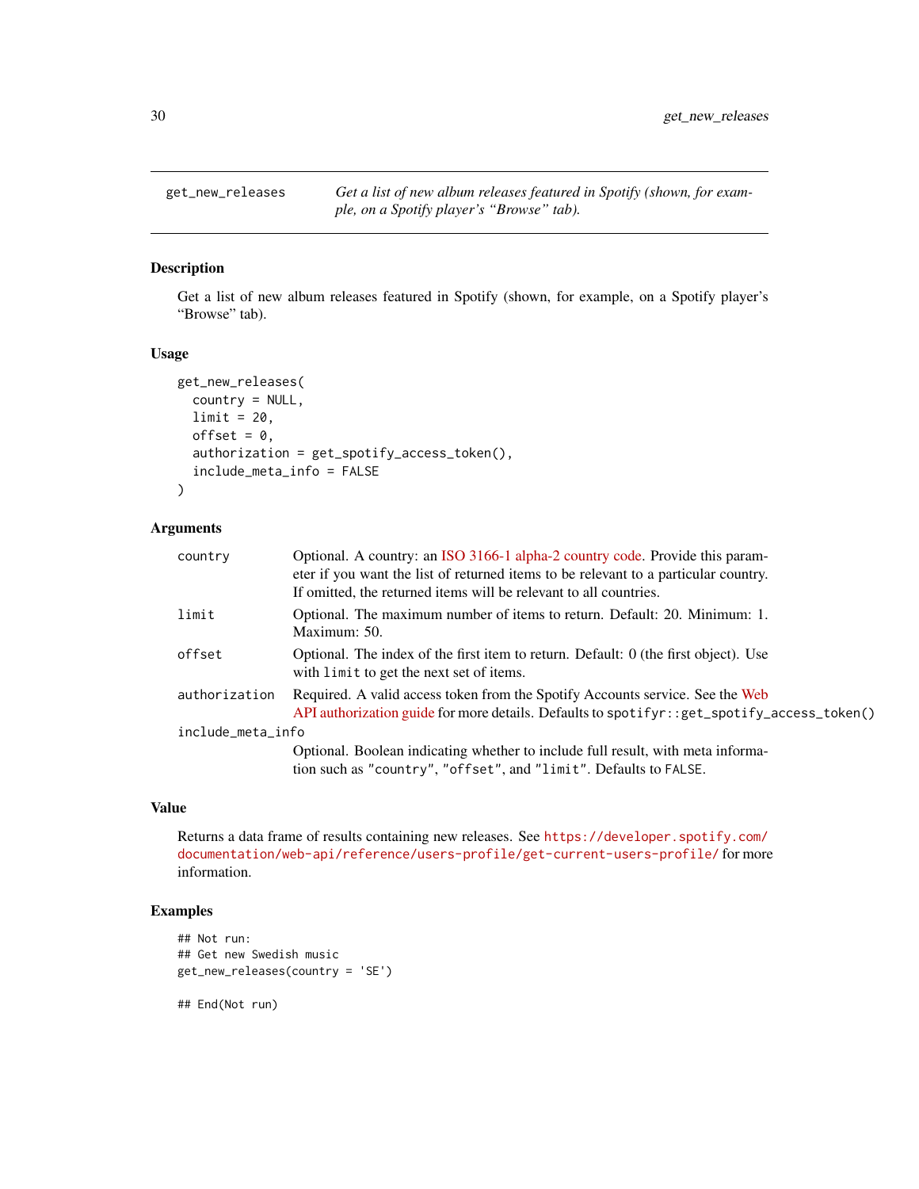## get_new_releases

*Get a list of new album releases featured in Spotify (shown, for example, on a Spotify player's "Browse" tab).*

### Description

Get a list of new album releases featured in Spotify (shown, for example, on a Spotify player's "Browse" tab).

### Usage

```
get_new_releases(
  country = NULL,
  limit = 20,
  offset = 0,
  authorization = get_spotify_access_token(),
  include_meta_info = FALSE
)
```

### Arguments

| | |
|---|---|
| `country` | Optional. A country: an ISO 3166-1 alpha-2 country code. Provide this parameter if you want the list of returned items to be relevant to a particular country. If omitted, the returned items will be relevant to all countries. |
| `limit` | Optional. The maximum number of items to return. Default: 20. Minimum: 1. Maximum: 50. |
| `offset` | Optional. The index of the first item to return. Default: 0 (the first object). Use with `limit` to get the next set of items. |
| `authorization` | Required. A valid access token from the Spotify Accounts service. See the Web API authorization guide for more details. Defaults to `spotifyr::get_spotify_access_token()` |
| `include_meta_info` | Optional. Boolean indicating whether to include full result, with meta information such as `"country"`, `"offset"`, and `"limit"`. Defaults to `FALSE`. |

### Value

Returns a data frame of results containing new releases. See `https://developer.spotify.com/documentation/web-api/reference/users-profile/get-current-users-profile/` for more information.

### Examples

```
## Not run:
## Get new Swedish music
get_new_releases(country = 'SE')

## End(Not run)
```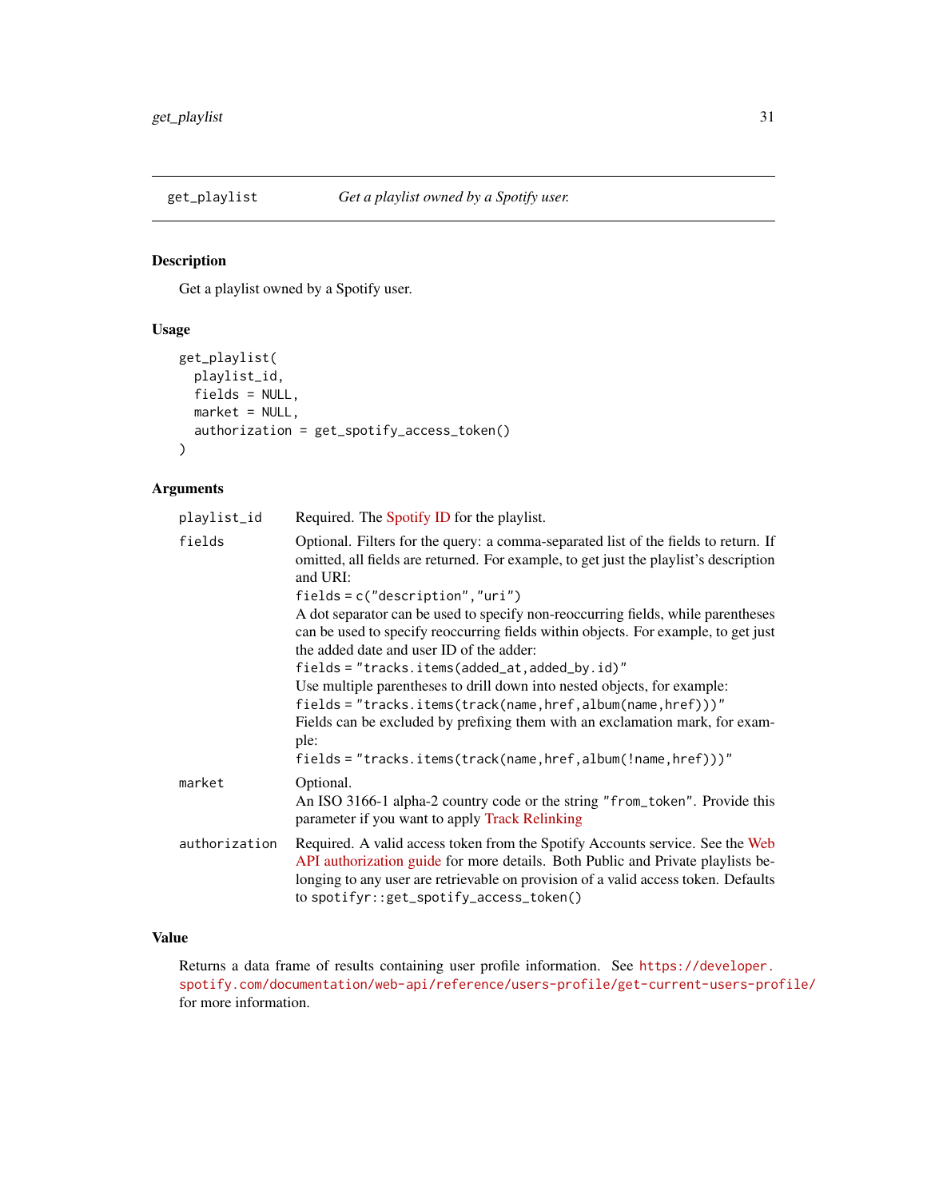`get_playlist` *Get a playlist owned by a Spotify user.*

## Description

Get a playlist owned by a Spotify user.

## Usage

```
get_playlist(
  playlist_id,
  fields = NULL,
  market = NULL,
  authorization = get_spotify_access_token()
)
```

## Arguments

| | |
|---|---|
| `playlist_id` | Required. The Spotify ID for the playlist. |
| `fields` | Optional. Filters for the query: a comma-separated list of the fields to return. If omitted, all fields are returned. For example, to get just the playlist's description and URI: `fields = c("description","uri")` A dot separator can be used to specify non-reoccurring fields, while parentheses can be used to specify reoccurring fields within objects. For example, to get just the added date and user ID of the adder: `fields = "tracks.items(added_at,added_by.id)"` Use multiple parentheses to drill down into nested objects, for example: `fields = "tracks.items(track(name,href,album(name,href)))"` Fields can be excluded by prefixing them with an exclamation mark, for example: `fields = "tracks.items(track(name,href,album(!name,href)))"` |
| `market` | Optional. An ISO 3166-1 alpha-2 country code or the string `"from_token"`. Provide this parameter if you want to apply Track Relinking |
| `authorization` | Required. A valid access token from the Spotify Accounts service. See the Web API authorization guide for more details. Both Public and Private playlists belonging to any user are retrievable on provision of a valid access token. Defaults to `spotifyr::get_spotify_access_token()` |

## Value

Returns a data frame of results containing user profile information. See `https://developer.spotify.com/documentation/web-api/reference/users-profile/get-current-users-profile/` for more information.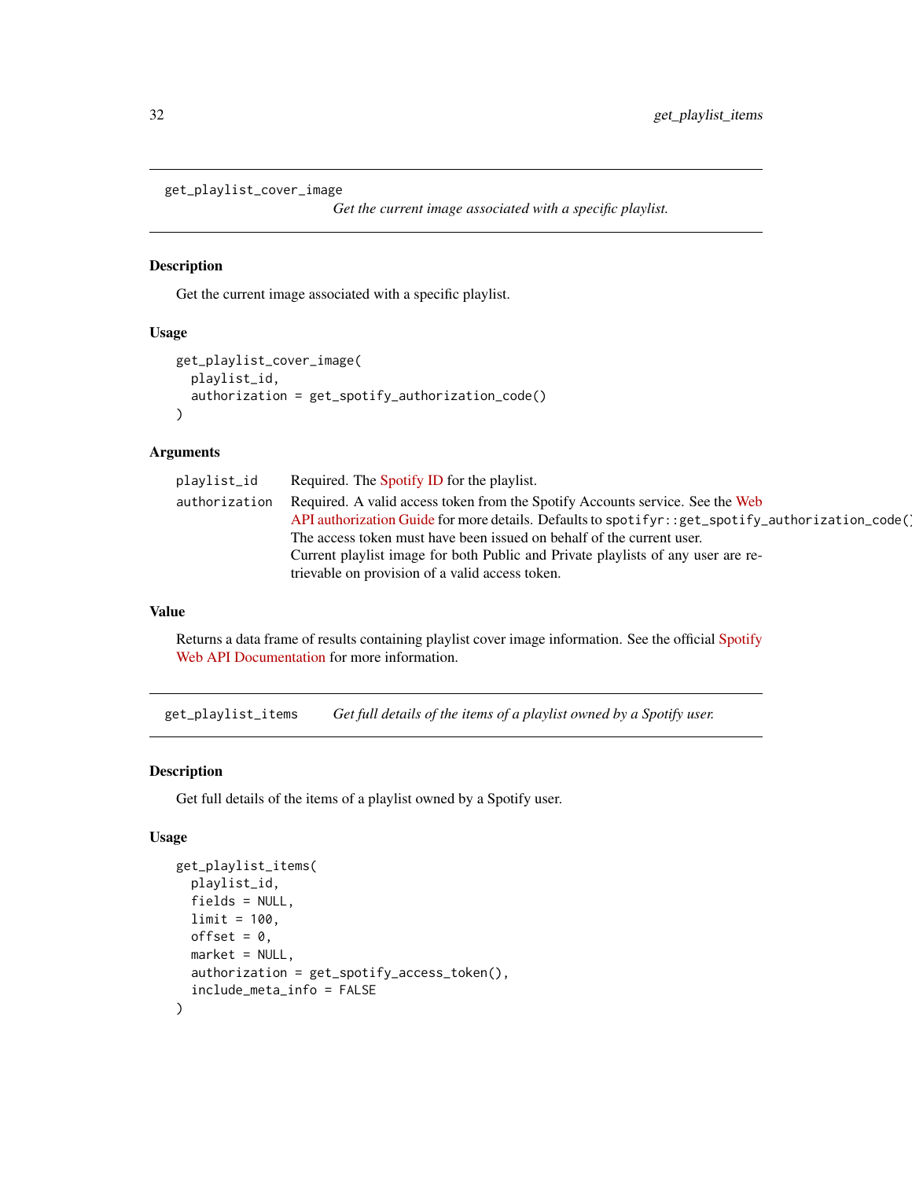## get_playlist_cover_image

*Get the current image associated with a specific playlist.*

### Description

Get the current image associated with a specific playlist.

### Usage

```
get_playlist_cover_image(
  playlist_id,
  authorization = get_spotify_authorization_code()
)
```

### Arguments

| | |
|---|---|
| playlist_id | Required. The Spotify ID for the playlist. |
| authorization | Required. A valid access token from the Spotify Accounts service. See the Web API authorization Guide for more details. Defaults to `spotifyr::get_spotify_authorization_code()`. The access token must have been issued on behalf of the current user. Current playlist image for both Public and Private playlists of any user are retrievable on provision of a valid access token. |

### Value

Returns a data frame of results containing playlist cover image information. See the official Spotify Web API Documentation for more information.

## get_playlist_items

*Get full details of the items of a playlist owned by a Spotify user.*

### Description

Get full details of the items of a playlist owned by a Spotify user.

### Usage

```
get_playlist_items(
  playlist_id,
  fields = NULL,
  limit = 100,
  offset = 0,
  market = NULL,
  authorization = get_spotify_access_token(),
  include_meta_info = FALSE
)
```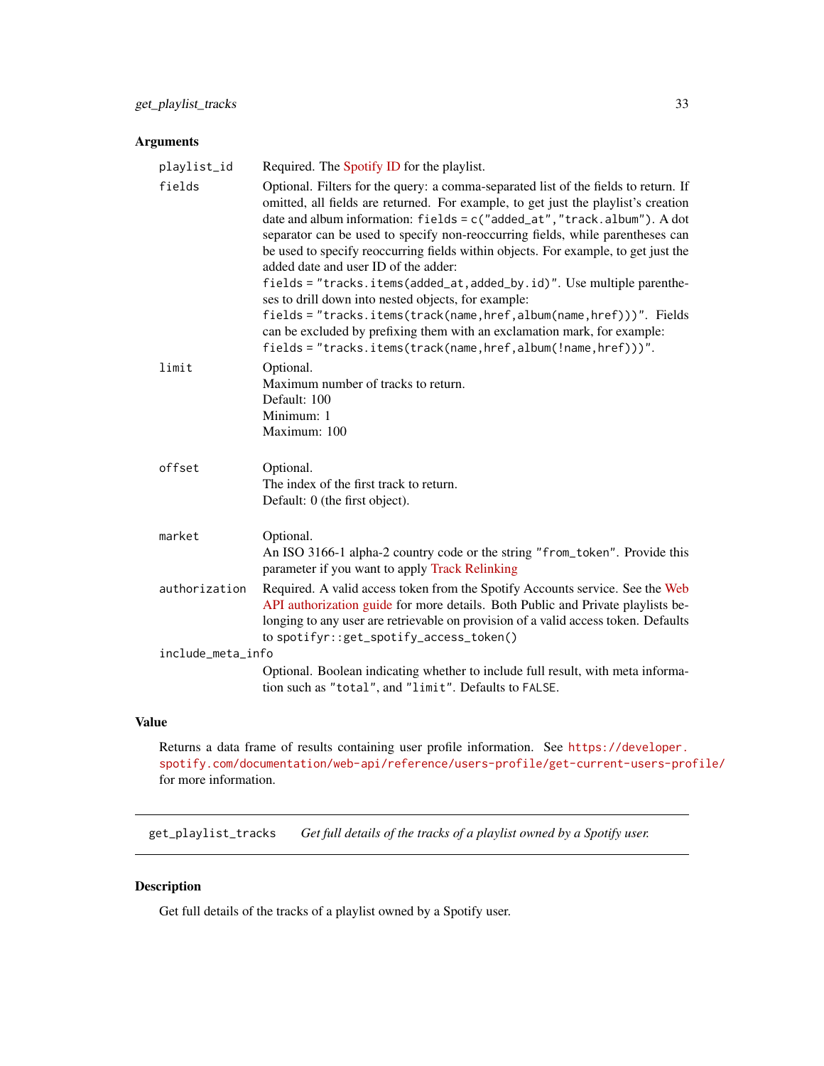## Arguments

**playlist_id** Required. The Spotify ID for the playlist.

**fields** Optional. Filters for the query: a comma-separated list of the fields to return. If omitted, all fields are returned. For example, to get just the playlist's creation date and album information: `fields = c("added_at","track.album")`. A dot separator can be used to specify non-reoccurring fields, while parentheses can be used to specify reoccurring fields within objects. For example, to get just the added date and user ID of the adder:
`fields = "tracks.items(added_at,added_by.id)"`. Use multiple parentheses to drill down into nested objects, for example:
`fields = "tracks.items(track(name,href,album(name,href)))"`. Fields can be excluded by prefixing them with an exclamation mark, for example:
`fields = "tracks.items(track(name,href,album(!name,href)))"`.

**limit** Optional.
Maximum number of tracks to return.
Default: 100
Minimum: 1
Maximum: 100

**offset** Optional.
The index of the first track to return.
Default: 0 (the first object).

**market** Optional.
An ISO 3166-1 alpha-2 country code or the string `"from_token"`. Provide this parameter if you want to apply Track Relinking

**authorization** Required. A valid access token from the Spotify Accounts service. See the Web API authorization guide for more details. Both Public and Private playlists belonging to any user are retrievable on provision of a valid access token. Defaults to `spotifyr::get_spotify_access_token()`

**include_meta_info** Optional. Boolean indicating whether to include full result, with meta information such as `"total"`, and `"limit"`. Defaults to `FALSE`.

## Value

Returns a data frame of results containing user profile information. See https://developer.spotify.com/documentation/web-api/reference/users-profile/get-current-users-profile/ for more information.

---

# get_playlist_tracks *Get full details of the tracks of a playlist owned by a Spotify user.*

---

## Description

Get full details of the tracks of a playlist owned by a Spotify user.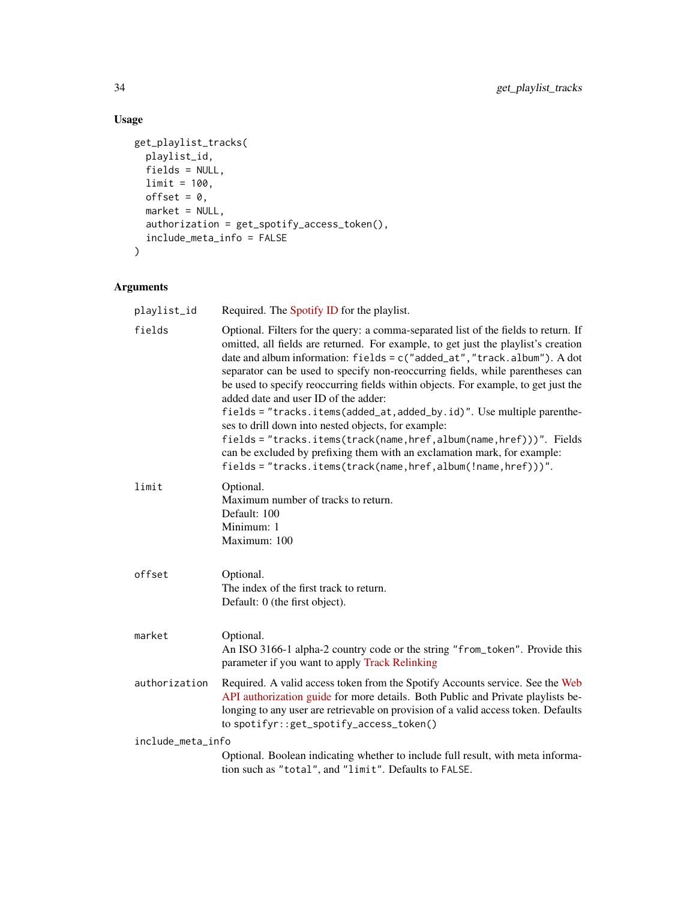## Usage

```
get_playlist_tracks(
  playlist_id,
  fields = NULL,
  limit = 100,
  offset = 0,
  market = NULL,
  authorization = get_spotify_access_token(),
  include_meta_info = FALSE
)
```

## Arguments

| Argument | Description |
| --- | --- |
| `playlist_id` | Required. The Spotify ID for the playlist. |
| `fields` | Optional. Filters for the query: a comma-separated list of the fields to return. If omitted, all fields are returned. For example, to get just the playlist's creation date and album information: `fields = c("added_at","track.album")`. A dot separator can be used to specify non-reoccurring fields, while parentheses can be used to specify reoccurring fields within objects. For example, to get just the added date and user ID of the adder: `fields = "tracks.items(added_at,added_by.id)"`. Use multiple parentheses to drill down into nested objects, for example: `fields = "tracks.items(track(name,href,album(name,href)))"`. Fields can be excluded by prefixing them with an exclamation mark, for example: `fields = "tracks.items(track(name,href,album(!name,href)))"`. |
| `limit` | Optional.<br>Maximum number of tracks to return.<br>Default: 100<br>Minimum: 1<br>Maximum: 100 |
| `offset` | Optional.<br>The index of the first track to return.<br>Default: 0 (the first object). |
| `market` | Optional.<br>An ISO 3166-1 alpha-2 country code or the string `"from_token"`. Provide this parameter if you want to apply Track Relinking |
| `authorization` | Required. A valid access token from the Spotify Accounts service. See the Web API authorization guide for more details. Both Public and Private playlists belonging to any user are retrievable on provision of a valid access token. Defaults to `spotifyr::get_spotify_access_token()` |
| `include_meta_info` | Optional. Boolean indicating whether to include full result, with meta information such as `"total"`, and `"limit"`. Defaults to `FALSE`. |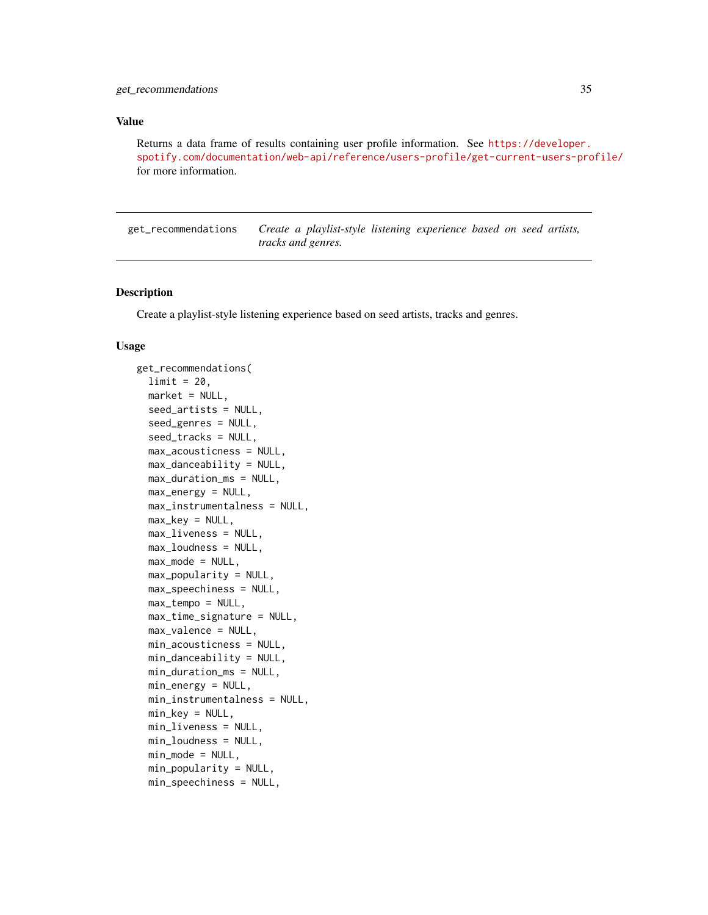## Value

Returns a data frame of results containing user profile information. See https://developer.spotify.com/documentation/web-api/reference/users-profile/get-current-users-profile/ for more information.

---

## get_recommendations — *Create a playlist-style listening experience based on seed artists, tracks and genres.*

---

### Description

Create a playlist-style listening experience based on seed artists, tracks and genres.

### Usage

```
get_recommendations(
  limit = 20,
  market = NULL,
  seed_artists = NULL,
  seed_genres = NULL,
  seed_tracks = NULL,
  max_acousticness = NULL,
  max_danceability = NULL,
  max_duration_ms = NULL,
  max_energy = NULL,
  max_instrumentalness = NULL,
  max_key = NULL,
  max_liveness = NULL,
  max_loudness = NULL,
  max_mode = NULL,
  max_popularity = NULL,
  max_speechiness = NULL,
  max_tempo = NULL,
  max_time_signature = NULL,
  max_valence = NULL,
  min_acousticness = NULL,
  min_danceability = NULL,
  min_duration_ms = NULL,
  min_energy = NULL,
  min_instrumentalness = NULL,
  min_key = NULL,
  min_liveness = NULL,
  min_loudness = NULL,
  min_mode = NULL,
  min_popularity = NULL,
  min_speechiness = NULL,
```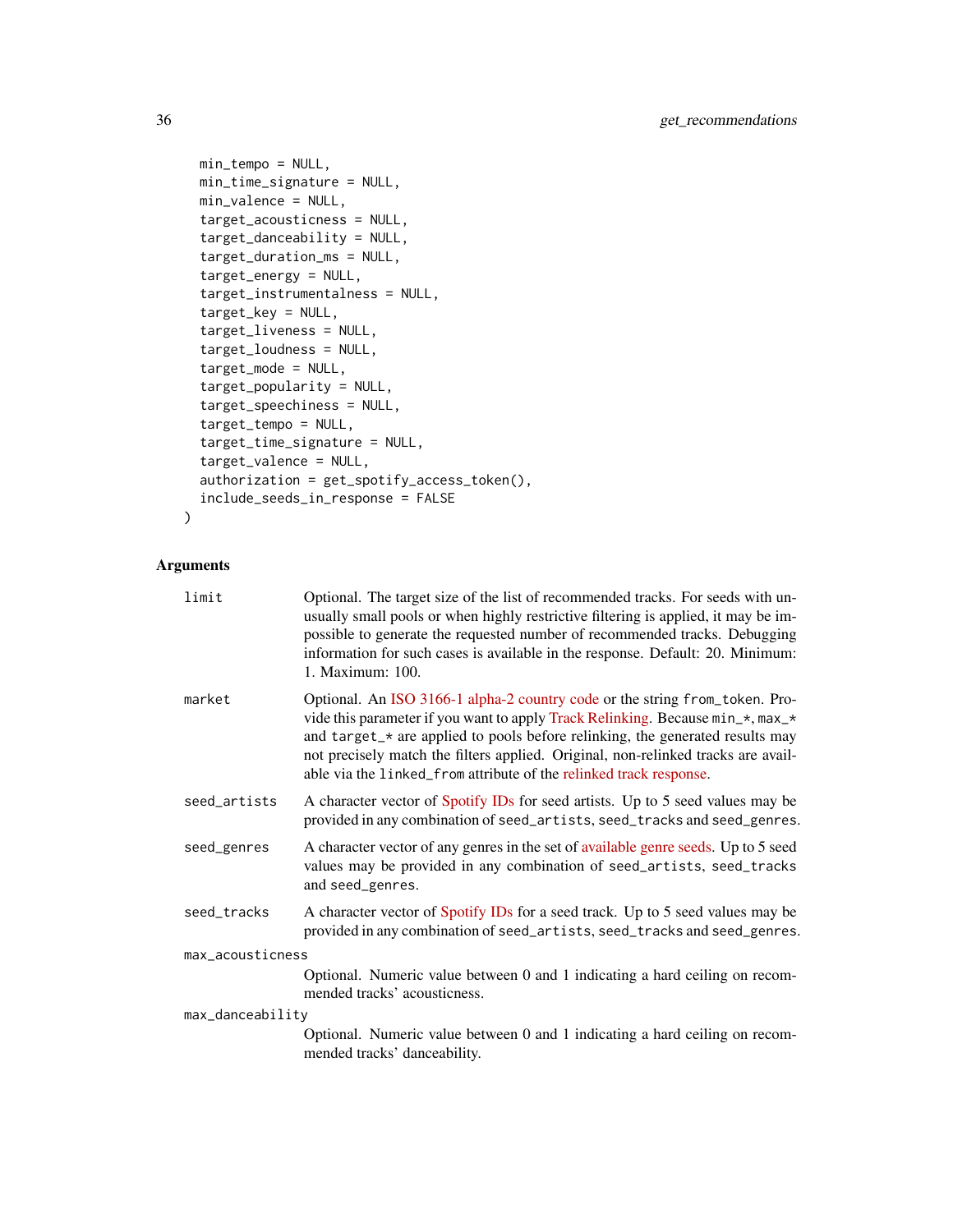```
  min_tempo = NULL,
  min_time_signature = NULL,
  min_valence = NULL,
  target_acousticness = NULL,
  target_danceability = NULL,
  target_duration_ms = NULL,
  target_energy = NULL,
  target_instrumentalness = NULL,
  target_key = NULL,
  target_liveness = NULL,
  target_loudness = NULL,
  target_mode = NULL,
  target_popularity = NULL,
  target_speechiness = NULL,
  target_tempo = NULL,
  target_time_signature = NULL,
  target_valence = NULL,
  authorization = get_spotify_access_token(),
  include_seeds_in_response = FALSE
)
```

## Arguments

`limit`
: Optional. The target size of the list of recommended tracks. For seeds with unusually small pools or when highly restrictive filtering is applied, it may be impossible to generate the requested number of recommended tracks. Debugging information for such cases is available in the response. Default: 20. Minimum: 1. Maximum: 100.

`market`
: Optional. An ISO 3166-1 alpha-2 country code or the string `from_token`. Provide this parameter if you want to apply Track Relinking. Because `min_*`, `max_*` and `target_*` are applied to pools before relinking, the generated results may not precisely match the filters applied. Original, non-relinked tracks are available via the `linked_from` attribute of the relinked track response.

`seed_artists`
: A character vector of Spotify IDs for seed artists. Up to 5 seed values may be provided in any combination of `seed_artists`, `seed_tracks` and `seed_genres`.

`seed_genres`
: A character vector of any genres in the set of available genre seeds. Up to 5 seed values may be provided in any combination of `seed_artists`, `seed_tracks` and `seed_genres`.

`seed_tracks`
: A character vector of Spotify IDs for a seed track. Up to 5 seed values may be provided in any combination of `seed_artists`, `seed_tracks` and `seed_genres`.

`max_acousticness`
: Optional. Numeric value between 0 and 1 indicating a hard ceiling on recommended tracks' acousticness.

`max_danceability`
: Optional. Numeric value between 0 and 1 indicating a hard ceiling on recommended tracks' danceability.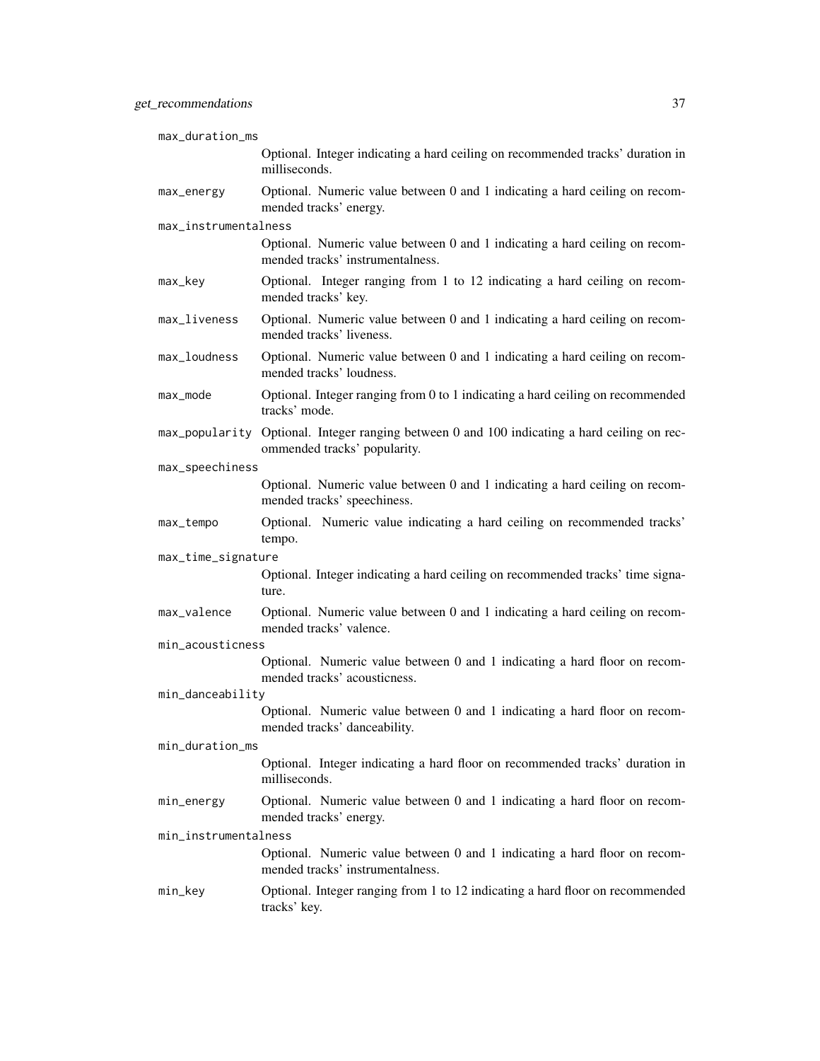max_duration_ms
: Optional. Integer indicating a hard ceiling on recommended tracks' duration in milliseconds.

max_energy
: Optional. Numeric value between 0 and 1 indicating a hard ceiling on recommended tracks' energy.

max_instrumentalness
: Optional. Numeric value between 0 and 1 indicating a hard ceiling on recommended tracks' instrumentalness.

max_key
: Optional. Integer ranging from 1 to 12 indicating a hard ceiling on recommended tracks' key.

max_liveness
: Optional. Numeric value between 0 and 1 indicating a hard ceiling on recommended tracks' liveness.

max_loudness
: Optional. Numeric value between 0 and 1 indicating a hard ceiling on recommended tracks' loudness.

max_mode
: Optional. Integer ranging from 0 to 1 indicating a hard ceiling on recommended tracks' mode.

max_popularity
: Optional. Integer ranging between 0 and 100 indicating a hard ceiling on recommended tracks' popularity.

max_speechiness
: Optional. Numeric value between 0 and 1 indicating a hard ceiling on recommended tracks' speechiness.

max_tempo
: Optional. Numeric value indicating a hard ceiling on recommended tracks' tempo.

max_time_signature
: Optional. Integer indicating a hard ceiling on recommended tracks' time signature.

max_valence
: Optional. Numeric value between 0 and 1 indicating a hard ceiling on recommended tracks' valence.

min_acousticness
: Optional. Numeric value between 0 and 1 indicating a hard floor on recommended tracks' acousticness.

min_danceability
: Optional. Numeric value between 0 and 1 indicating a hard floor on recommended tracks' danceability.

min_duration_ms
: Optional. Integer indicating a hard floor on recommended tracks' duration in milliseconds.

min_energy
: Optional. Numeric value between 0 and 1 indicating a hard floor on recommended tracks' energy.

min_instrumentalness
: Optional. Numeric value between 0 and 1 indicating a hard floor on recommended tracks' instrumentalness.

min_key
: Optional. Integer ranging from 1 to 12 indicating a hard floor on recommended tracks' key.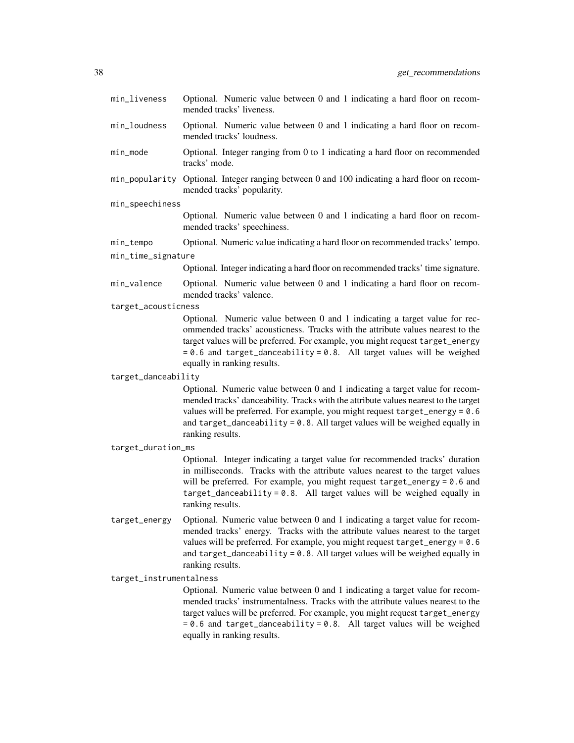min_liveness
: Optional. Numeric value between 0 and 1 indicating a hard floor on recommended tracks' liveness.

min_loudness
: Optional. Numeric value between 0 and 1 indicating a hard floor on recommended tracks' loudness.

min_mode
: Optional. Integer ranging from 0 to 1 indicating a hard floor on recommended tracks' mode.

min_popularity
: Optional. Integer ranging between 0 and 100 indicating a hard floor on recommended tracks' popularity.

min_speechiness
: Optional. Numeric value between 0 and 1 indicating a hard floor on recommended tracks' speechiness.

min_tempo
: Optional. Numeric value indicating a hard floor on recommended tracks' tempo.

min_time_signature
: Optional. Integer indicating a hard floor on recommended tracks' time signature.

min_valence
: Optional. Numeric value between 0 and 1 indicating a hard floor on recommended tracks' valence.

target_acousticness
: Optional. Numeric value between 0 and 1 indicating a target value for recommended tracks' acousticness. Tracks with the attribute values nearest to the target values will be preferred. For example, you might request `target_energy = 0.6` and `target_danceability = 0.8`. All target values will be weighed equally in ranking results.

target_danceability
: Optional. Numeric value between 0 and 1 indicating a target value for recommended tracks' danceability. Tracks with the attribute values nearest to the target values will be preferred. For example, you might request `target_energy = 0.6` and `target_danceability = 0.8`. All target values will be weighed equally in ranking results.

target_duration_ms
: Optional. Integer indicating a target value for recommended tracks' duration in milliseconds. Tracks with the attribute values nearest to the target values will be preferred. For example, you might request `target_energy = 0.6` and `target_danceability = 0.8`. All target values will be weighed equally in ranking results.

target_energy
: Optional. Numeric value between 0 and 1 indicating a target value for recommended tracks' energy. Tracks with the attribute values nearest to the target values will be preferred. For example, you might request `target_energy = 0.6` and `target_danceability = 0.8`. All target values will be weighed equally in ranking results.

target_instrumentalness
: Optional. Numeric value between 0 and 1 indicating a target value for recommended tracks' instrumentalness. Tracks with the attribute values nearest to the target values will be preferred. For example, you might request `target_energy = 0.6` and `target_danceability = 0.8`. All target values will be weighed equally in ranking results.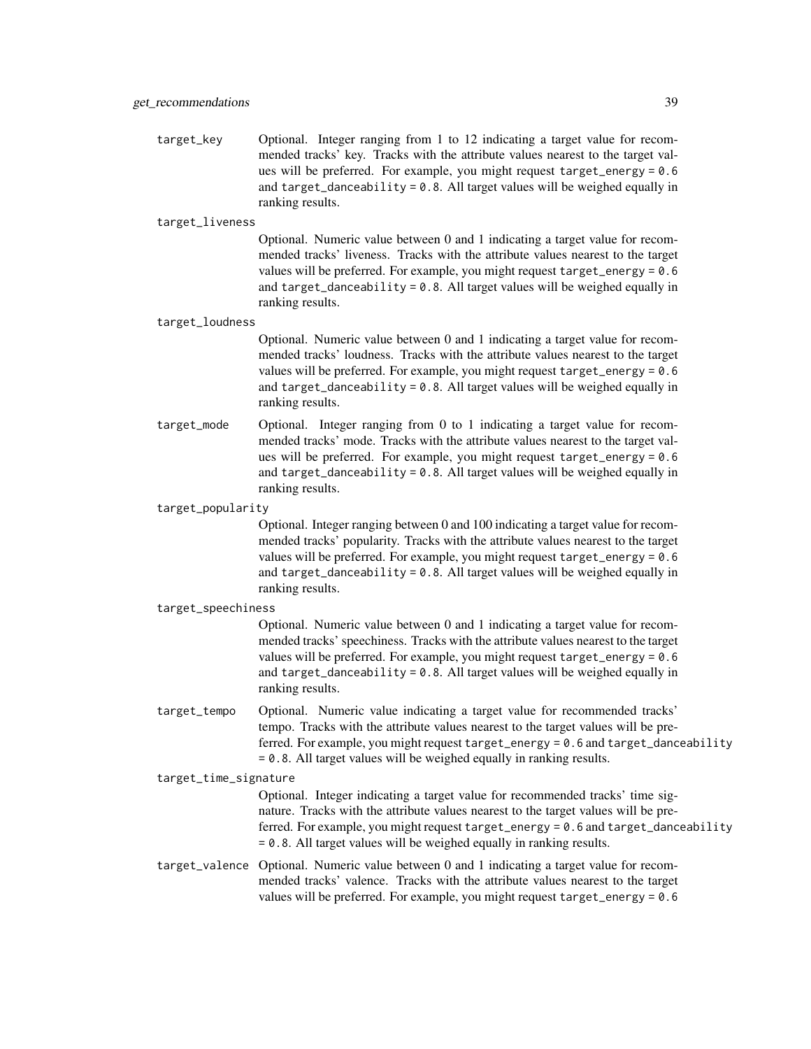`target_key`
: Optional. Integer ranging from 1 to 12 indicating a target value for recommended tracks' key. Tracks with the attribute values nearest to the target values will be preferred. For example, you might request `target_energy = 0.6` and `target_danceability = 0.8`. All target values will be weighed equally in ranking results.

`target_liveness`
: Optional. Numeric value between 0 and 1 indicating a target value for recommended tracks' liveness. Tracks with the attribute values nearest to the target values will be preferred. For example, you might request `target_energy = 0.6` and `target_danceability = 0.8`. All target values will be weighed equally in ranking results.

`target_loudness`
: Optional. Numeric value between 0 and 1 indicating a target value for recommended tracks' loudness. Tracks with the attribute values nearest to the target values will be preferred. For example, you might request `target_energy = 0.6` and `target_danceability = 0.8`. All target values will be weighed equally in ranking results.

`target_mode`
: Optional. Integer ranging from 0 to 1 indicating a target value for recommended tracks' mode. Tracks with the attribute values nearest to the target values will be preferred. For example, you might request `target_energy = 0.6` and `target_danceability = 0.8`. All target values will be weighed equally in ranking results.

`target_popularity`
: Optional. Integer ranging between 0 and 100 indicating a target value for recommended tracks' popularity. Tracks with the attribute values nearest to the target values will be preferred. For example, you might request `target_energy = 0.6` and `target_danceability = 0.8`. All target values will be weighed equally in ranking results.

`target_speechiness`
: Optional. Numeric value between 0 and 1 indicating a target value for recommended tracks' speechiness. Tracks with the attribute values nearest to the target values will be preferred. For example, you might request `target_energy = 0.6` and `target_danceability = 0.8`. All target values will be weighed equally in ranking results.

`target_tempo`
: Optional. Numeric value indicating a target value for recommended tracks' tempo. Tracks with the attribute values nearest to the target values will be preferred. For example, you might request `target_energy = 0.6` and `target_danceability = 0.8`. All target values will be weighed equally in ranking results.

`target_time_signature`
: Optional. Integer indicating a target value for recommended tracks' time signature. Tracks with the attribute values nearest to the target values will be preferred. For example, you might request `target_energy = 0.6` and `target_danceability = 0.8`. All target values will be weighed equally in ranking results.

`target_valence`
: Optional. Numeric value between 0 and 1 indicating a target value for recommended tracks' valence. Tracks with the attribute values nearest to the target values will be preferred. For example, you might request `target_energy = 0.6`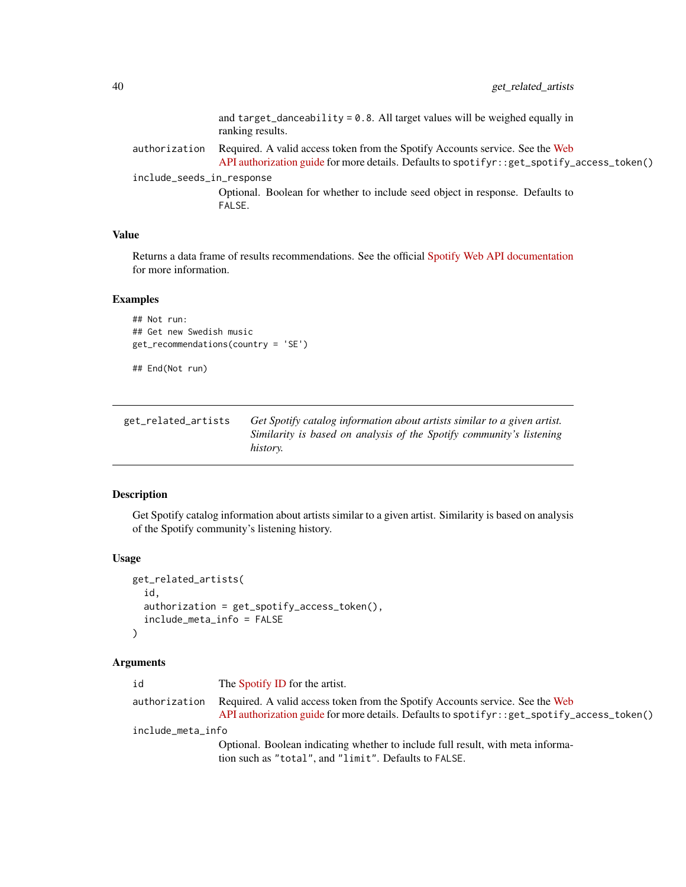and `target_danceability = 0.8`. All target values will be weighed equally in ranking results.

`authorization` Required. A valid access token from the Spotify Accounts service. See the Web API authorization guide for more details. Defaults to `spotifyr::get_spotify_access_token()`

`include_seeds_in_response` Optional. Boolean for whether to include seed object in response. Defaults to `FALSE`.

### Value

Returns a data frame of results recommendations. See the official Spotify Web API documentation for more information.

### Examples

```
## Not run:
## Get new Swedish music
get_recommendations(country = 'SE')

## End(Not run)
```

---

## get_related_artists

*Get Spotify catalog information about artists similar to a given artist. Similarity is based on analysis of the Spotify community's listening history.*

---

### Description

Get Spotify catalog information about artists similar to a given artist. Similarity is based on analysis of the Spotify community's listening history.

### Usage

```
get_related_artists(
  id,
  authorization = get_spotify_access_token(),
  include_meta_info = FALSE
)
```

### Arguments

`id` The Spotify ID for the artist.

`authorization` Required. A valid access token from the Spotify Accounts service. See the Web API authorization guide for more details. Defaults to `spotifyr::get_spotify_access_token()`

`include_meta_info` Optional. Boolean indicating whether to include full result, with meta information such as `"total"`, and `"limit"`. Defaults to `FALSE`.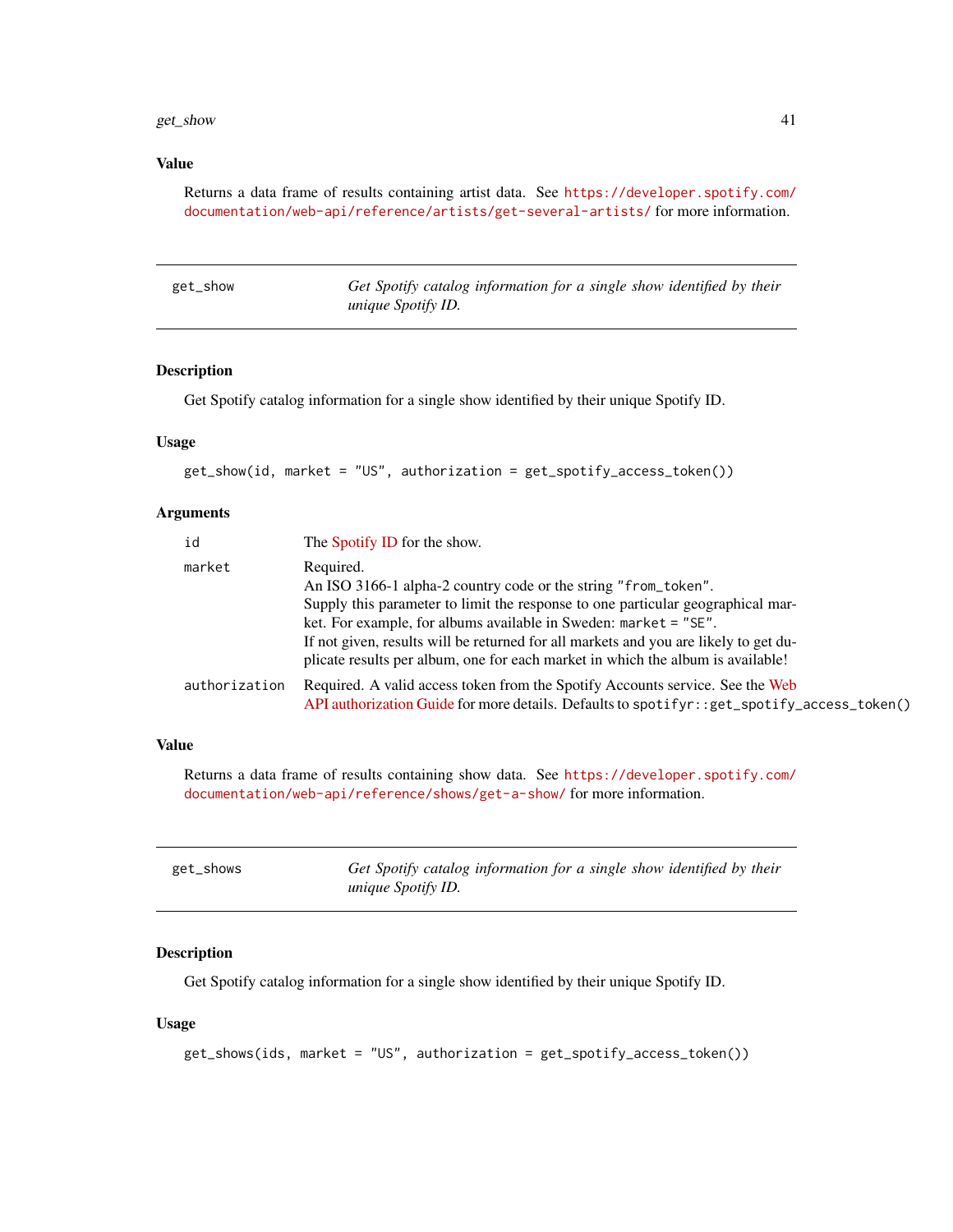## Value

Returns a data frame of results containing artist data. See https://developer.spotify.com/documentation/web-api/reference/artists/get-several-artists/ for more information.

---

get_show — *Get Spotify catalog information for a single show identified by their unique Spotify ID.*

---

### Description

Get Spotify catalog information for a single show identified by their unique Spotify ID.

### Usage

```
get_show(id, market = "US", authorization = get_spotify_access_token())
```

### Arguments

| | |
|---|---|
| `id` | The Spotify ID for the show. |
| `market` | Required.<br>An ISO 3166-1 alpha-2 country code or the string "from_token".<br>Supply this parameter to limit the response to one particular geographical market. For example, for albums available in Sweden: `market = "SE"`.<br>If not given, results will be returned for all markets and you are likely to get duplicate results per album, one for each market in which the album is available! |
| `authorization` | Required. A valid access token from the Spotify Accounts service. See the Web API authorization Guide for more details. Defaults to `spotifyr::get_spotify_access_token()` |

### Value

Returns a data frame of results containing show data. See https://developer.spotify.com/documentation/web-api/reference/shows/get-a-show/ for more information.

---

get_shows — *Get Spotify catalog information for a single show identified by their unique Spotify ID.*

---

### Description

Get Spotify catalog information for a single show identified by their unique Spotify ID.

### Usage

```
get_shows(ids, market = "US", authorization = get_spotify_access_token())
```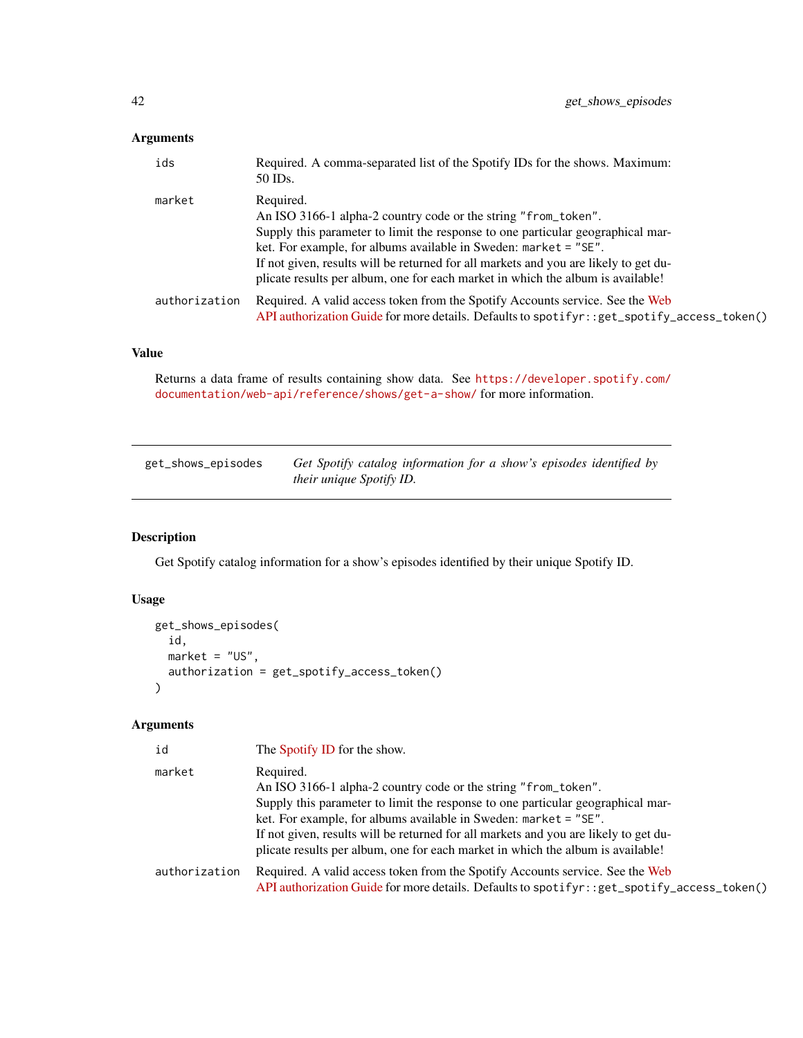### Arguments

| | |
|---|---|
| `ids` | Required. A comma-separated list of the Spotify IDs for the shows. Maximum: 50 IDs. |
| `market` | Required.<br>An ISO 3166-1 alpha-2 country code or the string `"from_token"`.<br>Supply this parameter to limit the response to one particular geographical market. For example, for albums available in Sweden: `market = "SE"`.<br>If not given, results will be returned for all markets and you are likely to get duplicate results per album, one for each market in which the album is available! |
| `authorization` | Required. A valid access token from the Spotify Accounts service. See the Web API authorization Guide for more details. Defaults to `spotifyr::get_spotify_access_token()` |

### Value

Returns a data frame of results containing show data. See https://developer.spotify.com/documentation/web-api/reference/shows/get-a-show/ for more information.

---

## get_shows_episodes — *Get Spotify catalog information for a show's episodes identified by their unique Spotify ID.*

---

### Description

Get Spotify catalog information for a show's episodes identified by their unique Spotify ID.

### Usage

```
get_shows_episodes(
  id,
  market = "US",
  authorization = get_spotify_access_token()
)
```

### Arguments

| | |
|---|---|
| `id` | The Spotify ID for the show. |
| `market` | Required.<br>An ISO 3166-1 alpha-2 country code or the string `"from_token"`.<br>Supply this parameter to limit the response to one particular geographical market. For example, for albums available in Sweden: `market = "SE"`.<br>If not given, results will be returned for all markets and you are likely to get duplicate results per album, one for each market in which the album is available! |
| `authorization` | Required. A valid access token from the Spotify Accounts service. See the Web API authorization Guide for more details. Defaults to `spotifyr::get_spotify_access_token()` |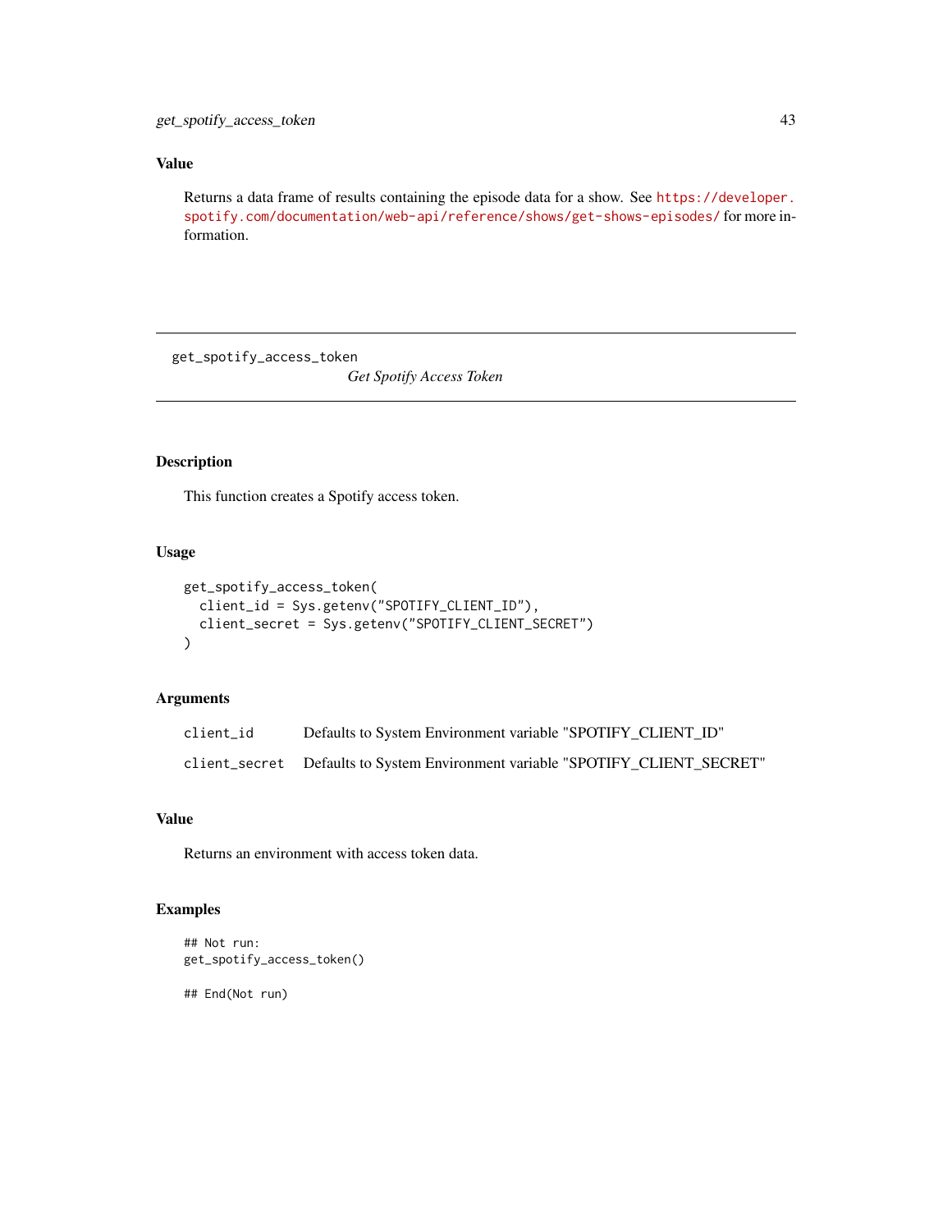### Value

Returns a data frame of results containing the episode data for a show. See https://developer.spotify.com/documentation/web-api/reference/shows/get-shows-episodes/ for more information.

---

## get_spotify_access_token

*Get Spotify Access Token*

---

### Description

This function creates a Spotify access token.

### Usage

```
get_spotify_access_token(
  client_id = Sys.getenv("SPOTIFY_CLIENT_ID"),
  client_secret = Sys.getenv("SPOTIFY_CLIENT_SECRET")
)
```

### Arguments

| | |
|---|---|
| `client_id` | Defaults to System Environment variable "SPOTIFY_CLIENT_ID" |
| `client_secret` | Defaults to System Environment variable "SPOTIFY_CLIENT_SECRET" |

### Value

Returns an environment with access token data.

### Examples

```
## Not run:
get_spotify_access_token()

## End(Not run)
```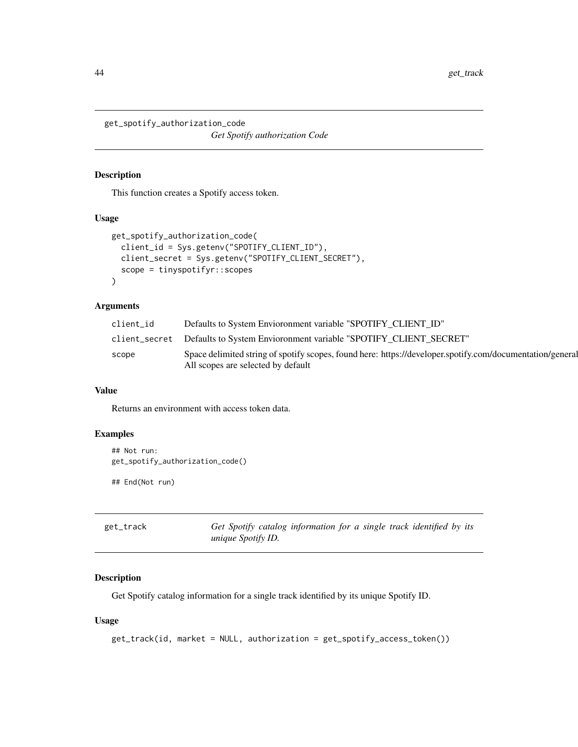## get_spotify_authorization_code

*Get Spotify authorization Code*

### Description

This function creates a Spotify access token.

### Usage

```
get_spotify_authorization_code(
  client_id = Sys.getenv("SPOTIFY_CLIENT_ID"),
  client_secret = Sys.getenv("SPOTIFY_CLIENT_SECRET"),
  scope = tinyspotifyr::scopes
)
```

### Arguments

| | |
|---|---|
| client_id | Defaults to System Envioronment variable "SPOTIFY_CLIENT_ID" |
| client_secret | Defaults to System Envioronment variable "SPOTIFY_CLIENT_SECRET" |
| scope | Space delimited string of spotify scopes, found here: https://developer.spotify.com/documentation/general All scopes are selected by default |

### Value

Returns an environment with access token data.

### Examples

```
## Not run:
get_spotify_authorization_code()

## End(Not run)
```

## get_track

*Get Spotify catalog information for a single track identified by its unique Spotify ID.*

### Description

Get Spotify catalog information for a single track identified by its unique Spotify ID.

### Usage

```
get_track(id, market = NULL, authorization = get_spotify_access_token())
```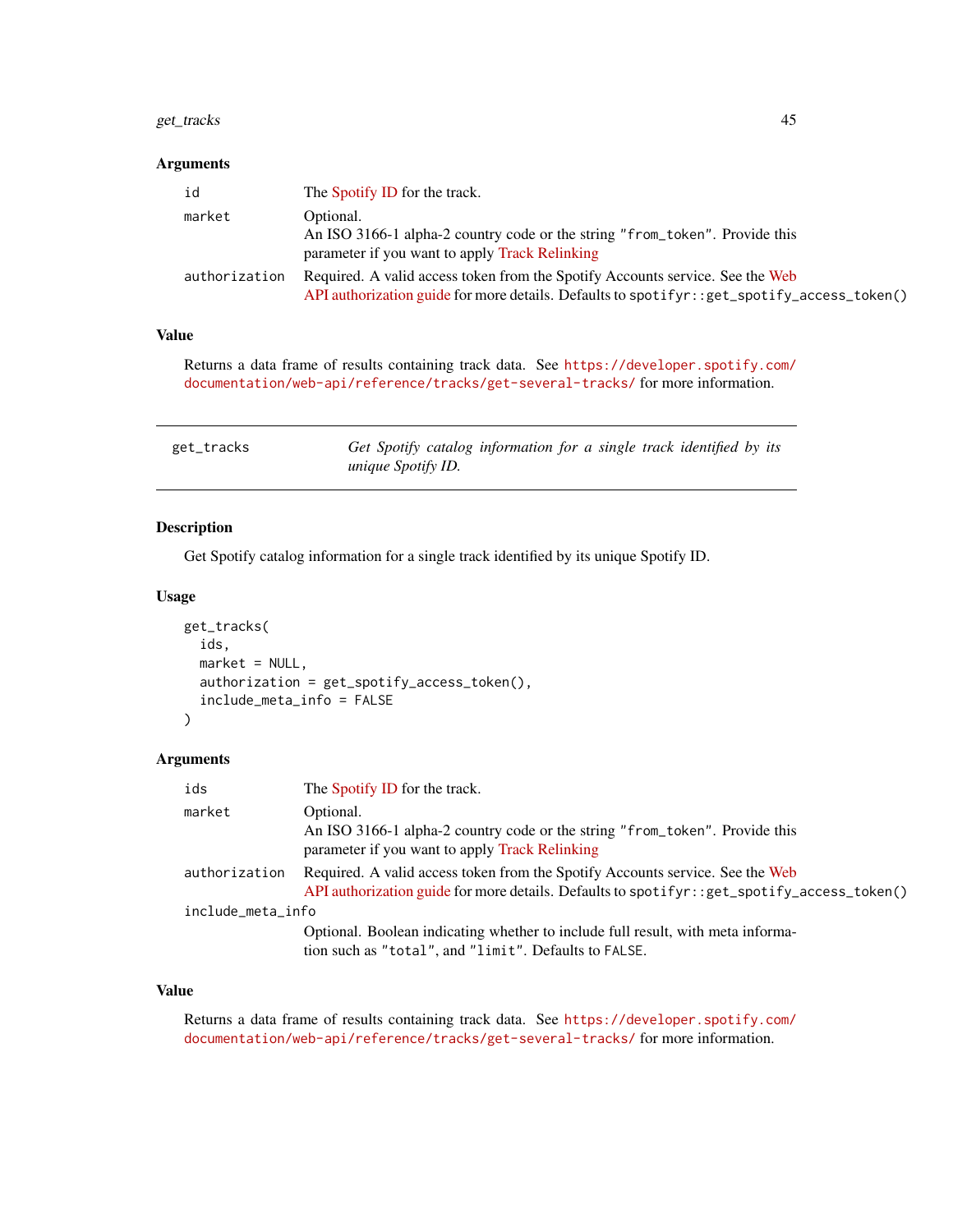### Arguments

| | |
|---|---|
| id | The Spotify ID for the track. |
| market | Optional. An ISO 3166-1 alpha-2 country code or the string "from_token". Provide this parameter if you want to apply Track Relinking |
| authorization | Required. A valid access token from the Spotify Accounts service. See the Web API authorization guide for more details. Defaults to `spotifyr::get_spotify_access_token()` |

### Value

Returns a data frame of results containing track data. See https://developer.spotify.com/documentation/web-api/reference/tracks/get-several-tracks/ for more information.

---

## get_tracks — *Get Spotify catalog information for a single track identified by its unique Spotify ID.*

---

### Description

Get Spotify catalog information for a single track identified by its unique Spotify ID.

### Usage

```
get_tracks(
  ids,
  market = NULL,
  authorization = get_spotify_access_token(),
  include_meta_info = FALSE
)
```

### Arguments

| | |
|---|---|
| ids | The Spotify ID for the track. |
| market | Optional. An ISO 3166-1 alpha-2 country code or the string "from_token". Provide this parameter if you want to apply Track Relinking |
| authorization | Required. A valid access token from the Spotify Accounts service. See the Web API authorization guide for more details. Defaults to `spotifyr::get_spotify_access_token()` |
| include_meta_info | Optional. Boolean indicating whether to include full result, with meta information such as "total", and "limit". Defaults to FALSE. |

### Value

Returns a data frame of results containing track data. See https://developer.spotify.com/documentation/web-api/reference/tracks/get-several-tracks/ for more information.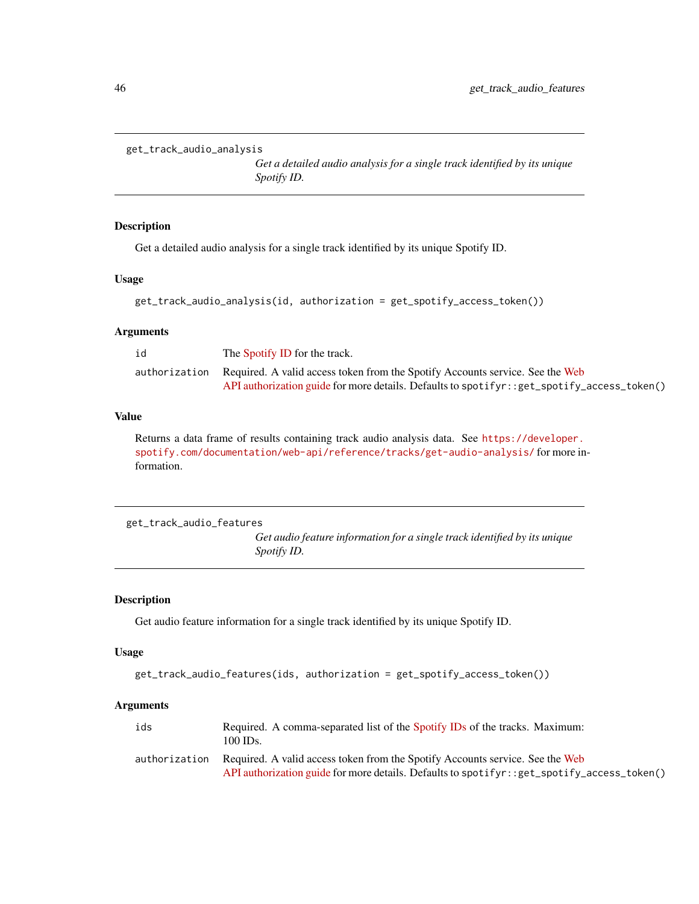## get_track_audio_analysis

*Get a detailed audio analysis for a single track identified by its unique Spotify ID.*

### Description

Get a detailed audio analysis for a single track identified by its unique Spotify ID.

### Usage

```
get_track_audio_analysis(id, authorization = get_spotify_access_token())
```

### Arguments

| | |
|---|---|
| `id` | The Spotify ID for the track. |
| `authorization` | Required. A valid access token from the Spotify Accounts service. See the Web API authorization guide for more details. Defaults to `spotifyr::get_spotify_access_token()` |

### Value

Returns a data frame of results containing track audio analysis data. See https://developer.spotify.com/documentation/web-api/reference/tracks/get-audio-analysis/ for more information.

## get_track_audio_features

*Get audio feature information for a single track identified by its unique Spotify ID.*

### Description

Get audio feature information for a single track identified by its unique Spotify ID.

### Usage

```
get_track_audio_features(ids, authorization = get_spotify_access_token())
```

### Arguments

| | |
|---|---|
| `ids` | Required. A comma-separated list of the Spotify IDs of the tracks. Maximum: 100 IDs. |
| `authorization` | Required. A valid access token from the Spotify Accounts service. See the Web API authorization guide for more details. Defaults to `spotifyr::get_spotify_access_token()` |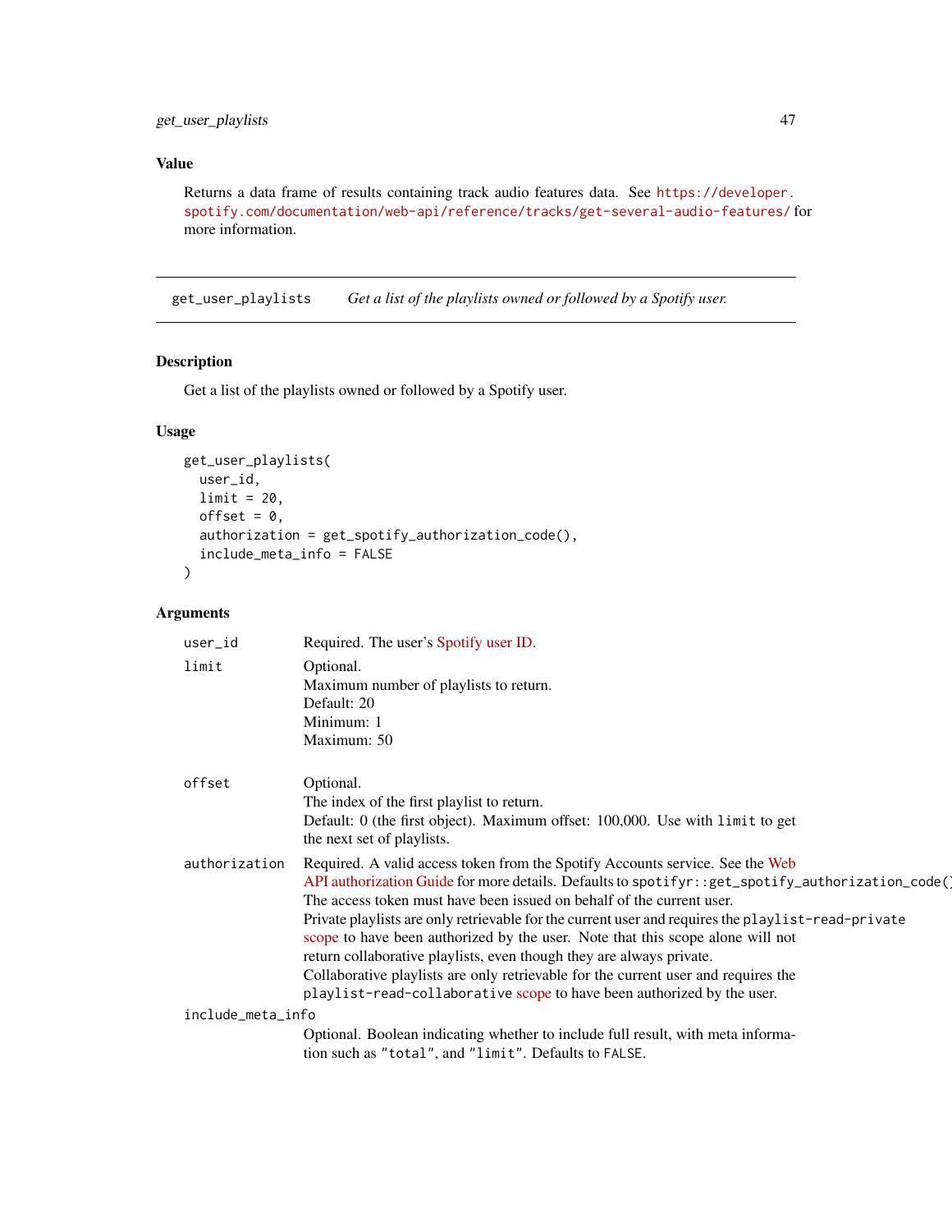## Value

Returns a data frame of results containing track audio features data. See https://developer.spotify.com/documentation/web-api/reference/tracks/get-several-audio-features/ for more information.

---

## get_user_playlists — *Get a list of the playlists owned or followed by a Spotify user.*

### Description

Get a list of the playlists owned or followed by a Spotify user.

### Usage

```
get_user_playlists(
  user_id,
  limit = 20,
  offset = 0,
  authorization = get_spotify_authorization_code(),
  include_meta_info = FALSE
)
```

### Arguments

`user_id`
: Required. The user's Spotify user ID.

`limit`
: Optional.
  Maximum number of playlists to return.
  Default: 20
  Minimum: 1
  Maximum: 50

`offset`
: Optional.
  The index of the first playlist to return.
  Default: 0 (the first object). Maximum offset: 100,000. Use with `limit` to get the next set of playlists.

`authorization`
: Required. A valid access token from the Spotify Accounts service. See the Web API authorization Guide for more details. Defaults to `spotifyr::get_spotify_authorization_code()`. The access token must have been issued on behalf of the current user.
  Private playlists are only retrievable for the current user and requires the `playlist-read-private` scope to have been authorized by the user. Note that this scope alone will not return collaborative playlists, even though they are always private.
  Collaborative playlists are only retrievable for the current user and requires the `playlist-read-collaborative` scope to have been authorized by the user.

`include_meta_info`
: Optional. Boolean indicating whether to include full result, with meta information such as `"total"`, and `"limit"`. Defaults to `FALSE`.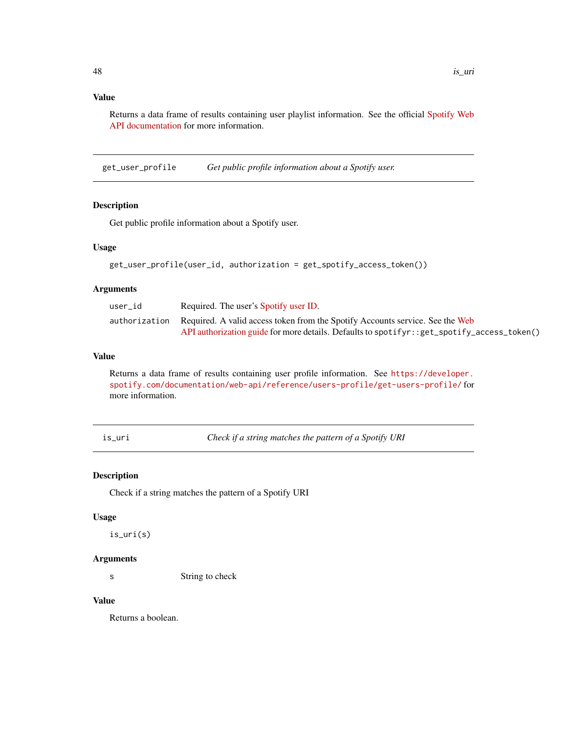### Value

Returns a data frame of results containing user playlist information. See the official Spotify Web API documentation for more information.

---

## get_user_profile — *Get public profile information about a Spotify user.*

---

### Description

Get public profile information about a Spotify user.

### Usage

```
get_user_profile(user_id, authorization = get_spotify_access_token())
```

### Arguments

| | |
|---|---|
| `user_id` | Required. The user's Spotify user ID. |
| `authorization` | Required. A valid access token from the Spotify Accounts service. See the Web API authorization guide for more details. Defaults to `spotifyr::get_spotify_access_token()` |

### Value

Returns a data frame of results containing user profile information. See https://developer.spotify.com/documentation/web-api/reference/users-profile/get-users-profile/ for more information.

---

## is_uri — *Check if a string matches the pattern of a Spotify URI*

---

### Description

Check if a string matches the pattern of a Spotify URI

### Usage

```
is_uri(s)
```

### Arguments

| | |
|---|---|
| `s` | String to check |

### Value

Returns a boolean.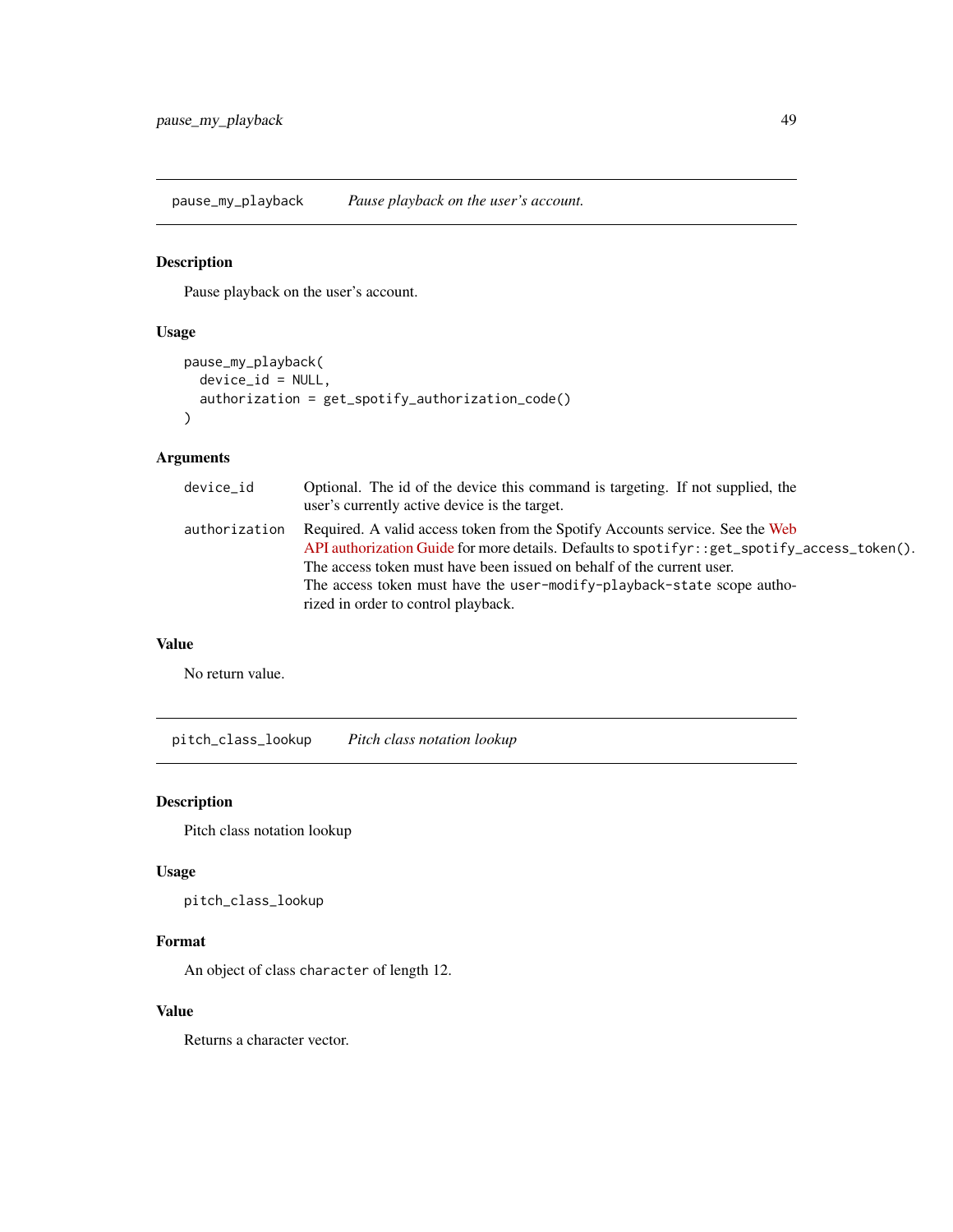## pause_my_playback — *Pause playback on the user's account.*

### Description

Pause playback on the user's account.

### Usage

```
pause_my_playback(
  device_id = NULL,
  authorization = get_spotify_authorization_code()
)
```

### Arguments

| | |
|---|---|
| device_id | Optional. The id of the device this command is targeting. If not supplied, the user's currently active device is the target. |
| authorization | Required. A valid access token from the Spotify Accounts service. See the Web API authorization Guide for more details. Defaults to `spotifyr::get_spotify_access_token()`. The access token must have been issued on behalf of the current user. The access token must have the `user-modify-playback-state` scope authorized in order to control playback. |

### Value

No return value.

## pitch_class_lookup — *Pitch class notation lookup*

### Description

Pitch class notation lookup

### Usage

```
pitch_class_lookup
```

### Format

An object of class `character` of length 12.

### Value

Returns a character vector.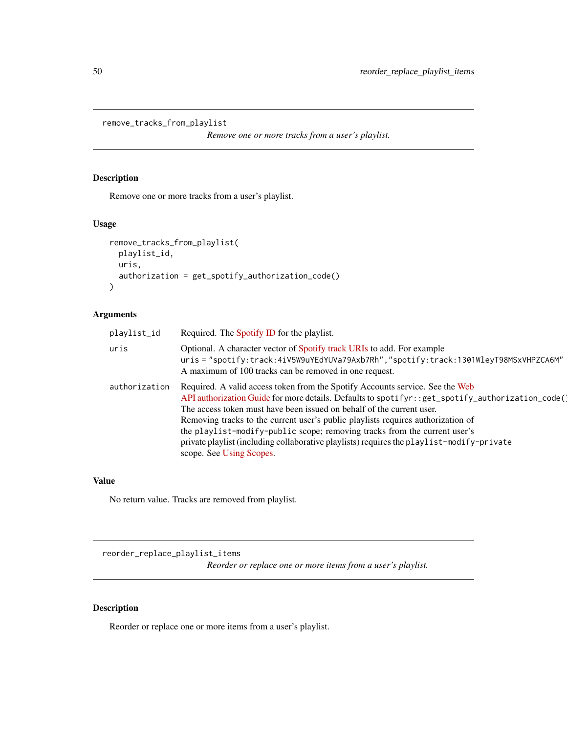## remove_tracks_from_playlist

*Remove one or more tracks from a user's playlist.*

### Description

Remove one or more tracks from a user's playlist.

### Usage

```
remove_tracks_from_playlist(
  playlist_id,
  uris,
  authorization = get_spotify_authorization_code()
)
```

### Arguments

| | |
|---|---|
| playlist_id | Required. The Spotify ID for the playlist. |
| uris | Optional. A character vector of Spotify track URIs to add. For example `uris = "spotify:track:4iV5W9uYEdYUVa79Axb7Rh","spotify:track:1301WleyT98MSxVHPZCA6M"` A maximum of 100 tracks can be removed in one request. |
| authorization | Required. A valid access token from the Spotify Accounts service. See the Web API authorization Guide for more details. Defaults to `spotifyr::get_spotify_authorization_code()`. The access token must have been issued on behalf of the current user. Removing tracks to the current user's public playlists requires authorization of the `playlist-modify-public` scope; removing tracks from the current user's private playlist (including collaborative playlists) requires the `playlist-modify-private` scope. See Using Scopes. |

### Value

No return value. Tracks are removed from playlist.

## reorder_replace_playlist_items

*Reorder or replace one or more items from a user's playlist.*

### Description

Reorder or replace one or more items from a user's playlist.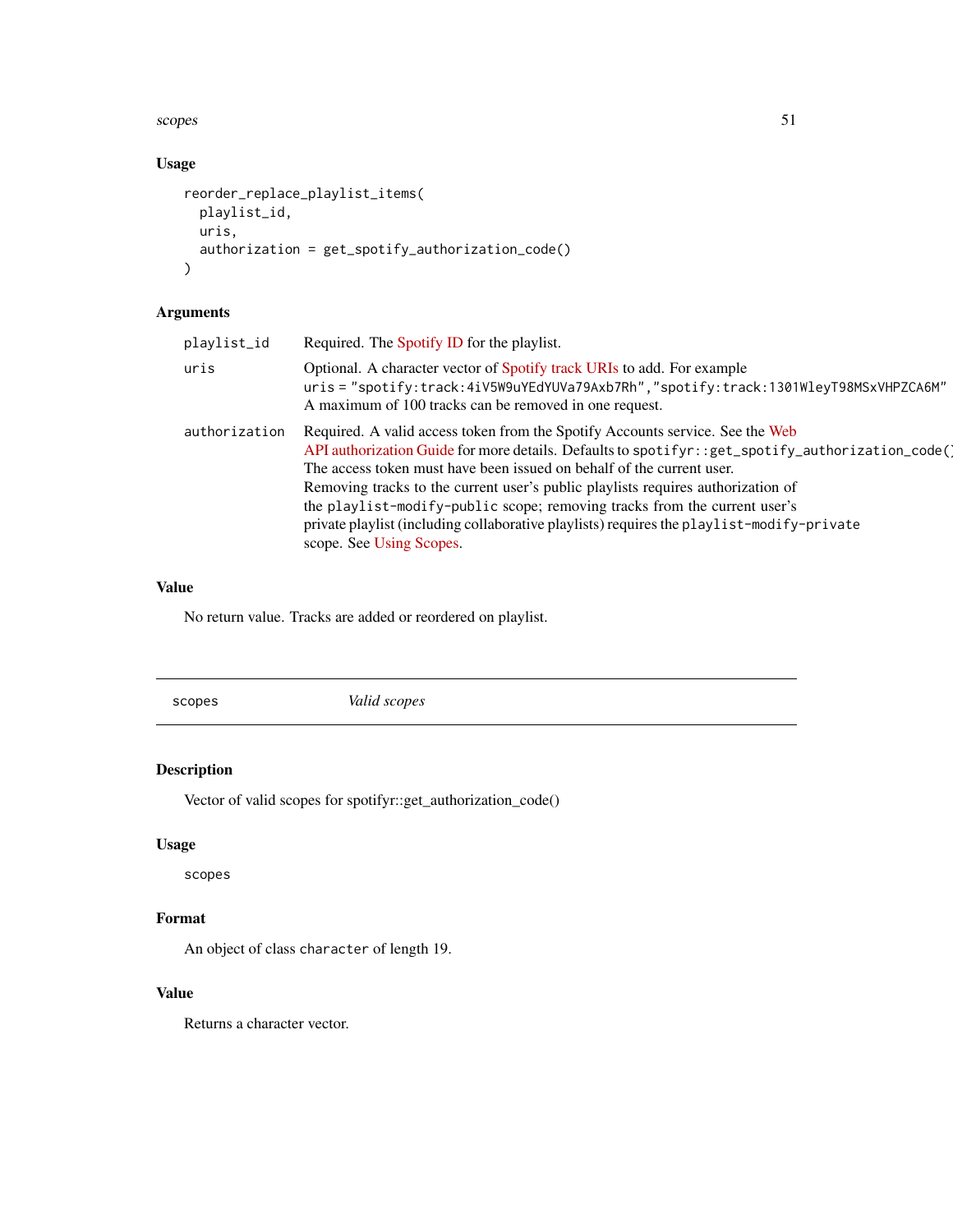### Usage

```
reorder_replace_playlist_items(
  playlist_id,
  uris,
  authorization = get_spotify_authorization_code()
)
```

### Arguments

| | |
|---|---|
| playlist_id | Required. The Spotify ID for the playlist. |
| uris | Optional. A character vector of Spotify track URIs to add. For example `uris = "spotify:track:4iV5W9uYEdYUVa79Axb7Rh","spotify:track:1301WleyT98MSxVHPZCA6M"` A maximum of 100 tracks can be removed in one request. |
| authorization | Required. A valid access token from the Spotify Accounts service. See the Web API authorization Guide for more details. Defaults to `spotifyr::get_spotify_authorization_code()`. The access token must have been issued on behalf of the current user. Removing tracks to the current user's public playlists requires authorization of the `playlist-modify-public` scope; removing tracks from the current user's private playlist (including collaborative playlists) requires the `playlist-modify-private` scope. See Using Scopes. |

### Value

No return value. Tracks are added or reordered on playlist.

---

## scopes *Valid scopes*

---

### Description

Vector of valid scopes for spotifyr::get_authorization_code()

### Usage

```
scopes
```

### Format

An object of class `character` of length 19.

### Value

Returns a character vector.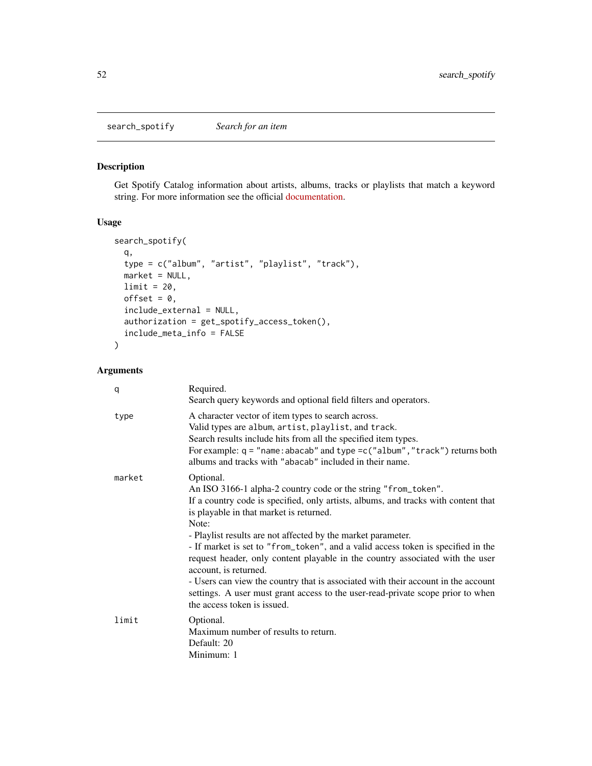## search_spotify *Search for an item*

### Description

Get Spotify Catalog information about artists, albums, tracks or playlists that match a keyword string. For more information see the official documentation.

### Usage

```
search_spotify(
  q,
  type = c("album", "artist", "playlist", "track"),
  market = NULL,
  limit = 20,
  offset = 0,
  include_external = NULL,
  authorization = get_spotify_access_token(),
  include_meta_info = FALSE
)
```

### Arguments

| | |
|---|---|
| `q` | Required.<br>Search query keywords and optional field filters and operators. |
| `type` | A character vector of item types to search across.<br>Valid types are `album`, `artist`, `playlist`, and `track`.<br>Search results include hits from all the specified item types.<br>For example: `q = "name:abacab"` and `type =c("album","track")` returns both albums and tracks with `"abacab"` included in their name. |
| `market` | Optional.<br>An ISO 3166-1 alpha-2 country code or the string `"from_token"`.<br>If a country code is specified, only artists, albums, and tracks with content that is playable in that market is returned.<br>Note:<br>- Playlist results are not affected by the market parameter.<br>- If market is set to `"from_token"`, and a valid access token is specified in the request header, only content playable in the country associated with the user account, is returned.<br>- Users can view the country that is associated with their account in the account settings. A user must grant access to the user-read-private scope prior to when the access token is issued. |
| `limit` | Optional.<br>Maximum number of results to return.<br>Default: 20<br>Minimum: 1 |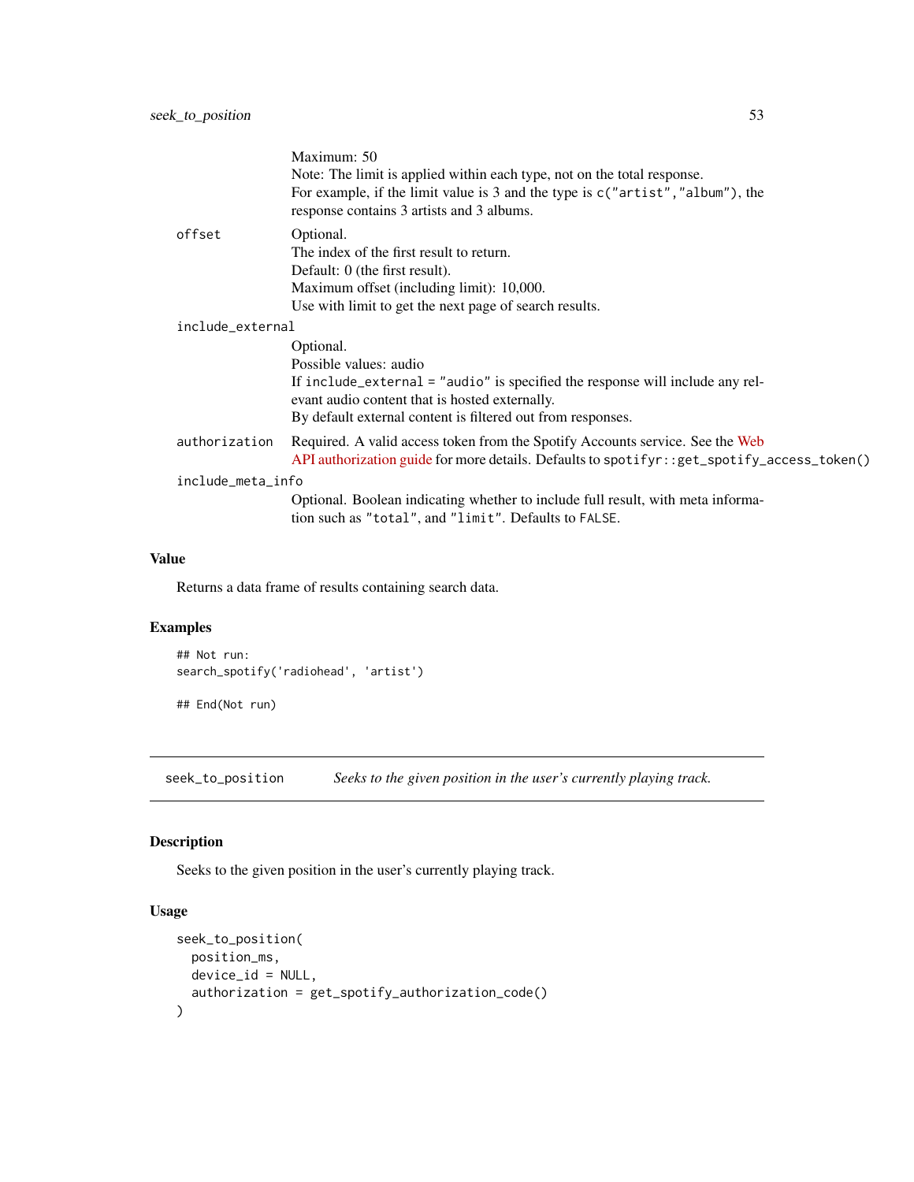Maximum: 50
Note: The limit is applied within each type, not on the total response.
For example, if the limit value is 3 and the type is `c("artist","album")`, the response contains 3 artists and 3 albums.

`offset`
Optional.
The index of the first result to return.
Default: 0 (the first result).
Maximum offset (including limit): 10,000.
Use with limit to get the next page of search results.

`include_external`
Optional.
Possible values: audio
If `include_external = "audio"` is specified the response will include any relevant audio content that is hosted externally.
By default external content is filtered out from responses.

`authorization`
Required. A valid access token from the Spotify Accounts service. See the Web API authorization guide for more details. Defaults to `spotifyr::get_spotify_access_token()`

`include_meta_info`
Optional. Boolean indicating whether to include full result, with meta information such as `"total"`, and `"limit"`. Defaults to `FALSE`.

### Value

Returns a data frame of results containing search data.

### Examples

```
## Not run:
search_spotify('radiohead', 'artist')

## End(Not run)
```

---

## seek_to_position — *Seeks to the given position in the user's currently playing track.*

### Description

Seeks to the given position in the user's currently playing track.

### Usage

```
seek_to_position(
  position_ms,
  device_id = NULL,
  authorization = get_spotify_authorization_code()
)
```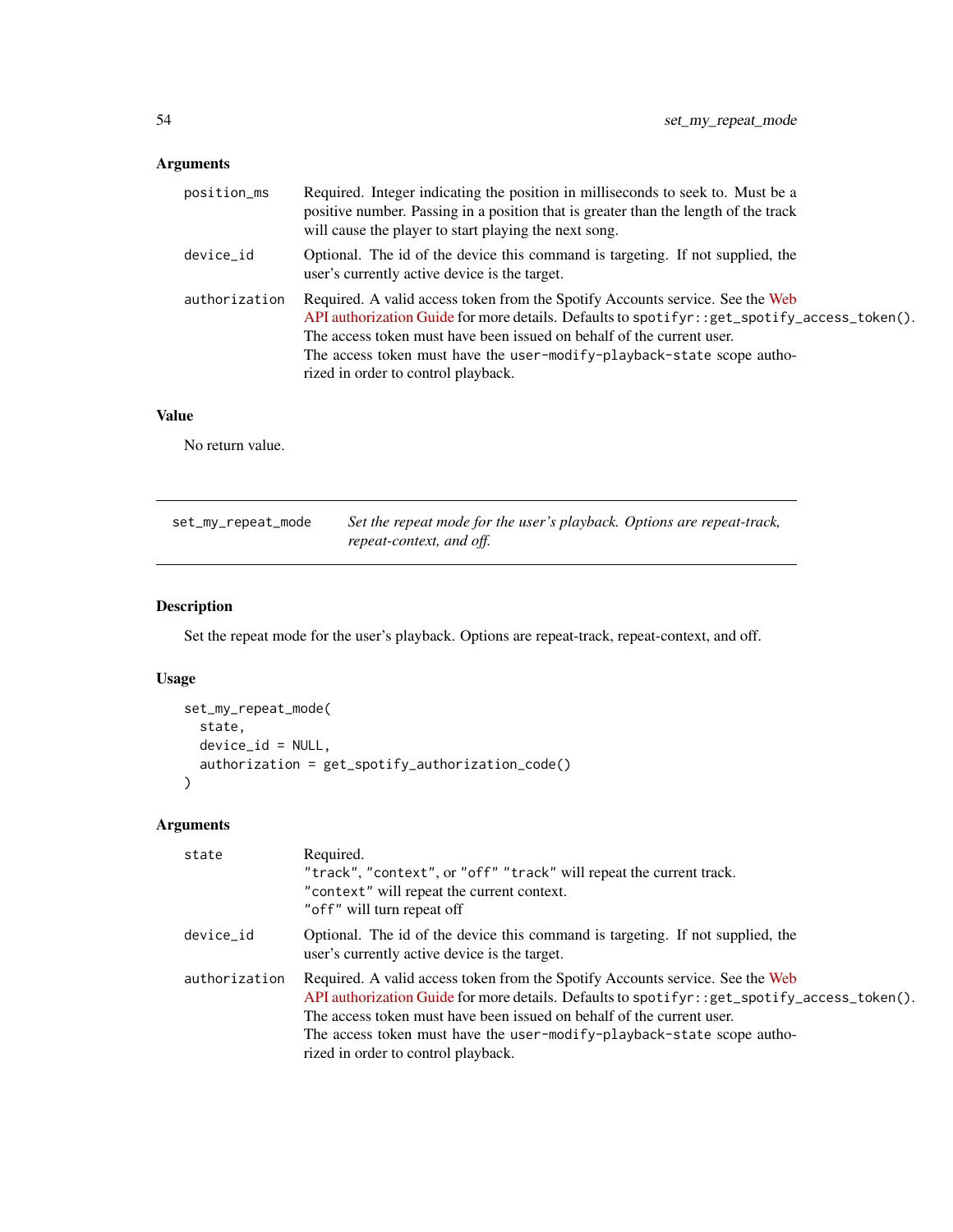### Arguments

| | |
|---|---|
| `position_ms` | Required. Integer indicating the position in milliseconds to seek to. Must be a positive number. Passing in a position that is greater than the length of the track will cause the player to start playing the next song. |
| `device_id` | Optional. The id of the device this command is targeting. If not supplied, the user's currently active device is the target. |
| `authorization` | Required. A valid access token from the Spotify Accounts service. See the Web API authorization Guide for more details. Defaults to `spotifyr::get_spotify_access_token()`. The access token must have been issued on behalf of the current user. The access token must have the `user-modify-playback-state` scope authorized in order to control playback. |

### Value

No return value.

---

## set_my_repeat_mode

*Set the repeat mode for the user's playback. Options are repeat-track, repeat-context, and off.*

---

### Description

Set the repeat mode for the user's playback. Options are repeat-track, repeat-context, and off.

### Usage

```
set_my_repeat_mode(
  state,
  device_id = NULL,
  authorization = get_spotify_authorization_code()
)
```

### Arguments

| | |
|---|---|
| `state` | Required. `"track"`, `"context"`, or `"off"` `"track"` will repeat the current track. `"context"` will repeat the current context. `"off"` will turn repeat off |
| `device_id` | Optional. The id of the device this command is targeting. If not supplied, the user's currently active device is the target. |
| `authorization` | Required. A valid access token from the Spotify Accounts service. See the Web API authorization Guide for more details. Defaults to `spotifyr::get_spotify_access_token()`. The access token must have been issued on behalf of the current user. The access token must have the `user-modify-playback-state` scope authorized in order to control playback. |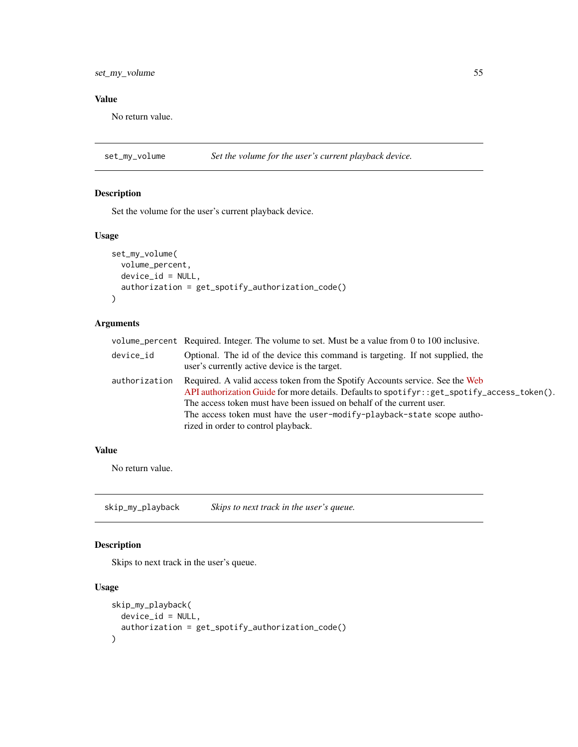## Value

No return value.

---

`set_my_volume` *Set the volume for the user's current playback device.*

---

### Description

Set the volume for the user's current playback device.

### Usage

```
set_my_volume(
  volume_percent,
  device_id = NULL,
  authorization = get_spotify_authorization_code()
)
```

### Arguments

| | |
|---|---|
| `volume_percent` | Required. Integer. The volume to set. Must be a value from 0 to 100 inclusive. |
| `device_id` | Optional. The id of the device this command is targeting. If not supplied, the user's currently active device is the target. |
| `authorization` | Required. A valid access token from the Spotify Accounts service. See the Web API authorization Guide for more details. Defaults to `spotifyr::get_spotify_access_token()`. The access token must have been issued on behalf of the current user. The access token must have the `user-modify-playback-state` scope authorized in order to control playback. |

### Value

No return value.

---

`skip_my_playback` *Skips to next track in the user's queue.*

---

### Description

Skips to next track in the user's queue.

### Usage

```
skip_my_playback(
  device_id = NULL,
  authorization = get_spotify_authorization_code()
)
```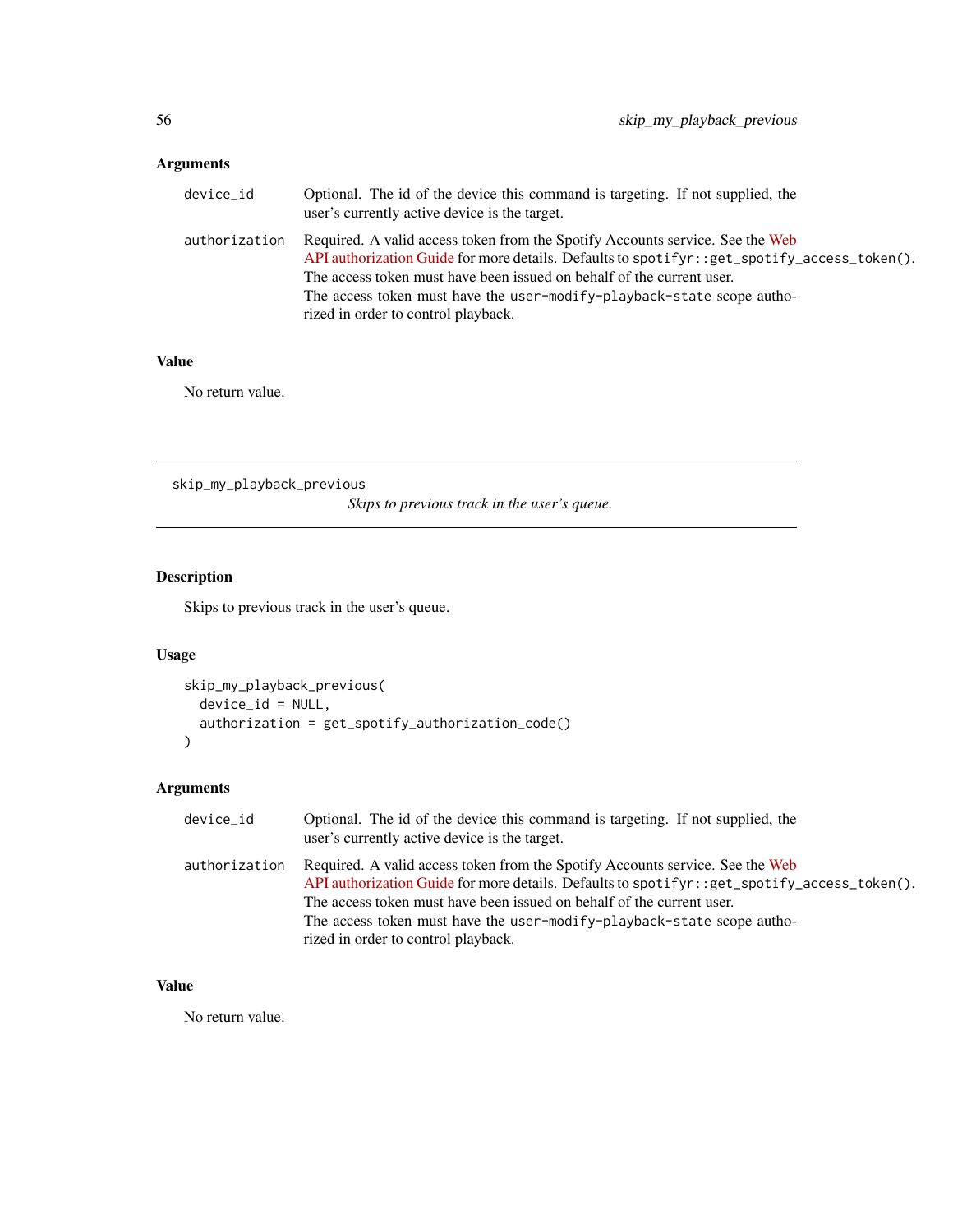## Arguments

| | |
|---|---|
| `device_id` | Optional. The id of the device this command is targeting. If not supplied, the user's currently active device is the target. |
| `authorization` | Required. A valid access token from the Spotify Accounts service. See the Web API authorization Guide for more details. Defaults to `spotifyr::get_spotify_access_token()`. The access token must have been issued on behalf of the current user. The access token must have the `user-modify-playback-state` scope authorized in order to control playback. |

## Value

No return value.

---

# skip_my_playback_previous

*Skips to previous track in the user's queue.*

---

## Description

Skips to previous track in the user's queue.

## Usage

```
skip_my_playback_previous(
  device_id = NULL,
  authorization = get_spotify_authorization_code()
)
```

## Arguments

| | |
|---|---|
| `device_id` | Optional. The id of the device this command is targeting. If not supplied, the user's currently active device is the target. |
| `authorization` | Required. A valid access token from the Spotify Accounts service. See the Web API authorization Guide for more details. Defaults to `spotifyr::get_spotify_access_token()`. The access token must have been issued on behalf of the current user. The access token must have the `user-modify-playback-state` scope authorized in order to control playback. |

## Value

No return value.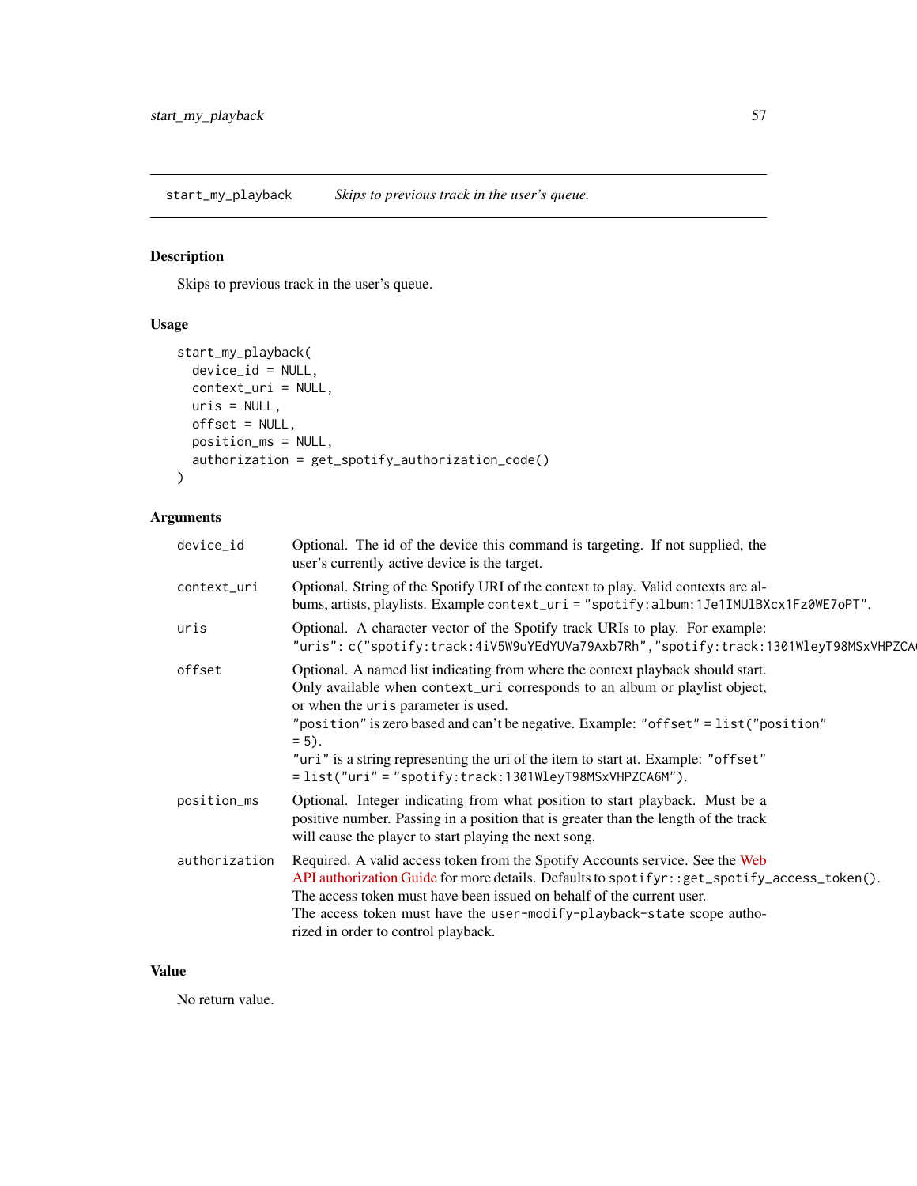## start_my_playback *Skips to previous track in the user's queue.*

### Description

Skips to previous track in the user's queue.

### Usage

```
start_my_playback(
  device_id = NULL,
  context_uri = NULL,
  uris = NULL,
  offset = NULL,
  position_ms = NULL,
  authorization = get_spotify_authorization_code()
)
```

### Arguments

| | |
|---|---|
| `device_id` | Optional. The id of the device this command is targeting. If not supplied, the user's currently active device is the target. |
| `context_uri` | Optional. String of the Spotify URI of the context to play. Valid contexts are albums, artists, playlists. Example `context_uri = "spotify:album:1Je1IMUlBXcx1Fz0WE7oPT"`. |
| `uris` | Optional. A character vector of the Spotify track URIs to play. For example: `"uris": c("spotify:track:4iV5W9uYEdYUVa79Axb7Rh","spotify:track:1301WleyT98MSxVHPZCA` |
| `offset` | Optional. A named list indicating from where the context playback should start. Only available when `context_uri` corresponds to an album or playlist object, or when the `uris` parameter is used. `"position"` is zero based and can't be negative. Example: `"offset" = list("position" = 5)`. `"uri"` is a string representing the uri of the item to start at. Example: `"offset" = list("uri" = "spotify:track:1301WleyT98MSxVHPZCA6M")`. |
| `position_ms` | Optional. Integer indicating from what position to start playback. Must be a positive number. Passing in a position that is greater than the length of the track will cause the player to start playing the next song. |
| `authorization` | Required. A valid access token from the Spotify Accounts service. See the Web API authorization Guide for more details. Defaults to `spotifyr::get_spotify_access_token()`. The access token must have been issued on behalf of the current user. The access token must have the `user-modify-playback-state` scope authorized in order to control playback. |

### Value

No return value.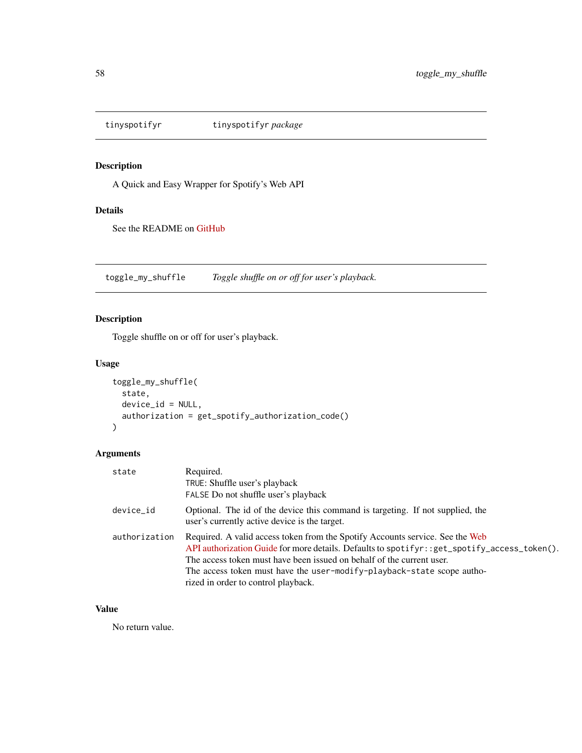## tinyspotifyr — *tinyspotifyr package*

### Description

A Quick and Easy Wrapper for Spotify's Web API

### Details

See the README on GitHub

## toggle_my_shuffle — *Toggle shuffle on or off for user's playback.*

### Description

Toggle shuffle on or off for user's playback.

### Usage

```
toggle_my_shuffle(
  state,
  device_id = NULL,
  authorization = get_spotify_authorization_code()
)
```

### Arguments

| | |
|---|---|
| state | Required.<br>`TRUE`: Shuffle user's playback<br>`FALSE` Do not shuffle user's playback |
| device_id | Optional. The id of the device this command is targeting. If not supplied, the user's currently active device is the target. |
| authorization | Required. A valid access token from the Spotify Accounts service. See the Web API authorization Guide for more details. Defaults to `spotifyr::get_spotify_access_token()`. The access token must have been issued on behalf of the current user.<br>The access token must have the `user-modify-playback-state` scope authorized in order to control playback. |

### Value

No return value.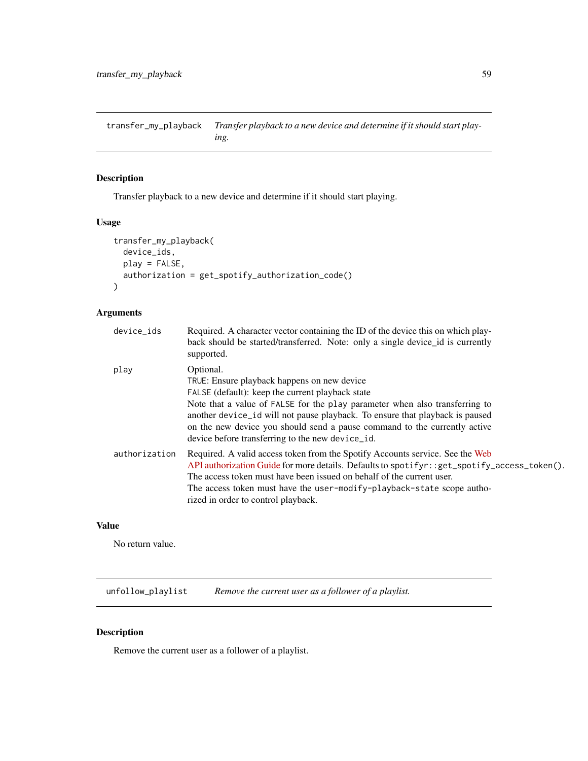## transfer_my_playback

*Transfer playback to a new device and determine if it should start playing.*

### Description

Transfer playback to a new device and determine if it should start playing.

### Usage

```
transfer_my_playback(
  device_ids,
  play = FALSE,
  authorization = get_spotify_authorization_code()
)
```

### Arguments

| Argument | Description |
|---|---|
| `device_ids` | Required. A character vector containing the ID of the device this on which playback should be started/transferred. Note: only a single device_id is currently supported. |
| `play` | Optional.<br>`TRUE`: Ensure playback happens on new device<br>`FALSE` (default): keep the current playback state<br>Note that a value of `FALSE` for the `play` parameter when also transferring to another `device_id` will not pause playback. To ensure that playback is paused on the new device you should send a pause command to the currently active device before transferring to the new `device_id`. |
| `authorization` | Required. A valid access token from the Spotify Accounts service. See the Web API authorization Guide for more details. Defaults to `spotifyr::get_spotify_access_token()`. The access token must have been issued on behalf of the current user.<br>The access token must have the `user-modify-playback-state` scope authorized in order to control playback. |

### Value

No return value.

## unfollow_playlist

*Remove the current user as a follower of a playlist.*

### Description

Remove the current user as a follower of a playlist.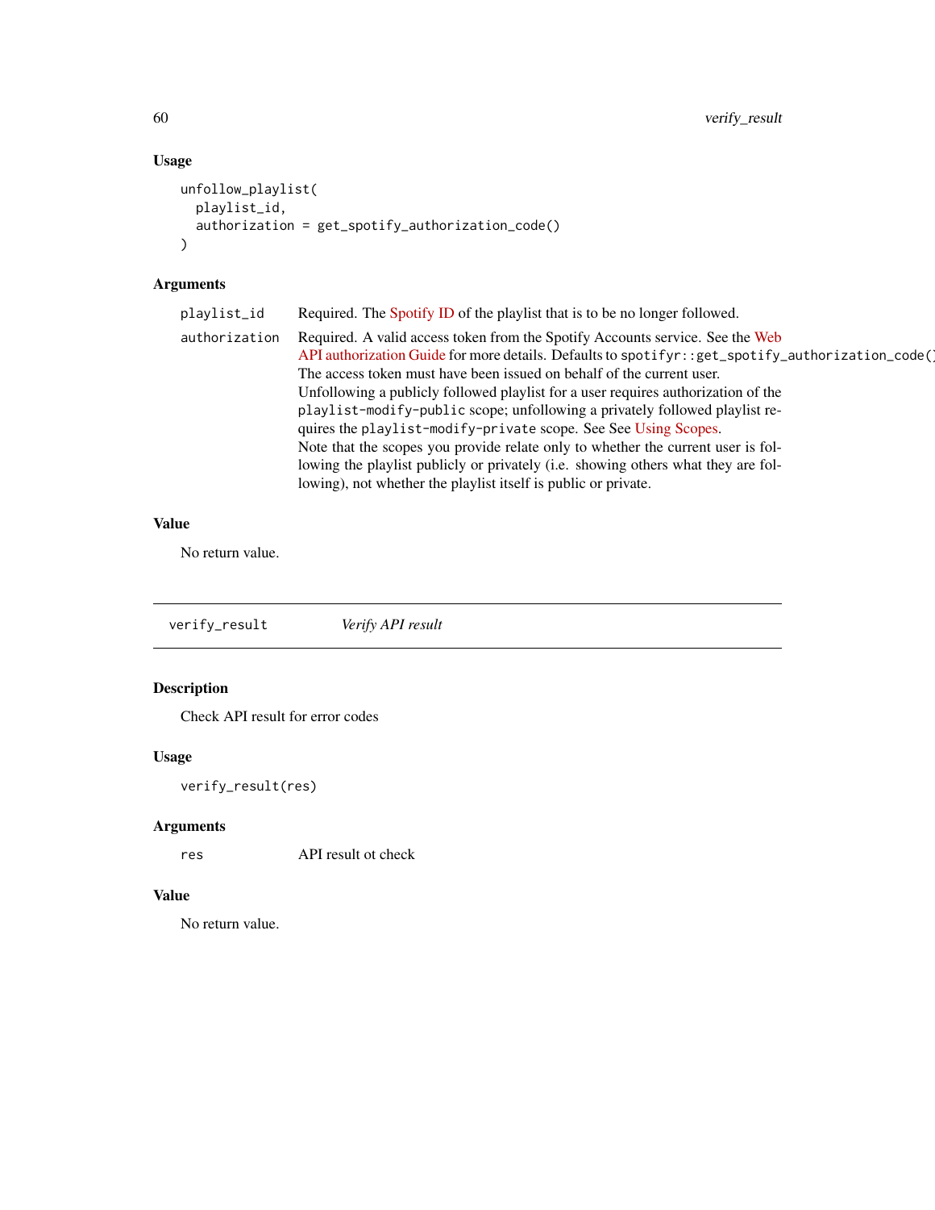### Usage

```
unfollow_playlist(
  playlist_id,
  authorization = get_spotify_authorization_code()
)
```

### Arguments

| | |
|---|---|
| playlist_id | Required. The Spotify ID of the playlist that is to be no longer followed. |
| authorization | Required. A valid access token from the Spotify Accounts service. See the Web API authorization Guide for more details. Defaults to `spotifyr::get_spotify_authorization_code()`. The access token must have been issued on behalf of the current user. Unfollowing a publicly followed playlist for a user requires authorization of the `playlist-modify-public` scope; unfollowing a privately followed playlist requires the `playlist-modify-private` scope. See See Using Scopes. Note that the scopes you provide relate only to whether the current user is following the playlist publicly or privately (i.e. showing others what they are following), not whether the playlist itself is public or private. |

### Value

No return value.

---

## verify_result — *Verify API result*

### Description

Check API result for error codes

### Usage

```
verify_result(res)
```

### Arguments

| | |
|---|---|
| res | API result ot check |

### Value

No return value.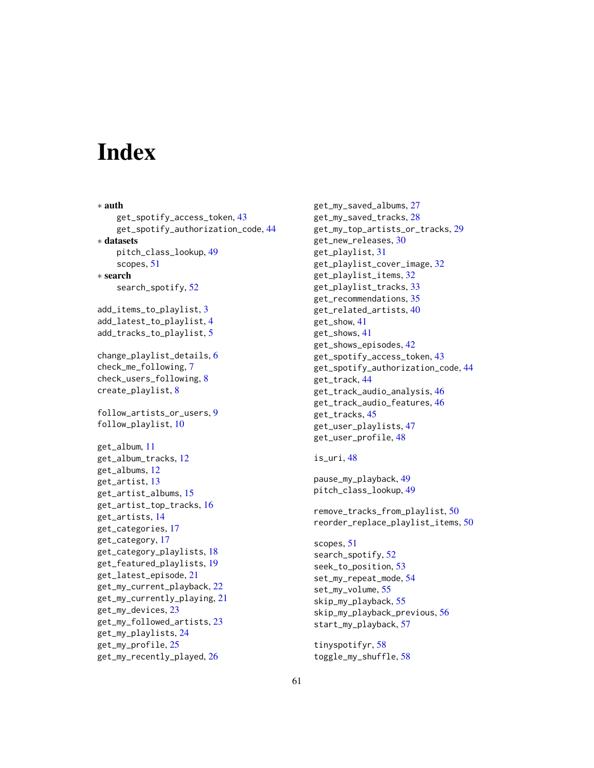# Index

* **auth**
  - get_spotify_access_token, 43
  - get_spotify_authorization_code, 44
* **datasets**
  - pitch_class_lookup, 49
  - scopes, 51
* **search**
  - search_spotify, 52

add_items_to_playlist, 3
add_latest_to_playlist, 4
add_tracks_to_playlist, 5

change_playlist_details, 6
check_me_following, 7
check_users_following, 8
create_playlist, 8

follow_artists_or_users, 9
follow_playlist, 10

get_album, 11
get_album_tracks, 12
get_albums, 12
get_artist, 13
get_artist_albums, 15
get_artist_top_tracks, 16
get_artists, 14
get_categories, 17
get_category, 17
get_category_playlists, 18
get_featured_playlists, 19
get_latest_episode, 21
get_my_current_playback, 22
get_my_currently_playing, 21
get_my_devices, 23
get_my_followed_artists, 23
get_my_playlists, 24
get_my_profile, 25
get_my_recently_played, 26
get_my_saved_albums, 27
get_my_saved_tracks, 28
get_my_top_artists_or_tracks, 29
get_new_releases, 30
get_playlist, 31
get_playlist_cover_image, 32
get_playlist_items, 32
get_playlist_tracks, 33
get_recommendations, 35
get_related_artists, 40
get_show, 41
get_shows, 41
get_shows_episodes, 42
get_spotify_access_token, 43
get_spotify_authorization_code, 44
get_track, 44
get_track_audio_analysis, 46
get_track_audio_features, 46
get_tracks, 45
get_user_playlists, 47
get_user_profile, 48

is_uri, 48

pause_my_playback, 49
pitch_class_lookup, 49

remove_tracks_from_playlist, 50
reorder_replace_playlist_items, 50

scopes, 51
search_spotify, 52
seek_to_position, 53
set_my_repeat_mode, 54
set_my_volume, 55
skip_my_playback, 55
skip_my_playback_previous, 56
start_my_playback, 57

tinyspotifyr, 58
toggle_my_shuffle, 58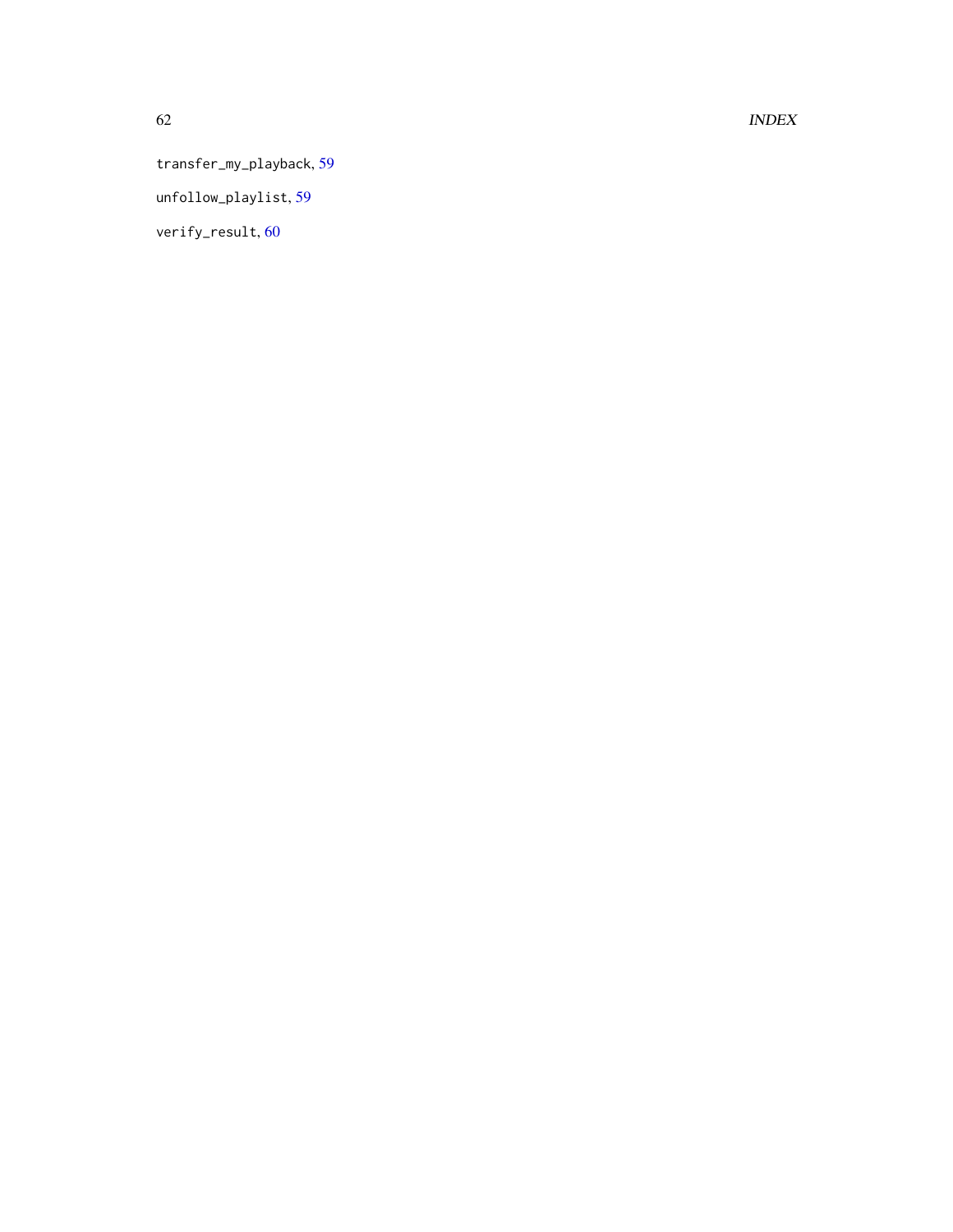transfer_my_playback, 59

unfollow_playlist, 59

verify_result, 60